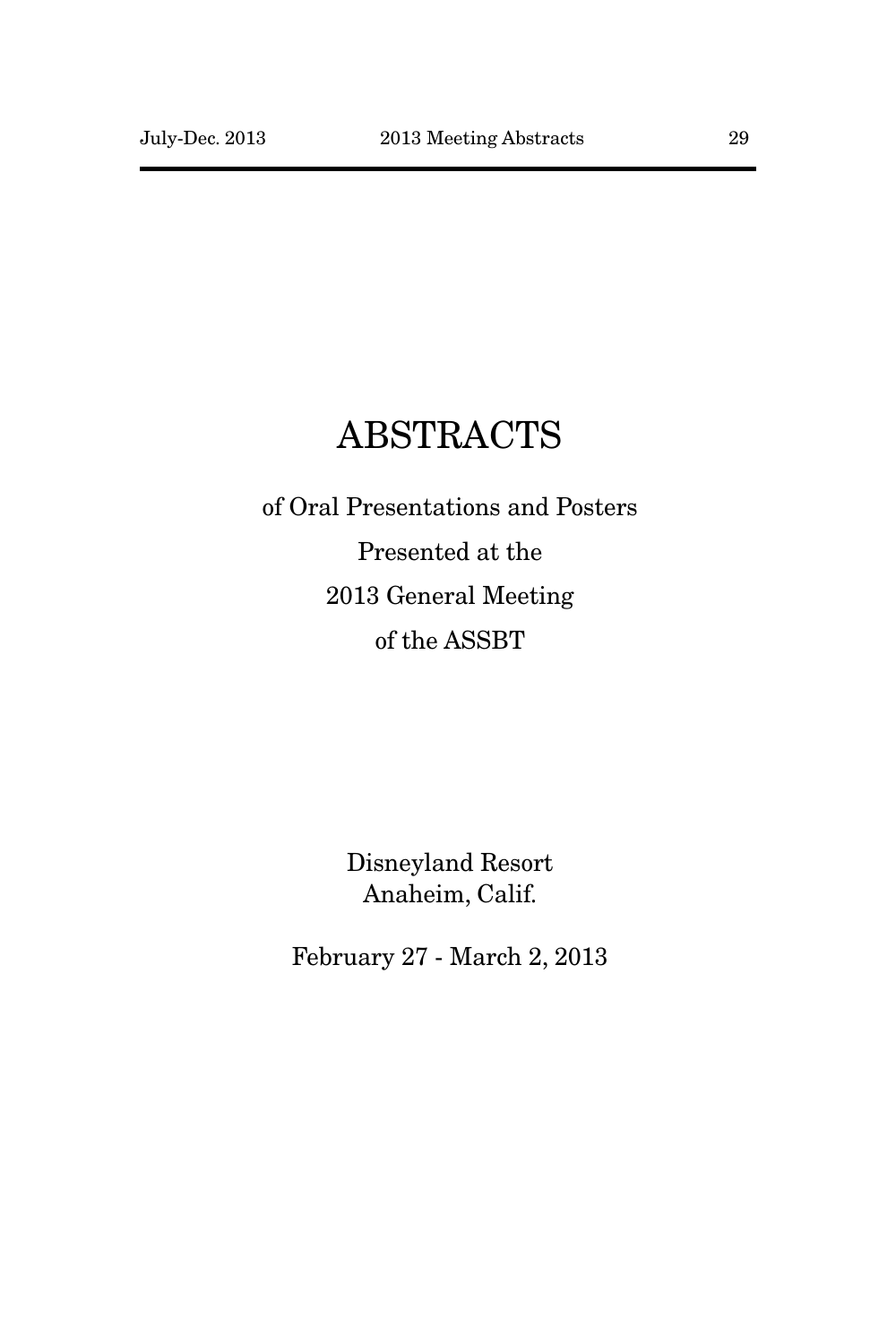# ABSTRACTS

of Oral Presentations and Posters

Presented at the

2013 General Meeting

of the ASSBT

Disneyland Resort
Anaheim, Calif.

February 27 - March 2, 2013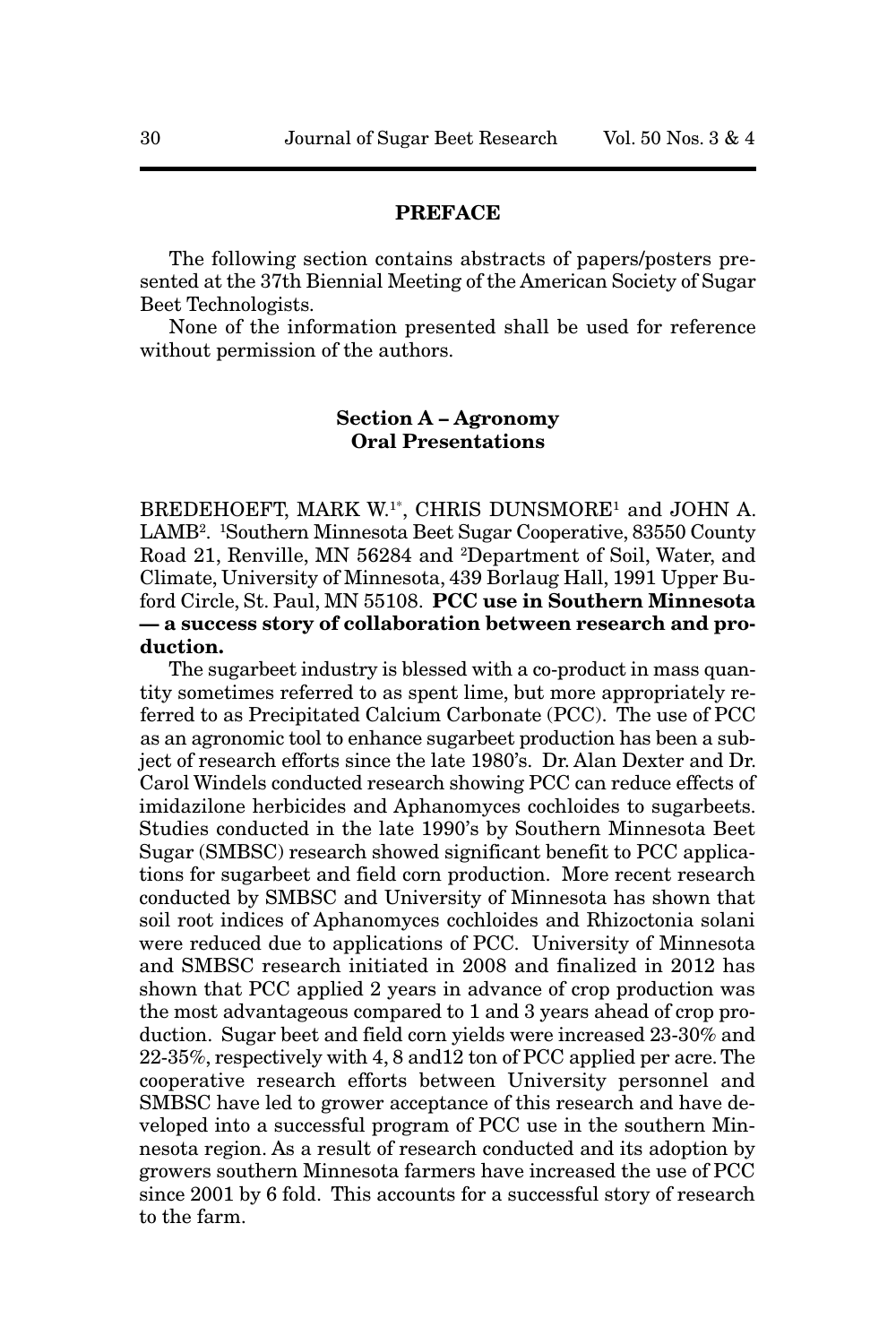## PREFACE

The following section contains abstracts of papers/posters presented at the 37th Biennial Meeting of the American Society of Sugar Beet Technologists.

None of the information presented shall be used for reference without permission of the authors.

### Section A – Agronomy
### Oral Presentations

BREDEHOEFT, MARK W.[1*], CHRIS DUNSMORE[1] and JOHN A. LAMB[2]. [1]Southern Minnesota Beet Sugar Cooperative, 83550 County Road 21, Renville, MN 56284 and [2]Department of Soil, Water, and Climate, University of Minnesota, 439 Borlaug Hall, 1991 Upper Buford Circle, St. Paul, MN 55108. **PCC use in Southern Minnesota — a success story of collaboration between research and production.**

The sugarbeet industry is blessed with a co-product in mass quantity sometimes referred to as spent lime, but more appropriately referred to as Precipitated Calcium Carbonate (PCC). The use of PCC as an agronomic tool to enhance sugarbeet production has been a subject of research efforts since the late 1980's. Dr. Alan Dexter and Dr. Carol Windels conducted research showing PCC can reduce effects of imidazilone herbicides and Aphanomyces cochloides to sugarbeets. Studies conducted in the late 1990's by Southern Minnesota Beet Sugar (SMBSC) research showed significant benefit to PCC applications for sugarbeet and field corn production. More recent research conducted by SMBSC and University of Minnesota has shown that soil root indices of Aphanomyces cochloides and Rhizoctonia solani were reduced due to applications of PCC. University of Minnesota and SMBSC research initiated in 2008 and finalized in 2012 has shown that PCC applied 2 years in advance of crop production was the most advantageous compared to 1 and 3 years ahead of crop production. Sugar beet and field corn yields were increased 23-30% and 22-35%, respectively with 4, 8 and12 ton of PCC applied per acre. The cooperative research efforts between University personnel and SMBSC have led to grower acceptance of this research and have developed into a successful program of PCC use in the southern Minnesota region. As a result of research conducted and its adoption by growers southern Minnesota farmers have increased the use of PCC since 2001 by 6 fold. This accounts for a successful story of research to the farm.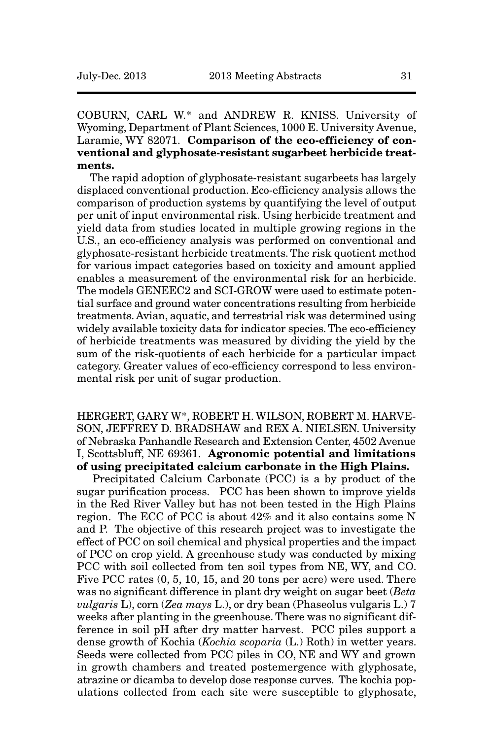COBURN, CARL W.* and ANDREW R. KNISS. University of Wyoming, Department of Plant Sciences, 1000 E. University Avenue, Laramie, WY 82071. **Comparison of the eco-efficiency of conventional and glyphosate-resistant sugarbeet herbicide treatments.**

The rapid adoption of glyphosate-resistant sugarbeets has largely displaced conventional production. Eco-efficiency analysis allows the comparison of production systems by quantifying the level of output per unit of input environmental risk. Using herbicide treatment and yield data from studies located in multiple growing regions in the U.S., an eco-efficiency analysis was performed on conventional and glyphosate-resistant herbicide treatments. The risk quotient method for various impact categories based on toxicity and amount applied enables a measurement of the environmental risk for an herbicide. The models GENEEC2 and SCI-GROW were used to estimate potential surface and ground water concentrations resulting from herbicide treatments. Avian, aquatic, and terrestrial risk was determined using widely available toxicity data for indicator species. The eco-efficiency of herbicide treatments was measured by dividing the yield by the sum of the risk-quotients of each herbicide for a particular impact category. Greater values of eco-efficiency correspond to less environmental risk per unit of sugar production.

HERGERT, GARY W*, ROBERT H. WILSON, ROBERT M. HARVESON, JEFFREY D. BRADSHAW and REX A. NIELSEN. University of Nebraska Panhandle Research and Extension Center, 4502 Avenue I, Scottsbluff, NE 69361. **Agronomic potential and limitations of using precipitated calcium carbonate in the High Plains.**

Precipitated Calcium Carbonate (PCC) is a by product of the sugar purification process. PCC has been shown to improve yields in the Red River Valley but has not been tested in the High Plains region. The ECC of PCC is about 42% and it also contains some N and P. The objective of this research project was to investigate the effect of PCC on soil chemical and physical properties and the impact of PCC on crop yield. A greenhouse study was conducted by mixing PCC with soil collected from ten soil types from NE, WY, and CO. Five PCC rates (0, 5, 10, 15, and 20 tons per acre) were used. There was no significant difference in plant dry weight on sugar beet (*Beta vulgaris* L), corn (*Zea mays* L.), or dry bean (Phaseolus vulgaris L.) 7 weeks after planting in the greenhouse. There was no significant difference in soil pH after dry matter harvest. PCC piles support a dense growth of Kochia (*Kochia scoparia* (L.) Roth) in wetter years. Seeds were collected from PCC piles in CO, NE and WY and grown in growth chambers and treated postemergence with glyphosate, atrazine or dicamba to develop dose response curves. The kochia populations collected from each site were susceptible to glyphosate,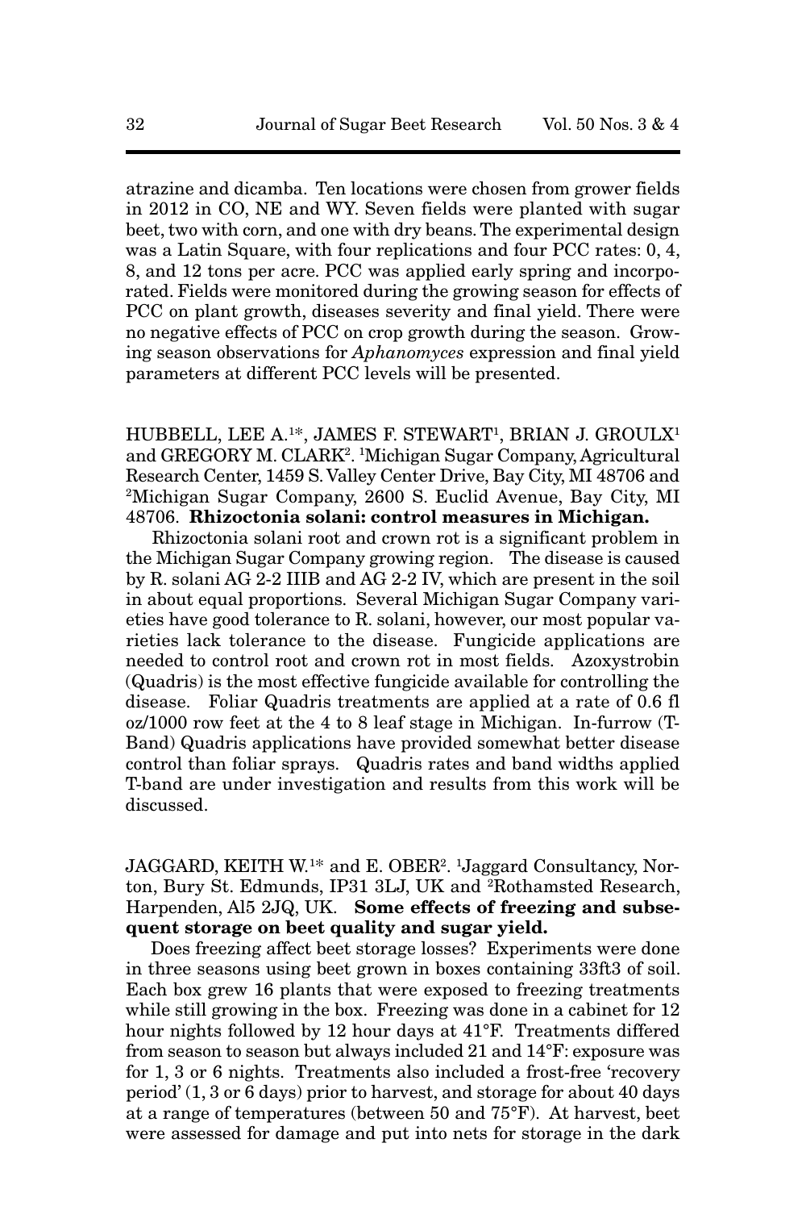atrazine and dicamba. Ten locations were chosen from grower fields in 2012 in CO, NE and WY. Seven fields were planted with sugar beet, two with corn, and one with dry beans. The experimental design was a Latin Square, with four replications and four PCC rates: 0, 4, 8, and 12 tons per acre. PCC was applied early spring and incorporated. Fields were monitored during the growing season for effects of PCC on plant growth, diseases severity and final yield. There were no negative effects of PCC on crop growth during the season. Growing season observations for *Aphanomyces* expression and final yield parameters at different PCC levels will be presented.

HUBBELL, LEE A.[1]*, JAMES F. STEWART[1], BRIAN J. GROULX[1] and GREGORY M. CLARK[2]. [1]Michigan Sugar Company, Agricultural Research Center, 1459 S. Valley Center Drive, Bay City, MI 48706 and [2]Michigan Sugar Company, 2600 S. Euclid Avenue, Bay City, MI 48706. **Rhizoctonia solani: control measures in Michigan.**

Rhizoctonia solani root and crown rot is a significant problem in the Michigan Sugar Company growing region. The disease is caused by R. solani AG 2-2 IIIB and AG 2-2 IV, which are present in the soil in about equal proportions. Several Michigan Sugar Company varieties have good tolerance to R. solani, however, our most popular varieties lack tolerance to the disease. Fungicide applications are needed to control root and crown rot in most fields. Azoxystrobin (Quadris) is the most effective fungicide available for controlling the disease. Foliar Quadris treatments are applied at a rate of 0.6 fl oz/1000 row feet at the 4 to 8 leaf stage in Michigan. In-furrow (T-Band) Quadris applications have provided somewhat better disease control than foliar sprays. Quadris rates and band widths applied T-band are under investigation and results from this work will be discussed.

JAGGARD, KEITH W.[1]* and E. OBER[2]. [1]Jaggard Consultancy, Norton, Bury St. Edmunds, IP31 3LJ, UK and [2]Rothamsted Research, Harpenden, Al5 2JQ, UK. **Some effects of freezing and subsequent storage on beet quality and sugar yield.**

Does freezing affect beet storage losses? Experiments were done in three seasons using beet grown in boxes containing 33ft3 of soil. Each box grew 16 plants that were exposed to freezing treatments while still growing in the box. Freezing was done in a cabinet for 12 hour nights followed by 12 hour days at 41°F. Treatments differed from season to season but always included 21 and 14°F: exposure was for 1, 3 or 6 nights. Treatments also included a frost-free 'recovery period' (1, 3 or 6 days) prior to harvest, and storage for about 40 days at a range of temperatures (between 50 and 75°F). At harvest, beet were assessed for damage and put into nets for storage in the dark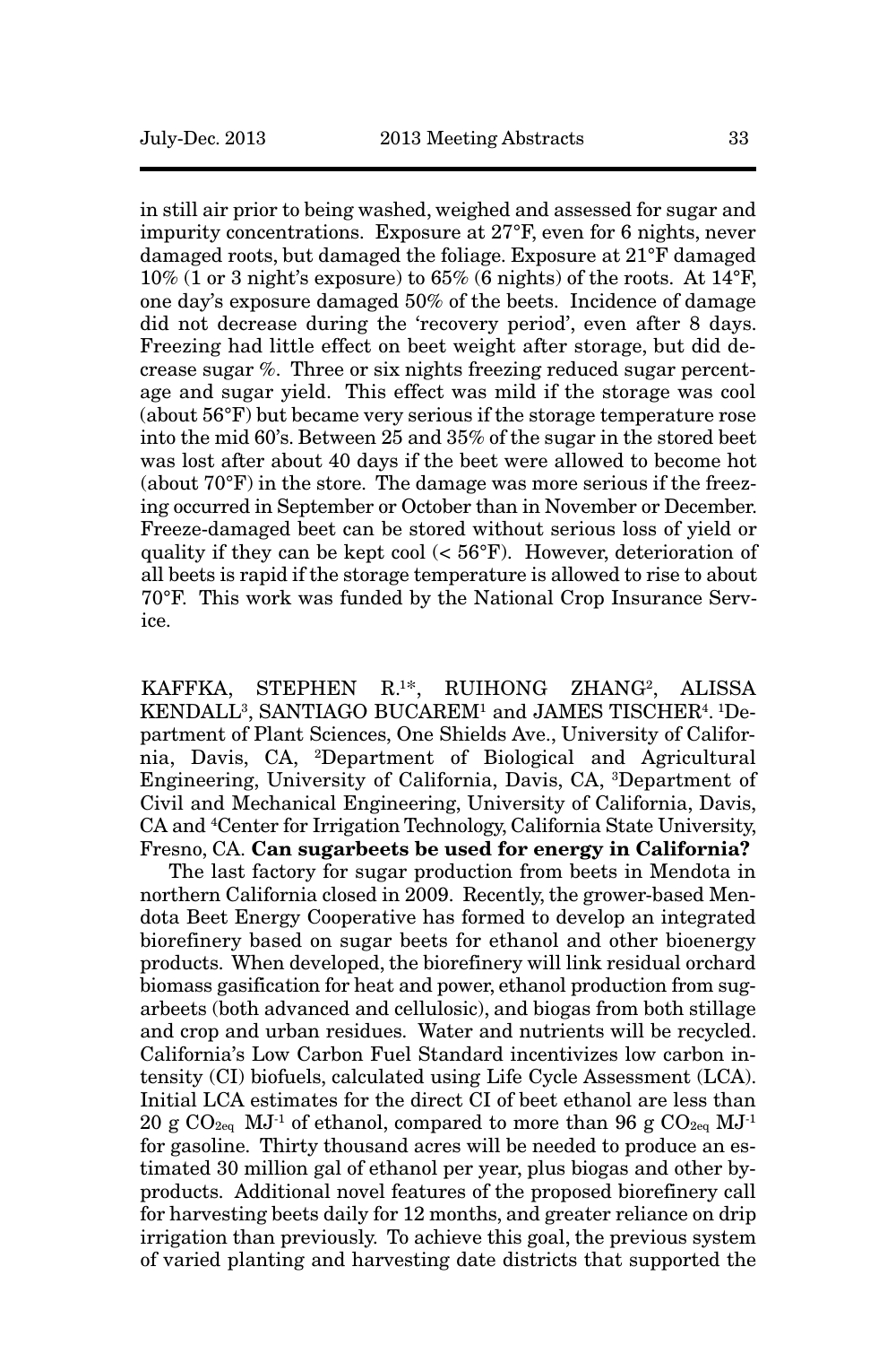in still air prior to being washed, weighed and assessed for sugar and impurity concentrations. Exposure at 27°F, even for 6 nights, never damaged roots, but damaged the foliage. Exposure at 21°F damaged 10% (1 or 3 night's exposure) to 65% (6 nights) of the roots. At 14°F, one day's exposure damaged 50% of the beets. Incidence of damage did not decrease during the 'recovery period', even after 8 days. Freezing had little effect on beet weight after storage, but did decrease sugar %. Three or six nights freezing reduced sugar percentage and sugar yield. This effect was mild if the storage was cool (about 56°F) but became very serious if the storage temperature rose into the mid 60's. Between 25 and 35% of the sugar in the stored beet was lost after about 40 days if the beet were allowed to become hot (about 70°F) in the store. The damage was more serious if the freezing occurred in September or October than in November or December. Freeze-damaged beet can be stored without serious loss of yield or quality if they can be kept cool (< 56°F). However, deterioration of all beets is rapid if the storage temperature is allowed to rise to about 70°F. This work was funded by the National Crop Insurance Service.

KAFFKA, STEPHEN R.[1*], RUIHONG ZHANG[2], ALISSA KENDALL[3], SANTIAGO BUCAREM[1] and JAMES TISCHER[4]. [1]Department of Plant Sciences, One Shields Ave., University of California, Davis, CA, [2]Department of Biological and Agricultural Engineering, University of California, Davis, CA, [3]Department of Civil and Mechanical Engineering, University of California, Davis, CA and [4]Center for Irrigation Technology, California State University, Fresno, CA. **Can sugarbeets be used for energy in California?**

The last factory for sugar production from beets in Mendota in northern California closed in 2009. Recently, the grower-based Mendota Beet Energy Cooperative has formed to develop an integrated biorefinery based on sugar beets for ethanol and other bioenergy products. When developed, the biorefinery will link residual orchard biomass gasification for heat and power, ethanol production from sugarbeets (both advanced and cellulosic), and biogas from both stillage and crop and urban residues. Water and nutrients will be recycled. California's Low Carbon Fuel Standard incentivizes low carbon intensity (CI) biofuels, calculated using Life Cycle Assessment (LCA). Initial LCA estimates for the direct CI of beet ethanol are less than 20 g $CO_{2eq}$ $MJ^{-1}$ of ethanol, compared to more than 96 g $CO_{2eq}$ $MJ^{-1}$ for gasoline. Thirty thousand acres will be needed to produce an estimated 30 million gal of ethanol per year, plus biogas and other byproducts. Additional novel features of the proposed biorefinery call for harvesting beets daily for 12 months, and greater reliance on drip irrigation than previously. To achieve this goal, the previous system of varied planting and harvesting date districts that supported the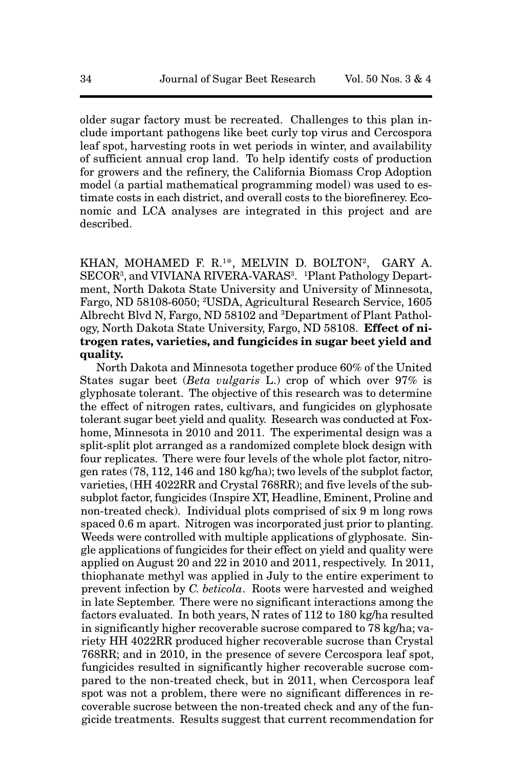older sugar factory must be recreated. Challenges to this plan include important pathogens like beet curly top virus and Cercospora leaf spot, harvesting roots in wet periods in winter, and availability of sufficient annual crop land. To help identify costs of production for growers and the refinery, the California Biomass Crop Adoption model (a partial mathematical programming model) was used to estimate costs in each district, and overall costs to the biorefinerey. Economic and LCA analyses are integrated in this project and are described.

KHAN, MOHAMED F. R.[1*], MELVIN D. BOLTON[2], GARY A. SECOR[3], and VIVIANA RIVERA-VARAS[3]. [1]Plant Pathology Department, North Dakota State University and University of Minnesota, Fargo, ND 58108-6050; [2]USDA, Agricultural Research Service, 1605 Albrecht Blvd N, Fargo, ND 58102 and [3]Department of Plant Pathology, North Dakota State University, Fargo, ND 58108. **Effect of nitrogen rates, varieties, and fungicides in sugar beet yield and quality.**

North Dakota and Minnesota together produce 60% of the United States sugar beet (*Beta vulgaris* L.) crop of which over 97% is glyphosate tolerant. The objective of this research was to determine the effect of nitrogen rates, cultivars, and fungicides on glyphosate tolerant sugar beet yield and quality. Research was conducted at Foxhome, Minnesota in 2010 and 2011. The experimental design was a split-split plot arranged as a randomized complete block design with four replicates. There were four levels of the whole plot factor, nitrogen rates (78, 112, 146 and 180 kg/ha); two levels of the subplot factor, varieties, (HH 4022RR and Crystal 768RR); and five levels of the sub-subplot factor, fungicides (Inspire XT, Headline, Eminent, Proline and non-treated check). Individual plots comprised of six 9 m long rows spaced 0.6 m apart. Nitrogen was incorporated just prior to planting. Weeds were controlled with multiple applications of glyphosate. Single applications of fungicides for their effect on yield and quality were applied on August 20 and 22 in 2010 and 2011, respectively. In 2011, thiophanate methyl was applied in July to the entire experiment to prevent infection by *C. beticola*. Roots were harvested and weighed in late September. There were no significant interactions among the factors evaluated. In both years, N rates of 112 to 180 kg/ha resulted in significantly higher recoverable sucrose compared to 78 kg/ha; variety HH 4022RR produced higher recoverable sucrose than Crystal 768RR; and in 2010, in the presence of severe Cercospora leaf spot, fungicides resulted in significantly higher recoverable sucrose compared to the non-treated check, but in 2011, when Cercospora leaf spot was not a problem, there were no significant differences in recoverable sucrose between the non-treated check and any of the fungicide treatments. Results suggest that current recommendation for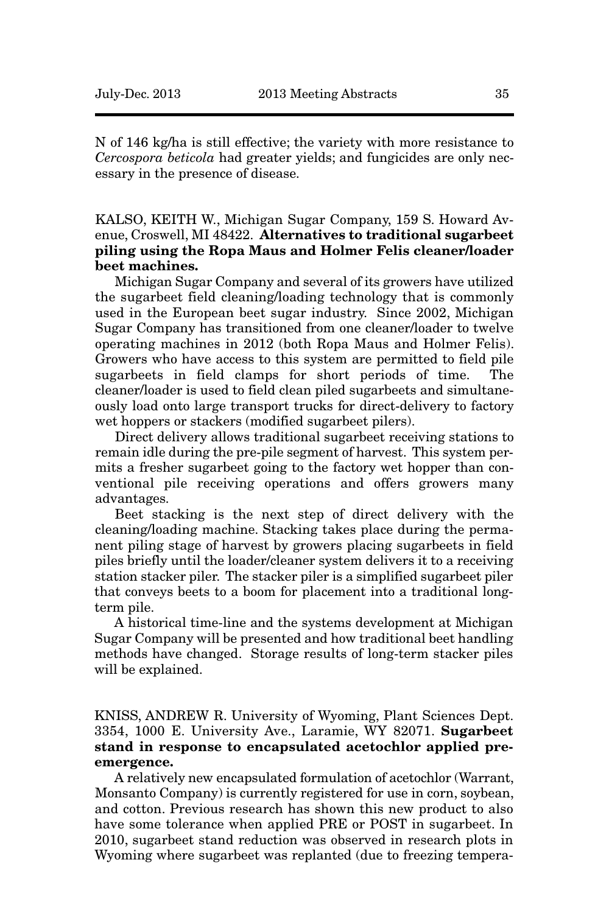N of 146 kg/ha is still effective; the variety with more resistance to *Cercospora beticola* had greater yields; and fungicides are only necessary in the presence of disease.

KALSO, KEITH W., Michigan Sugar Company, 159 S. Howard Avenue, Croswell, MI 48422. **Alternatives to traditional sugarbeet piling using the Ropa Maus and Holmer Felis cleaner/loader beet machines.**

Michigan Sugar Company and several of its growers have utilized the sugarbeet field cleaning/loading technology that is commonly used in the European beet sugar industry. Since 2002, Michigan Sugar Company has transitioned from one cleaner/loader to twelve operating machines in 2012 (both Ropa Maus and Holmer Felis). Growers who have access to this system are permitted to field pile sugarbeets in field clamps for short periods of time. The cleaner/loader is used to field clean piled sugarbeets and simultaneously load onto large transport trucks for direct-delivery to factory wet hoppers or stackers (modified sugarbeet pilers).

Direct delivery allows traditional sugarbeet receiving stations to remain idle during the pre-pile segment of harvest. This system permits a fresher sugarbeet going to the factory wet hopper than conventional pile receiving operations and offers growers many advantages.

Beet stacking is the next step of direct delivery with the cleaning/loading machine. Stacking takes place during the permanent piling stage of harvest by growers placing sugarbeets in field piles briefly until the loader/cleaner system delivers it to a receiving station stacker piler. The stacker piler is a simplified sugarbeet piler that conveys beets to a boom for placement into a traditional long-term pile.

A historical time-line and the systems development at Michigan Sugar Company will be presented and how traditional beet handling methods have changed. Storage results of long-term stacker piles will be explained.

KNISS, ANDREW R. University of Wyoming, Plant Sciences Dept. 3354, 1000 E. University Ave., Laramie, WY 82071. **Sugarbeet stand in response to encapsulated acetochlor applied preemergence.**

A relatively new encapsulated formulation of acetochlor (Warrant, Monsanto Company) is currently registered for use in corn, soybean, and cotton. Previous research has shown this new product to also have some tolerance when applied PRE or POST in sugarbeet. In 2010, sugarbeet stand reduction was observed in research plots in Wyoming where sugarbeet was replanted (due to freezing tempera-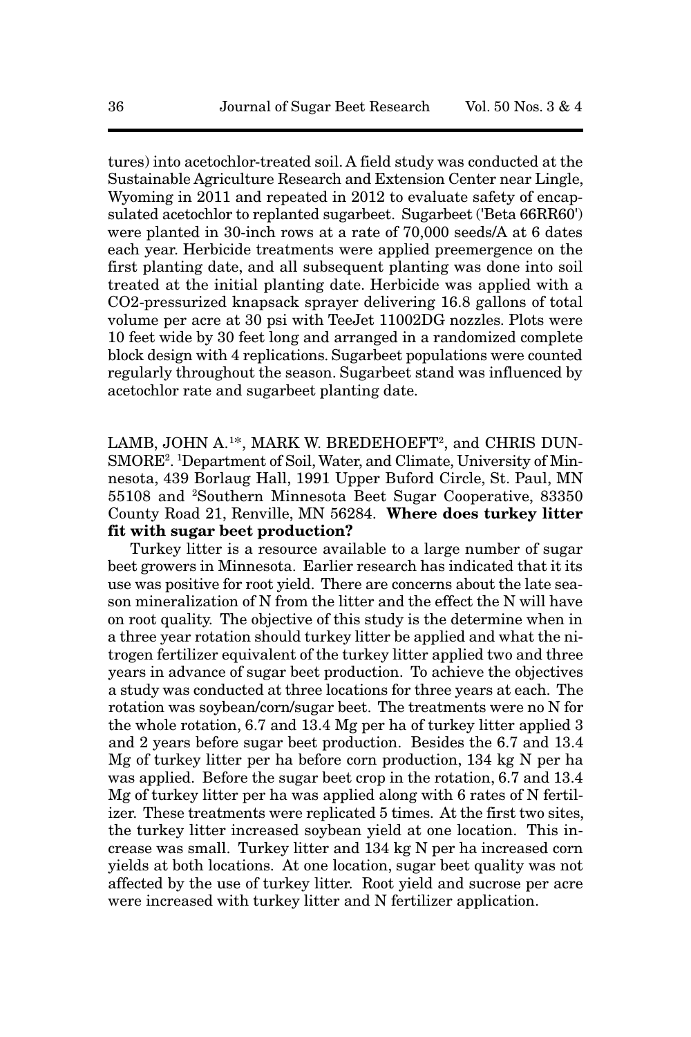tures) into acetochlor-treated soil. A field study was conducted at the Sustainable Agriculture Research and Extension Center near Lingle, Wyoming in 2011 and repeated in 2012 to evaluate safety of encapsulated acetochlor to replanted sugarbeet. Sugarbeet ('Beta 66RR60') were planted in 30-inch rows at a rate of 70,000 seeds/A at 6 dates each year. Herbicide treatments were applied preemergence on the first planting date, and all subsequent planting was done into soil treated at the initial planting date. Herbicide was applied with a $CO_2$-pressurized knapsack sprayer delivering 16.8 gallons of total volume per acre at 30 psi with TeeJet 11002DG nozzles. Plots were 10 feet wide by 30 feet long and arranged in a randomized complete block design with 4 replications. Sugarbeet populations were counted regularly throughout the season. Sugarbeet stand was influenced by acetochlor rate and sugarbeet planting date.

LAMB, JOHN A.[1*], MARK W. BREDEHOEFT[2], and CHRIS DUNSMORE[2]. [1]Department of Soil, Water, and Climate, University of Minnesota, 439 Borlaug Hall, 1991 Upper Buford Circle, St. Paul, MN 55108 and [2]Southern Minnesota Beet Sugar Cooperative, 83350 County Road 21, Renville, MN 56284. **Where does turkey litter fit with sugar beet production?**

Turkey litter is a resource available to a large number of sugar beet growers in Minnesota. Earlier research has indicated that it its use was positive for root yield. There are concerns about the late season mineralization of N from the litter and the effect the N will have on root quality. The objective of this study is the determine when in a three year rotation should turkey litter be applied and what the nitrogen fertilizer equivalent of the turkey litter applied two and three years in advance of sugar beet production. To achieve the objectives a study was conducted at three locations for three years at each. The rotation was soybean/corn/sugar beet. The treatments were no N for the whole rotation, 6.7 and 13.4 Mg per ha of turkey litter applied 3 and 2 years before sugar beet production. Besides the 6.7 and 13.4 Mg of turkey litter per ha before corn production, 134 kg N per ha was applied. Before the sugar beet crop in the rotation, 6.7 and 13.4 Mg of turkey litter per ha was applied along with 6 rates of N fertilizer. These treatments were replicated 5 times. At the first two sites, the turkey litter increased soybean yield at one location. This increase was small. Turkey litter and 134 kg N per ha increased corn yields at both locations. At one location, sugar beet quality was not affected by the use of turkey litter. Root yield and sucrose per acre were increased with turkey litter and N fertilizer application.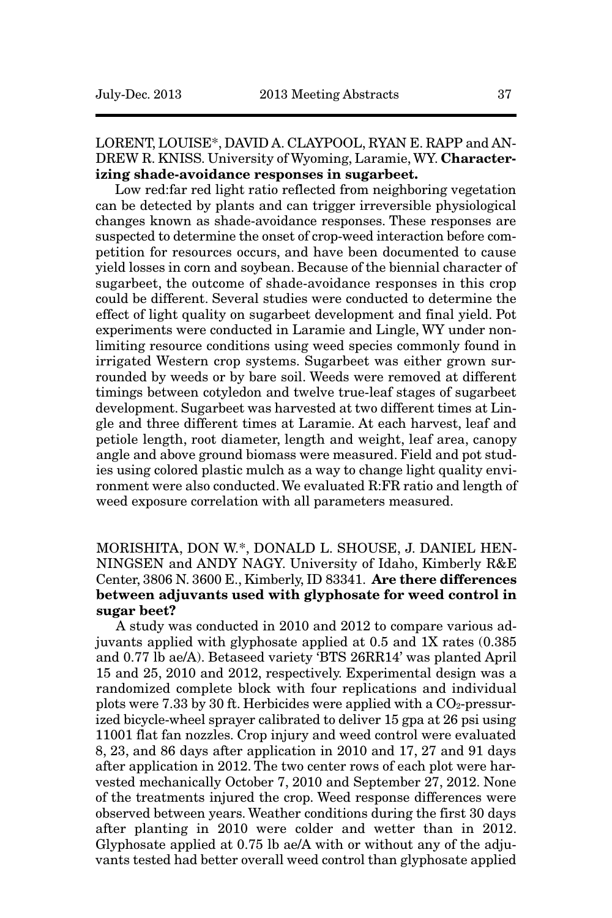LORENT, LOUISE*, DAVID A. CLAYPOOL, RYAN E. RAPP and ANDREW R. KNISS. University of Wyoming, Laramie, WY. **Characterizing shade-avoidance responses in sugarbeet.**

Low red:far red light ratio reflected from neighboring vegetation can be detected by plants and can trigger irreversible physiological changes known as shade-avoidance responses. These responses are suspected to determine the onset of crop-weed interaction before competition for resources occurs, and have been documented to cause yield losses in corn and soybean. Because of the biennial character of sugarbeet, the outcome of shade-avoidance responses in this crop could be different. Several studies were conducted to determine the effect of light quality on sugarbeet development and final yield. Pot experiments were conducted in Laramie and Lingle, WY under non-limiting resource conditions using weed species commonly found in irrigated Western crop systems. Sugarbeet was either grown surrounded by weeds or by bare soil. Weeds were removed at different timings between cotyledon and twelve true-leaf stages of sugarbeet development. Sugarbeet was harvested at two different times at Lingle and three different times at Laramie. At each harvest, leaf and petiole length, root diameter, length and weight, leaf area, canopy angle and above ground biomass were measured. Field and pot studies using colored plastic mulch as a way to change light quality environment were also conducted. We evaluated R:FR ratio and length of weed exposure correlation with all parameters measured.

MORISHITA, DON W.*, DONALD L. SHOUSE, J. DANIEL HENNINGSEN and ANDY NAGY. University of Idaho, Kimberly R&E Center, 3806 N. 3600 E., Kimberly, ID 83341. **Are there differences between adjuvants used with glyphosate for weed control in sugar beet?**

A study was conducted in 2010 and 2012 to compare various adjuvants applied with glyphosate applied at 0.5 and 1X rates (0.385 and 0.77 lb ae/A). Betaseed variety 'BTS 26RR14' was planted April 15 and 25, 2010 and 2012, respectively. Experimental design was a randomized complete block with four replications and individual plots were 7.33 by 30 ft. Herbicides were applied with a $CO_2$-pressurized bicycle-wheel sprayer calibrated to deliver 15 gpa at 26 psi using 11001 flat fan nozzles. Crop injury and weed control were evaluated 8, 23, and 86 days after application in 2010 and 17, 27 and 91 days after application in 2012. The two center rows of each plot were harvested mechanically October 7, 2010 and September 27, 2012. None of the treatments injured the crop. Weed response differences were observed between years. Weather conditions during the first 30 days after planting in 2010 were colder and wetter than in 2012. Glyphosate applied at 0.75 lb ae/A with or without any of the adjuvants tested had better overall weed control than glyphosate applied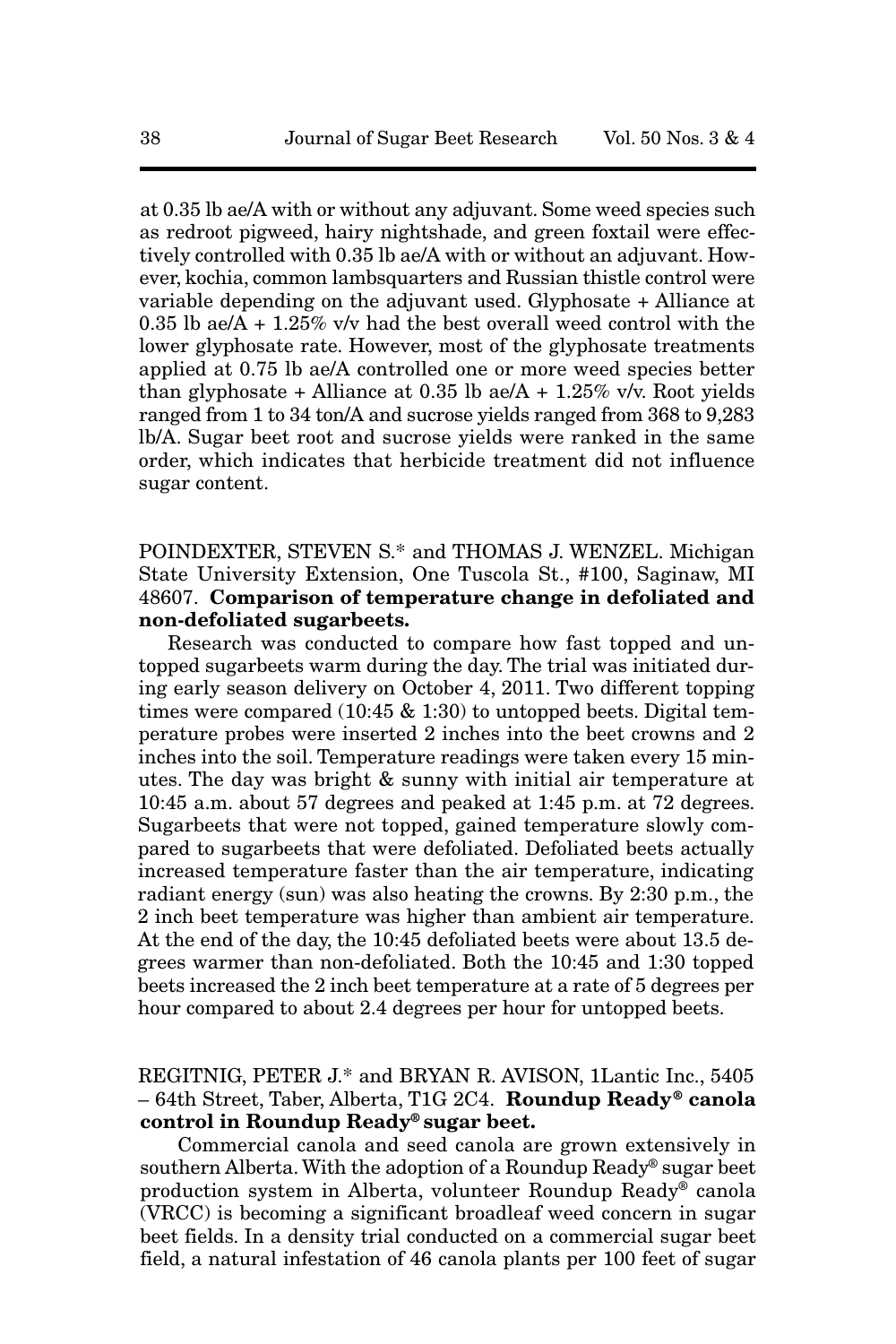at 0.35 lb ae/A with or without any adjuvant. Some weed species such as redroot pigweed, hairy nightshade, and green foxtail were effectively controlled with 0.35 lb ae/A with or without an adjuvant. However, kochia, common lambsquarters and Russian thistle control were variable depending on the adjuvant used. Glyphosate + Alliance at 0.35 lb ae/A + 1.25% v/v had the best overall weed control with the lower glyphosate rate. However, most of the glyphosate treatments applied at 0.75 lb ae/A controlled one or more weed species better than glyphosate + Alliance at 0.35 lb ae/A + 1.25% v/v. Root yields ranged from 1 to 34 ton/A and sucrose yields ranged from 368 to 9,283 lb/A. Sugar beet root and sucrose yields were ranked in the same order, which indicates that herbicide treatment did not influence sugar content.

POINDEXTER, STEVEN S.* and THOMAS J. WENZEL. Michigan State University Extension, One Tuscola St., #100, Saginaw, MI 48607. **Comparison of temperature change in defoliated and non-defoliated sugarbeets.**

Research was conducted to compare how fast topped and untopped sugarbeets warm during the day. The trial was initiated during early season delivery on October 4, 2011. Two different topping times were compared (10:45 & 1:30) to untopped beets. Digital temperature probes were inserted 2 inches into the beet crowns and 2 inches into the soil. Temperature readings were taken every 15 minutes. The day was bright & sunny with initial air temperature at 10:45 a.m. about 57 degrees and peaked at 1:45 p.m. at 72 degrees. Sugarbeets that were not topped, gained temperature slowly compared to sugarbeets that were defoliated. Defoliated beets actually increased temperature faster than the air temperature, indicating radiant energy (sun) was also heating the crowns. By 2:30 p.m., the 2 inch beet temperature was higher than ambient air temperature. At the end of the day, the 10:45 defoliated beets were about 13.5 degrees warmer than non-defoliated. Both the 10:45 and 1:30 topped beets increased the 2 inch beet temperature at a rate of 5 degrees per hour compared to about 2.4 degrees per hour for untopped beets.

REGITNIG, PETER J.* and BRYAN R. AVISON, 1Lantic Inc., 5405 – 64th Street, Taber, Alberta, T1G 2C4. **Roundup Ready® canola control in Roundup Ready® sugar beet.**

Commercial canola and seed canola are grown extensively in southern Alberta. With the adoption of a Roundup Ready® sugar beet production system in Alberta, volunteer Roundup Ready® canola (VRCC) is becoming a significant broadleaf weed concern in sugar beet fields. In a density trial conducted on a commercial sugar beet field, a natural infestation of 46 canola plants per 100 feet of sugar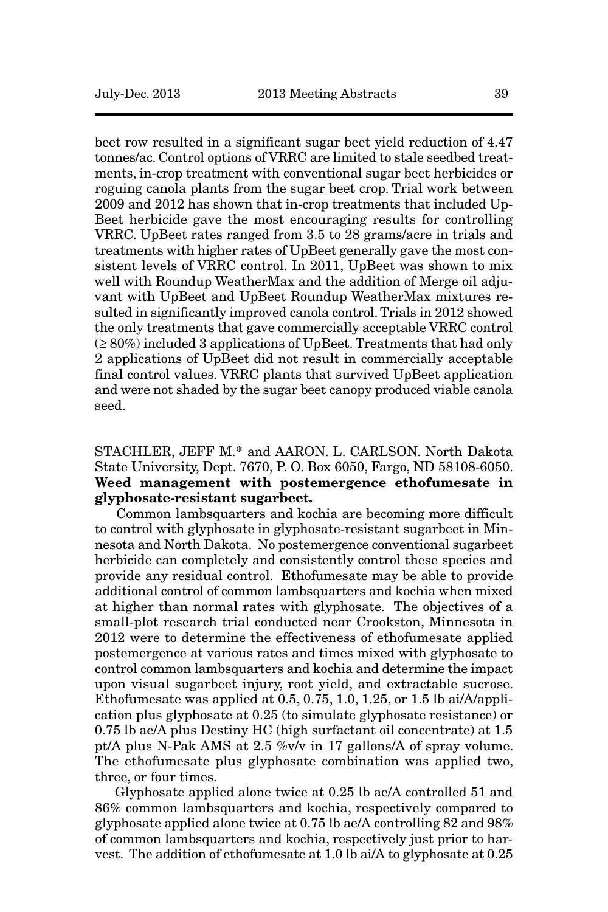beet row resulted in a significant sugar beet yield reduction of 4.47 tonnes/ac. Control options of VRRC are limited to stale seedbed treatments, in-crop treatment with conventional sugar beet herbicides or roguing canola plants from the sugar beet crop. Trial work between 2009 and 2012 has shown that in-crop treatments that included UpBeet herbicide gave the most encouraging results for controlling VRRC. UpBeet rates ranged from 3.5 to 28 grams/acre in trials and treatments with higher rates of UpBeet generally gave the most consistent levels of VRRC control. In 2011, UpBeet was shown to mix well with Roundup WeatherMax and the addition of Merge oil adjuvant with UpBeet and UpBeet Roundup WeatherMax mixtures resulted in significantly improved canola control. Trials in 2012 showed the only treatments that gave commercially acceptable VRRC control (≥ 80%) included 3 applications of UpBeet. Treatments that had only 2 applications of UpBeet did not result in commercially acceptable final control values. VRRC plants that survived UpBeet application and were not shaded by the sugar beet canopy produced viable canola seed.

STACHLER, JEFF M.* and AARON. L. CARLSON. North Dakota State University, Dept. 7670, P. O. Box 6050, Fargo, ND 58108-6050. **Weed management with postemergence ethofumesate in glyphosate-resistant sugarbeet.**

Common lambsquarters and kochia are becoming more difficult to control with glyphosate in glyphosate-resistant sugarbeet in Minnesota and North Dakota. No postemergence conventional sugarbeet herbicide can completely and consistently control these species and provide any residual control. Ethofumesate may be able to provide additional control of common lambsquarters and kochia when mixed at higher than normal rates with glyphosate. The objectives of a small-plot research trial conducted near Crookston, Minnesota in 2012 were to determine the effectiveness of ethofumesate applied postemergence at various rates and times mixed with glyphosate to control common lambsquarters and kochia and determine the impact upon visual sugarbeet injury, root yield, and extractable sucrose. Ethofumesate was applied at 0.5, 0.75, 1.0, 1.25, or 1.5 lb ai/A/application plus glyphosate at 0.25 (to simulate glyphosate resistance) or 0.75 lb ae/A plus Destiny HC (high surfactant oil concentrate) at 1.5 pt/A plus N-Pak AMS at 2.5 %v/v in 17 gallons/A of spray volume. The ethofumesate plus glyphosate combination was applied two, three, or four times.

Glyphosate applied alone twice at 0.25 lb ae/A controlled 51 and 86% common lambsquarters and kochia, respectively compared to glyphosate applied alone twice at 0.75 lb ae/A controlling 82 and 98% of common lambsquarters and kochia, respectively just prior to harvest. The addition of ethofumesate at 1.0 lb ai/A to glyphosate at 0.25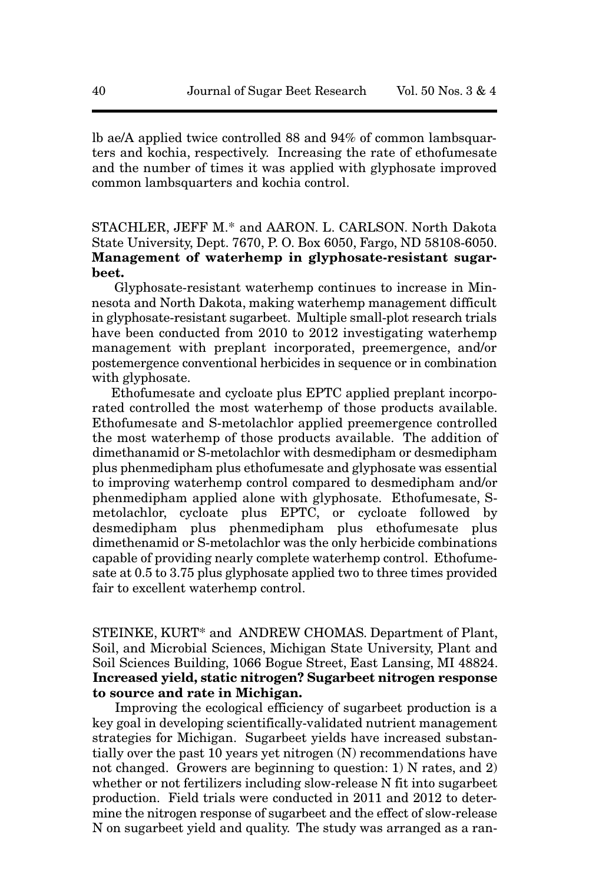lb ae/A applied twice controlled 88 and 94% of common lambsquarters and kochia, respectively. Increasing the rate of ethofumesate and the number of times it was applied with glyphosate improved common lambsquarters and kochia control.

STACHLER, JEFF M.* and AARON. L. CARLSON. North Dakota State University, Dept. 7670, P. O. Box 6050, Fargo, ND 58108-6050. **Management of waterhemp in glyphosate-resistant sugarbeet.**

Glyphosate-resistant waterhemp continues to increase in Minnesota and North Dakota, making waterhemp management difficult in glyphosate-resistant sugarbeet. Multiple small-plot research trials have been conducted from 2010 to 2012 investigating waterhemp management with preplant incorporated, preemergence, and/or postemergence conventional herbicides in sequence or in combination with glyphosate.

Ethofumesate and cycloate plus EPTC applied preplant incorporated controlled the most waterhemp of those products available. Ethofumesate and S-metolachlor applied preemergence controlled the most waterhemp of those products available. The addition of dimethanamid or S-metolachlor with desmedipham or desmedipham plus phenmedipham plus ethofumesate and glyphosate was essential to improving waterhemp control compared to desmedipham and/or phenmedipham applied alone with glyphosate. Ethofumesate, S-metolachlor, cycloate plus EPTC, or cycloate followed by desmedipham plus phenmedipham plus ethofumesate plus dimethenamid or S-metolachlor was the only herbicide combinations capable of providing nearly complete waterhemp control. Ethofumesate at 0.5 to 3.75 plus glyphosate applied two to three times provided fair to excellent waterhemp control.

STEINKE, KURT* and ANDREW CHOMAS. Department of Plant, Soil, and Microbial Sciences, Michigan State University, Plant and Soil Sciences Building, 1066 Bogue Street, East Lansing, MI 48824. **Increased yield, static nitrogen? Sugarbeet nitrogen response to source and rate in Michigan.**

Improving the ecological efficiency of sugarbeet production is a key goal in developing scientifically-validated nutrient management strategies for Michigan. Sugarbeet yields have increased substantially over the past 10 years yet nitrogen (N) recommendations have not changed. Growers are beginning to question: 1) N rates, and 2) whether or not fertilizers including slow-release N fit into sugarbeet production. Field trials were conducted in 2011 and 2012 to determine the nitrogen response of sugarbeet and the effect of slow-release N on sugarbeet yield and quality. The study was arranged as a ran-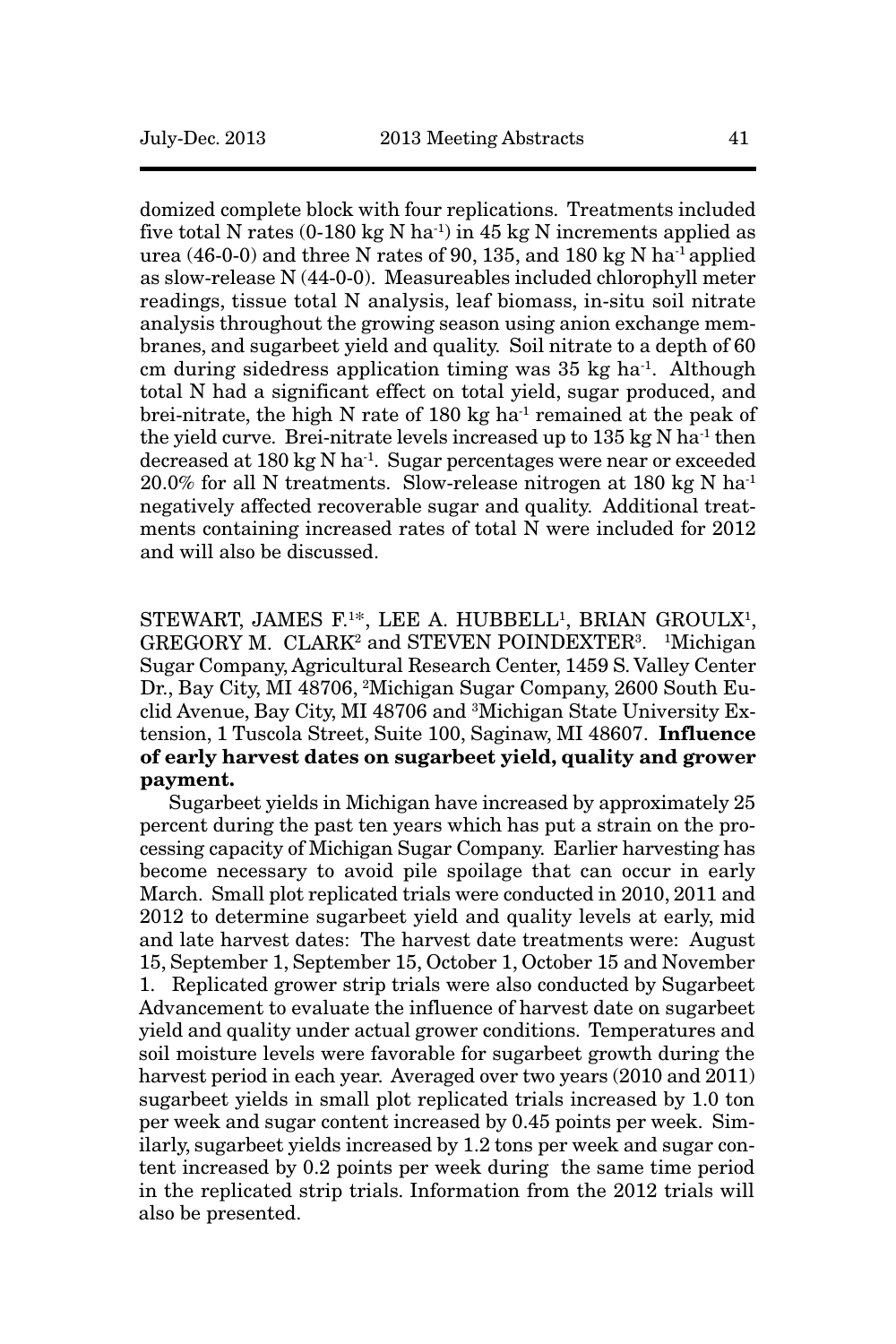domized complete block with four replications. Treatments included five total N rates (0-180 kg N $ha^{-1}$) in 45 kg N increments applied as urea (46-0-0) and three N rates of 90, 135, and 180 kg N $ha^{-1}$ applied as slow-release N (44-0-0). Measureables included chlorophyll meter readings, tissue total N analysis, leaf biomass, in-situ soil nitrate analysis throughout the growing season using anion exchange membranes, and sugarbeet yield and quality. Soil nitrate to a depth of 60 cm during sidedress application timing was 35 kg $ha^{-1}$. Although total N had a significant effect on total yield, sugar produced, and brei-nitrate, the high N rate of 180 kg $ha^{-1}$ remained at the peak of the yield curve. Brei-nitrate levels increased up to 135 kg N $ha^{-1}$ then decreased at 180 kg N $ha^{-1}$. Sugar percentages were near or exceeded 20.0% for all N treatments. Slow-release nitrogen at 180 kg N $ha^{-1}$ negatively affected recoverable sugar and quality. Additional treatments containing increased rates of total N were included for 2012 and will also be discussed.

STEWART, JAMES F.[1*], LEE A. HUBBELL[1], BRIAN GROULX[1], GREGORY M. CLARK[2] and STEVEN POINDEXTER[3]. [1]Michigan Sugar Company, Agricultural Research Center, 1459 S. Valley Center Dr., Bay City, MI 48706, [2]Michigan Sugar Company, 2600 South Euclid Avenue, Bay City, MI 48706 and [3]Michigan State University Extension, 1 Tuscola Street, Suite 100, Saginaw, MI 48607. **Influence of early harvest dates on sugarbeet yield, quality and grower payment.**

Sugarbeet yields in Michigan have increased by approximately 25 percent during the past ten years which has put a strain on the processing capacity of Michigan Sugar Company. Earlier harvesting has become necessary to avoid pile spoilage that can occur in early March. Small plot replicated trials were conducted in 2010, 2011 and 2012 to determine sugarbeet yield and quality levels at early, mid and late harvest dates: The harvest date treatments were: August 15, September 1, September 15, October 1, October 15 and November 1. Replicated grower strip trials were also conducted by Sugarbeet Advancement to evaluate the influence of harvest date on sugarbeet yield and quality under actual grower conditions. Temperatures and soil moisture levels were favorable for sugarbeet growth during the harvest period in each year. Averaged over two years (2010 and 2011) sugarbeet yields in small plot replicated trials increased by 1.0 ton per week and sugar content increased by 0.45 points per week. Similarly, sugarbeet yields increased by 1.2 tons per week and sugar content increased by 0.2 points per week during the same time period in the replicated strip trials. Information from the 2012 trials will also be presented.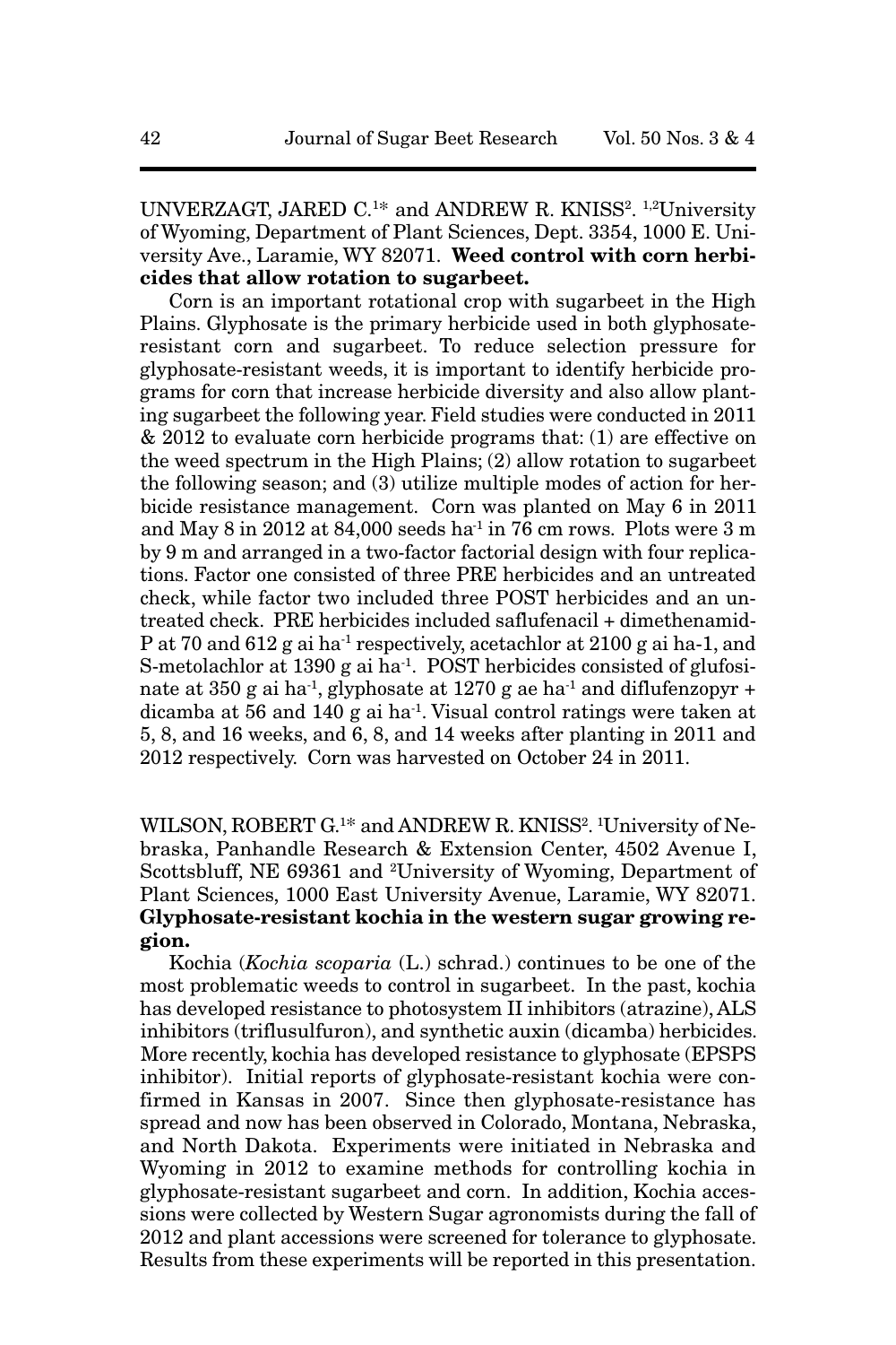UNVERZAGT, JARED C.[1*] and ANDREW R. KNISS[2]. [1,2]University of Wyoming, Department of Plant Sciences, Dept. 3354, 1000 E. University Ave., Laramie, WY 82071. **Weed control with corn herbicides that allow rotation to sugarbeet.**

Corn is an important rotational crop with sugarbeet in the High Plains. Glyphosate is the primary herbicide used in both glyphosate-resistant corn and sugarbeet. To reduce selection pressure for glyphosate-resistant weeds, it is important to identify herbicide programs for corn that increase herbicide diversity and also allow planting sugarbeet the following year. Field studies were conducted in 2011 & 2012 to evaluate corn herbicide programs that: (1) are effective on the weed spectrum in the High Plains; (2) allow rotation to sugarbeet the following season; and (3) utilize multiple modes of action for herbicide resistance management. Corn was planted on May 6 in 2011 and May 8 in 2012 at 84,000 seeds ha$^{-1}$ in 76 cm rows. Plots were 3 m by 9 m and arranged in a two-factor factorial design with four replications. Factor one consisted of three PRE herbicides and an untreated check, while factor two included three POST herbicides and an untreated check. PRE herbicides included saflufenacil + dimethenamid-P at 70 and 612 g ai ha$^{-1}$ respectively, acetachlor at 2100 g ai ha-1, and S-metolachlor at 1390 g ai ha$^{-1}$. POST herbicides consisted of glufosinate at 350 g ai ha$^{-1}$, glyphosate at 1270 g ae ha$^{-1}$ and diflufenzopyr + dicamba at 56 and 140 g ai ha$^{-1}$. Visual control ratings were taken at 5, 8, and 16 weeks, and 6, 8, and 14 weeks after planting in 2011 and 2012 respectively. Corn was harvested on October 24 in 2011.

WILSON, ROBERT G.[1*] and ANDREW R. KNISS[2]. [1]University of Nebraska, Panhandle Research & Extension Center, 4502 Avenue I, Scottsbluff, NE 69361 and [2]University of Wyoming, Department of Plant Sciences, 1000 East University Avenue, Laramie, WY 82071. **Glyphosate-resistant kochia in the western sugar growing region.**

Kochia (*Kochia scoparia* (L.) schrad.) continues to be one of the most problematic weeds to control in sugarbeet. In the past, kochia has developed resistance to photosystem II inhibitors (atrazine), ALS inhibitors (triflusulfuron), and synthetic auxin (dicamba) herbicides. More recently, kochia has developed resistance to glyphosate (EPSPS inhibitor). Initial reports of glyphosate-resistant kochia were confirmed in Kansas in 2007. Since then glyphosate-resistance has spread and now has been observed in Colorado, Montana, Nebraska, and North Dakota. Experiments were initiated in Nebraska and Wyoming in 2012 to examine methods for controlling kochia in glyphosate-resistant sugarbeet and corn. In addition, Kochia accessions were collected by Western Sugar agronomists during the fall of 2012 and plant accessions were screened for tolerance to glyphosate. Results from these experiments will be reported in this presentation.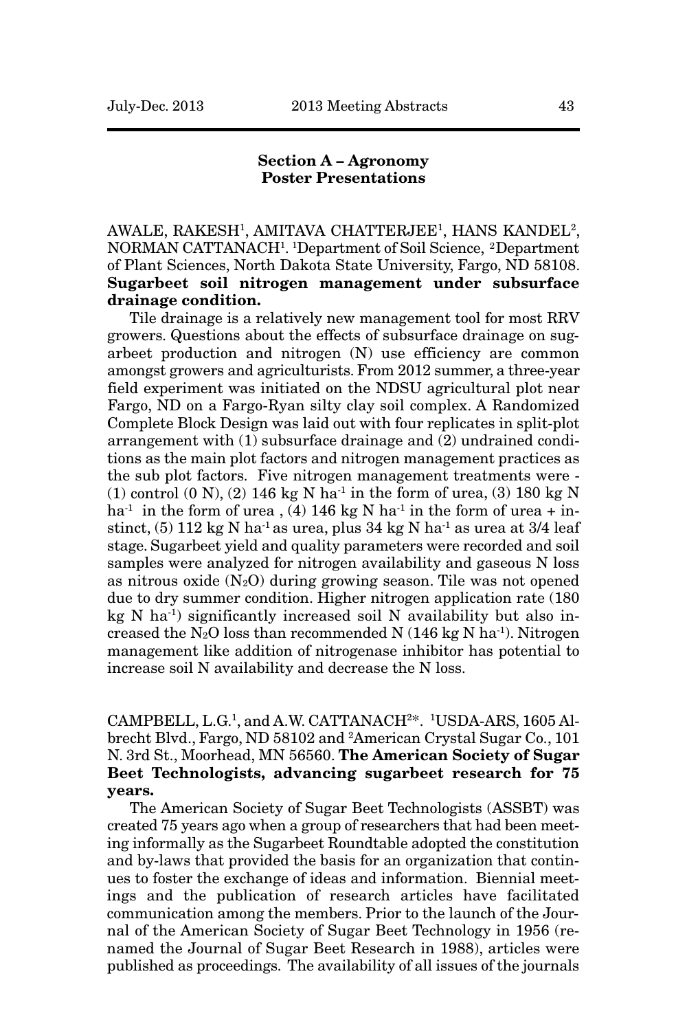## Section A – Agronomy
## Poster Presentations

AWALE, RAKESH[1], AMITAVA CHATTERJEE[1], HANS KANDEL[2], NORMAN CATTANACH[1]. [1]Department of Soil Science, [2]Department of Plant Sciences, North Dakota State University, Fargo, ND 58108. **Sugarbeet soil nitrogen management under subsurface drainage condition.**

Tile drainage is a relatively new management tool for most RRV growers. Questions about the effects of subsurface drainage on sugarbeet production and nitrogen (N) use efficiency are common amongst growers and agriculturists. From 2012 summer, a three-year field experiment was initiated on the NDSU agricultural plot near Fargo, ND on a Fargo-Ryan silty clay soil complex. A Randomized Complete Block Design was laid out with four replicates in split-plot arrangement with (1) subsurface drainage and (2) undrained conditions as the main plot factors and nitrogen management practices as the sub plot factors. Five nitrogen management treatments were - (1) control (0 N), (2) 146 kg N $ha^{-1}$ in the form of urea, (3) 180 kg N $ha^{-1}$ in the form of urea , (4) 146 kg N $ha^{-1}$ in the form of urea + instinct, (5) 112 kg N $ha^{-1}$ as urea, plus 34 kg N $ha^{-1}$ as urea at 3/4 leaf stage. Sugarbeet yield and quality parameters were recorded and soil samples were analyzed for nitrogen availability and gaseous N loss as nitrous oxide ($N_2O$) during growing season. Tile was not opened due to dry summer condition. Higher nitrogen application rate (180 kg N $ha^{-1}$) significantly increased soil N availability but also increased the $N_2O$ loss than recommended N (146 kg N $ha^{-1}$). Nitrogen management like addition of nitrogenase inhibitor has potential to increase soil N availability and decrease the N loss.

CAMPBELL, L.G.[1], and A.W. CATTANACH[2*]. [1]USDA-ARS, 1605 Albrecht Blvd., Fargo, ND 58102 and [2]American Crystal Sugar Co., 101 N. 3rd St., Moorhead, MN 56560. **The American Society of Sugar Beet Technologists, advancing sugarbeet research for 75 years.**

The American Society of Sugar Beet Technologists (ASSBT) was created 75 years ago when a group of researchers that had been meeting informally as the Sugarbeet Roundtable adopted the constitution and by-laws that provided the basis for an organization that continues to foster the exchange of ideas and information. Biennial meetings and the publication of research articles have facilitated communication among the members. Prior to the launch of the Journal of the American Society of Sugar Beet Technology in 1956 (renamed the Journal of Sugar Beet Research in 1988), articles were published as proceedings. The availability of all issues of the journals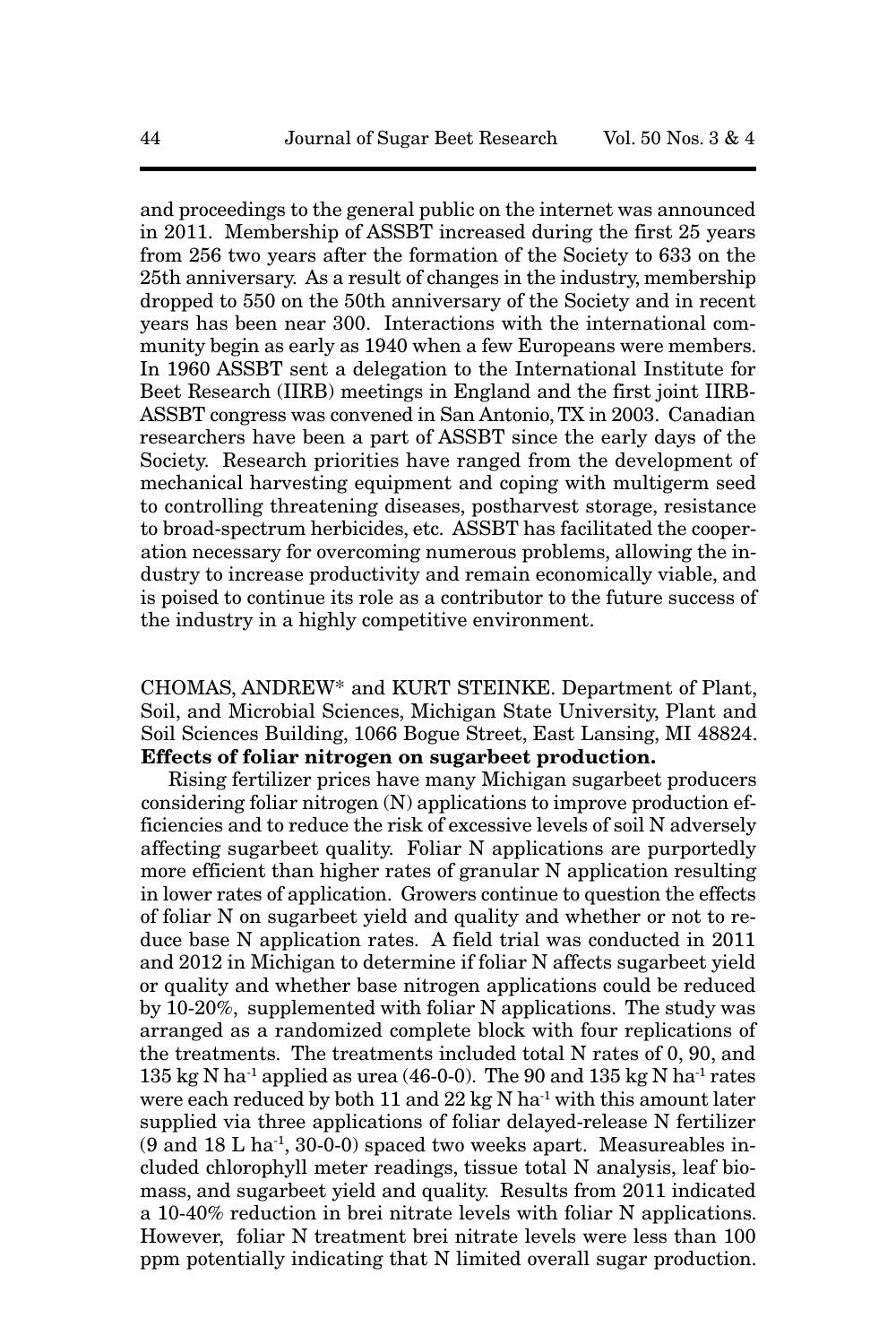and proceedings to the general public on the internet was announced in 2011. Membership of ASSBT increased during the first 25 years from 256 two years after the formation of the Society to 633 on the 25th anniversary. As a result of changes in the industry, membership dropped to 550 on the 50th anniversary of the Society and in recent years has been near 300. Interactions with the international community begin as early as 1940 when a few Europeans were members. In 1960 ASSBT sent a delegation to the International Institute for Beet Research (IIRB) meetings in England and the first joint IIRB-ASSBT congress was convened in San Antonio, TX in 2003. Canadian researchers have been a part of ASSBT since the early days of the Society. Research priorities have ranged from the development of mechanical harvesting equipment and coping with multigerm seed to controlling threatening diseases, postharvest storage, resistance to broad-spectrum herbicides, etc. ASSBT has facilitated the cooperation necessary for overcoming numerous problems, allowing the industry to increase productivity and remain economically viable, and is poised to continue its role as a contributor to the future success of the industry in a highly competitive environment.

CHOMAS, ANDREW* and KURT STEINKE. Department of Plant, Soil, and Microbial Sciences, Michigan State University, Plant and Soil Sciences Building, 1066 Bogue Street, East Lansing, MI 48824. **Effects of foliar nitrogen on sugarbeet production.**

Rising fertilizer prices have many Michigan sugarbeet producers considering foliar nitrogen (N) applications to improve production efficiencies and to reduce the risk of excessive levels of soil N adversely affecting sugarbeet quality. Foliar N applications are purportedly more efficient than higher rates of granular N application resulting in lower rates of application. Growers continue to question the effects of foliar N on sugarbeet yield and quality and whether or not to reduce base N application rates. A field trial was conducted in 2011 and 2012 in Michigan to determine if foliar N affects sugarbeet yield or quality and whether base nitrogen applications could be reduced by 10-20%, supplemented with foliar N applications. The study was arranged as a randomized complete block with four replications of the treatments. The treatments included total N rates of 0, 90, and 135 kg N $ha^{-1}$ applied as urea (46-0-0). The 90 and 135 kg N $ha^{-1}$ rates were each reduced by both 11 and 22 kg N $ha^{-1}$ with this amount later supplied via three applications of foliar delayed-release N fertilizer (9 and 18 L $ha^{-1}$, 30-0-0) spaced two weeks apart. Measureables included chlorophyll meter readings, tissue total N analysis, leaf biomass, and sugarbeet yield and quality. Results from 2011 indicated a 10-40% reduction in brei nitrate levels with foliar N applications. However, foliar N treatment brei nitrate levels were less than 100 ppm potentially indicating that N limited overall sugar production.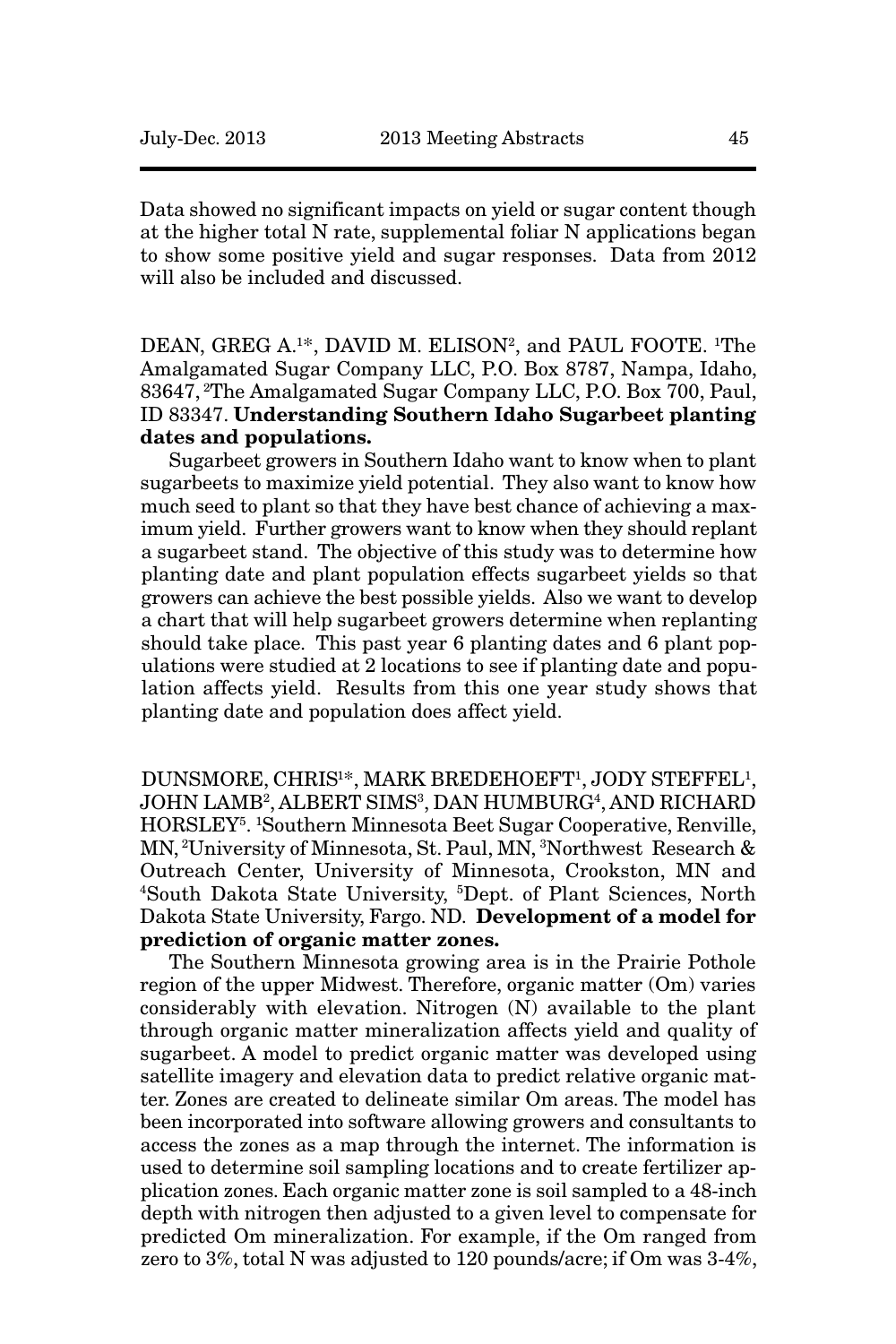Data showed no significant impacts on yield or sugar content though at the higher total N rate, supplemental foliar N applications began to show some positive yield and sugar responses. Data from 2012 will also be included and discussed.

DEAN, GREG A.[1*], DAVID M. ELISON[2], and PAUL FOOTE. [1]The Amalgamated Sugar Company LLC, P.O. Box 8787, Nampa, Idaho, 83647, [2]The Amalgamated Sugar Company LLC, P.O. Box 700, Paul, ID 83347. **Understanding Southern Idaho Sugarbeet planting dates and populations.**

Sugarbeet growers in Southern Idaho want to know when to plant sugarbeets to maximize yield potential. They also want to know how much seed to plant so that they have best chance of achieving a maximum yield. Further growers want to know when they should replant a sugarbeet stand. The objective of this study was to determine how planting date and plant population effects sugarbeet yields so that growers can achieve the best possible yields. Also we want to develop a chart that will help sugarbeet growers determine when replanting should take place. This past year 6 planting dates and 6 plant populations were studied at 2 locations to see if planting date and population affects yield. Results from this one year study shows that planting date and population does affect yield.

DUNSMORE, CHRIS[1*], MARK BREDEHOEFT[1], JODY STEFFEL[1], JOHN LAMB[2], ALBERT SIMS[3], DAN HUMBURG[4], AND RICHARD HORSLEY[5]. [1]Southern Minnesota Beet Sugar Cooperative, Renville, MN, [2]University of Minnesota, St. Paul, MN, [3]Northwest Research & Outreach Center, University of Minnesota, Crookston, MN and [4]South Dakota State University, [5]Dept. of Plant Sciences, North Dakota State University, Fargo. ND. **Development of a model for prediction of organic matter zones.**

The Southern Minnesota growing area is in the Prairie Pothole region of the upper Midwest. Therefore, organic matter (Om) varies considerably with elevation. Nitrogen (N) available to the plant through organic matter mineralization affects yield and quality of sugarbeet. A model to predict organic matter was developed using satellite imagery and elevation data to predict relative organic matter. Zones are created to delineate similar Om areas. The model has been incorporated into software allowing growers and consultants to access the zones as a map through the internet. The information is used to determine soil sampling locations and to create fertilizer application zones. Each organic matter zone is soil sampled to a 48-inch depth with nitrogen then adjusted to a given level to compensate for predicted Om mineralization. For example, if the Om ranged from zero to 3%, total N was adjusted to 120 pounds/acre; if Om was 3-4%,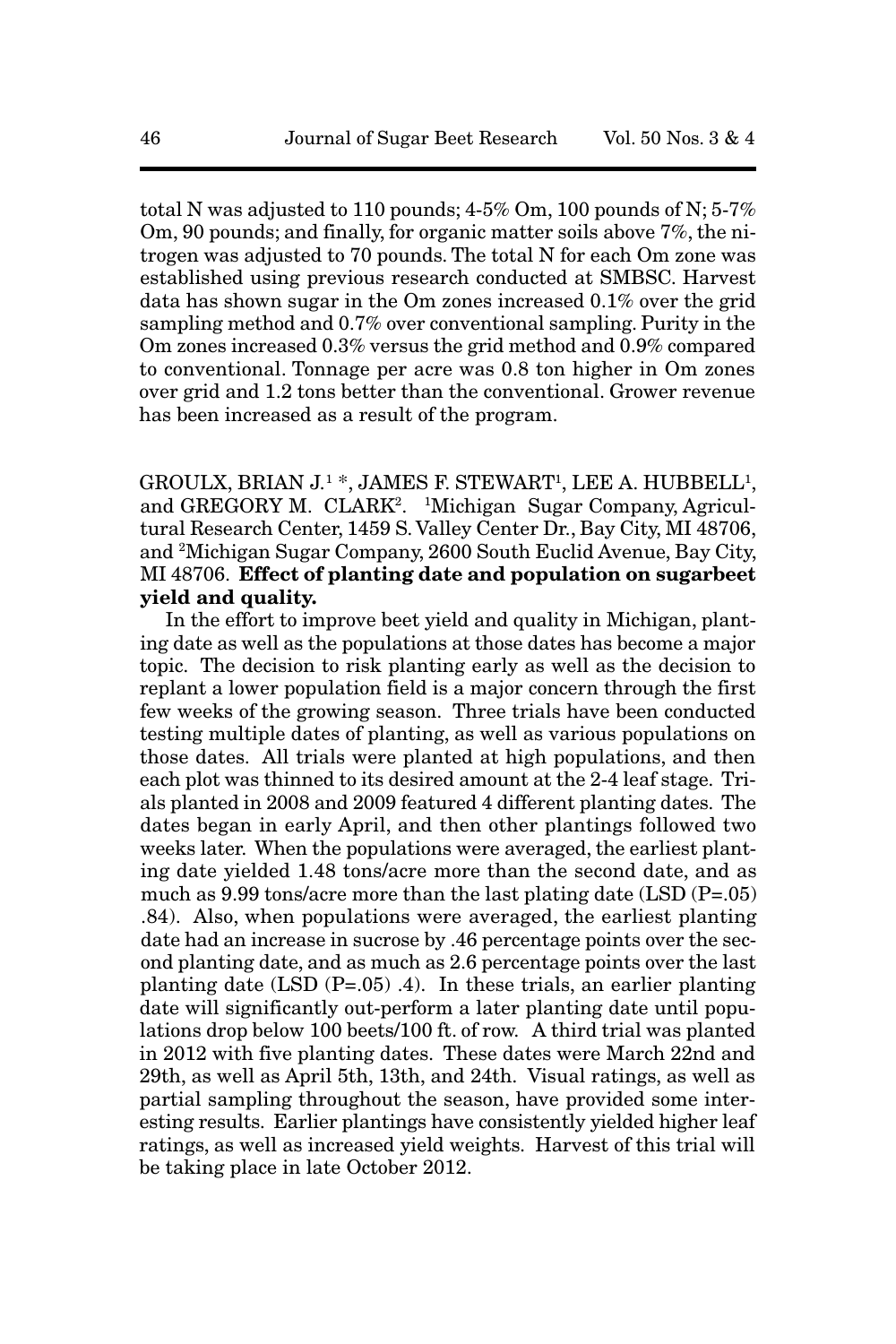total N was adjusted to 110 pounds; 4-5% Om, 100 pounds of N; 5-7% Om, 90 pounds; and finally, for organic matter soils above 7%, the nitrogen was adjusted to 70 pounds. The total N for each Om zone was established using previous research conducted at SMBSC. Harvest data has shown sugar in the Om zones increased 0.1% over the grid sampling method and 0.7% over conventional sampling. Purity in the Om zones increased 0.3% versus the grid method and 0.9% compared to conventional. Tonnage per acre was 0.8 ton higher in Om zones over grid and 1.2 tons better than the conventional. Grower revenue has been increased as a result of the program.

GROULX, BRIAN J.[1] *, JAMES F. STEWART[1], LEE A. HUBBELL[1], and GREGORY M. CLARK[2]. [1]Michigan Sugar Company, Agricultural Research Center, 1459 S. Valley Center Dr., Bay City, MI 48706, and [2]Michigan Sugar Company, 2600 South Euclid Avenue, Bay City, MI 48706. **Effect of planting date and population on sugarbeet yield and quality.**

In the effort to improve beet yield and quality in Michigan, planting date as well as the populations at those dates has become a major topic. The decision to risk planting early as well as the decision to replant a lower population field is a major concern through the first few weeks of the growing season. Three trials have been conducted testing multiple dates of planting, as well as various populations on those dates. All trials were planted at high populations, and then each plot was thinned to its desired amount at the 2-4 leaf stage. Trials planted in 2008 and 2009 featured 4 different planting dates. The dates began in early April, and then other plantings followed two weeks later. When the populations were averaged, the earliest planting date yielded 1.48 tons/acre more than the second date, and as much as 9.99 tons/acre more than the last plating date (LSD (P=.05) .84). Also, when populations were averaged, the earliest planting date had an increase in sucrose by .46 percentage points over the second planting date, and as much as 2.6 percentage points over the last planting date (LSD (P=.05) .4). In these trials, an earlier planting date will significantly out-perform a later planting date until populations drop below 100 beets/100 ft. of row. A third trial was planted in 2012 with five planting dates. These dates were March 22nd and 29th, as well as April 5th, 13th, and 24th. Visual ratings, as well as partial sampling throughout the season, have provided some interesting results. Earlier plantings have consistently yielded higher leaf ratings, as well as increased yield weights. Harvest of this trial will be taking place in late October 2012.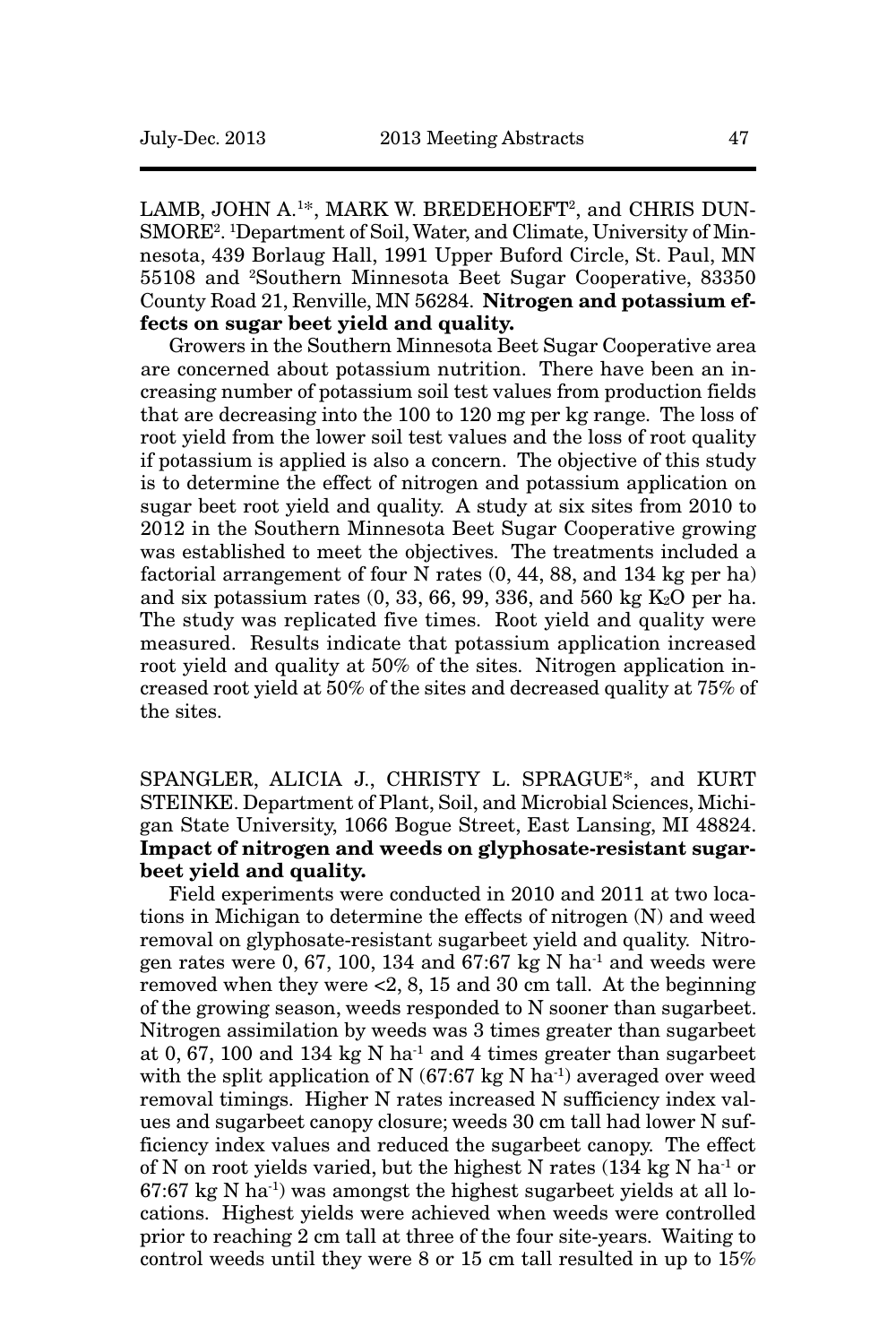LAMB, JOHN A.[1]*, MARK W. BREDEHOEFT[2], and CHRIS DUNSMORE[2]. [1]Department of Soil, Water, and Climate, University of Minnesota, 439 Borlaug Hall, 1991 Upper Buford Circle, St. Paul, MN 55108 and [2]Southern Minnesota Beet Sugar Cooperative, 83350 County Road 21, Renville, MN 56284. **Nitrogen and potassium effects on sugar beet yield and quality.**

Growers in the Southern Minnesota Beet Sugar Cooperative area are concerned about potassium nutrition. There have been an increasing number of potassium soil test values from production fields that are decreasing into the 100 to 120 mg per kg range. The loss of root yield from the lower soil test values and the loss of root quality if potassium is applied is also a concern. The objective of this study is to determine the effect of nitrogen and potassium application on sugar beet root yield and quality. A study at six sites from 2010 to 2012 in the Southern Minnesota Beet Sugar Cooperative growing was established to meet the objectives. The treatments included a factorial arrangement of four N rates (0, 44, 88, and 134 kg per ha) and six potassium rates (0, 33, 66, 99, 336, and 560 kg $K_2O$ per ha. The study was replicated five times. Root yield and quality were measured. Results indicate that potassium application increased root yield and quality at 50% of the sites. Nitrogen application increased root yield at 50% of the sites and decreased quality at 75% of the sites.

SPANGLER, ALICIA J., CHRISTY L. SPRAGUE*, and KURT STEINKE. Department of Plant, Soil, and Microbial Sciences, Michigan State University, 1066 Bogue Street, East Lansing, MI 48824. **Impact of nitrogen and weeds on glyphosate-resistant sugarbeet yield and quality.**

Field experiments were conducted in 2010 and 2011 at two locations in Michigan to determine the effects of nitrogen (N) and weed removal on glyphosate-resistant sugarbeet yield and quality. Nitrogen rates were 0, 67, 100, 134 and 67:67 kg N $ha^{-1}$ and weeds were removed when they were <2, 8, 15 and 30 cm tall. At the beginning of the growing season, weeds responded to N sooner than sugarbeet. Nitrogen assimilation by weeds was 3 times greater than sugarbeet at 0, 67, 100 and 134 kg N $ha^{-1}$ and 4 times greater than sugarbeet with the split application of N (67:67 kg N $ha^{-1}$) averaged over weed removal timings. Higher N rates increased N sufficiency index values and sugarbeet canopy closure; weeds 30 cm tall had lower N sufficiency index values and reduced the sugarbeet canopy. The effect of N on root yields varied, but the highest N rates (134 kg N $ha^{-1}$ or 67:67 kg N $ha^{-1}$) was amongst the highest sugarbeet yields at all locations. Highest yields were achieved when weeds were controlled prior to reaching 2 cm tall at three of the four site-years. Waiting to control weeds until they were 8 or 15 cm tall resulted in up to 15%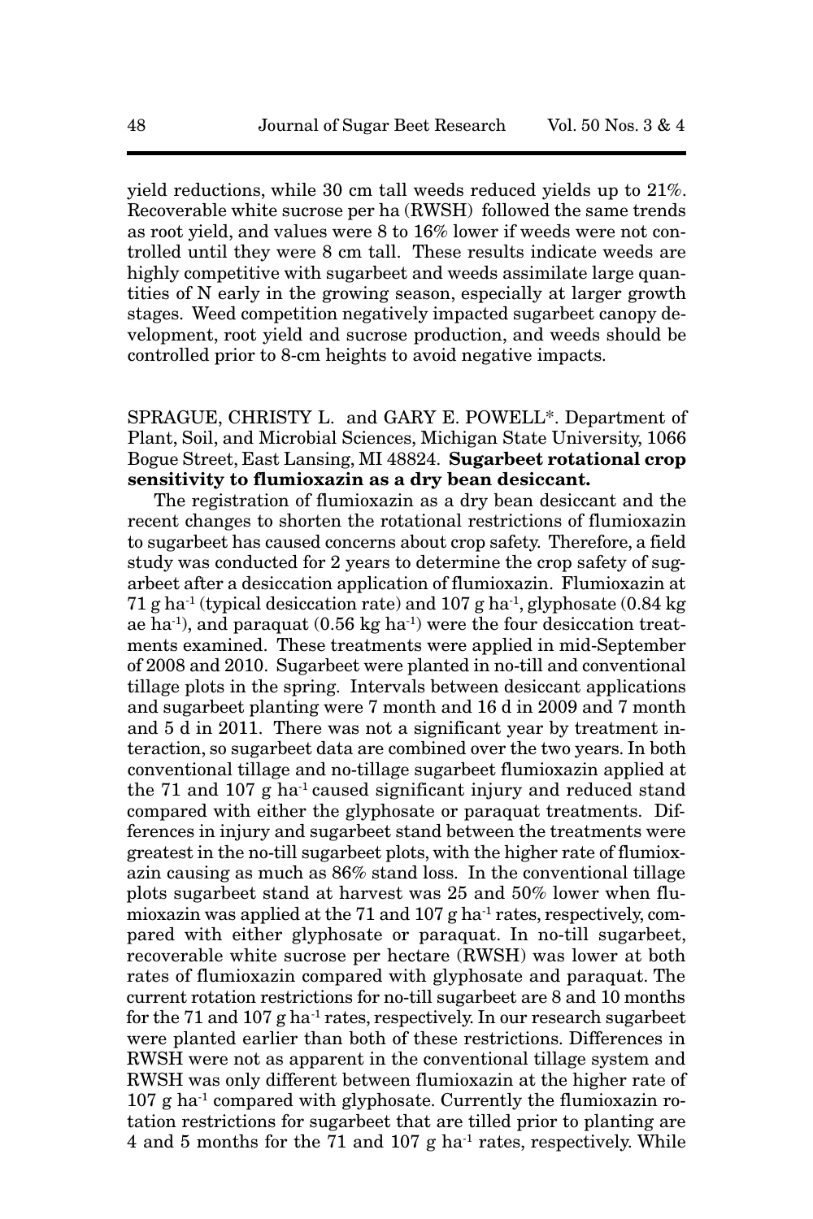yield reductions, while 30 cm tall weeds reduced yields up to 21%. Recoverable white sucrose per ha (RWSH) followed the same trends as root yield, and values were 8 to 16% lower if weeds were not controlled until they were 8 cm tall. These results indicate weeds are highly competitive with sugarbeet and weeds assimilate large quantities of N early in the growing season, especially at larger growth stages. Weed competition negatively impacted sugarbeet canopy development, root yield and sucrose production, and weeds should be controlled prior to 8-cm heights to avoid negative impacts.

SPRAGUE, CHRISTY L. and GARY E. POWELL*. Department of Plant, Soil, and Microbial Sciences, Michigan State University, 1066 Bogue Street, East Lansing, MI 48824. **Sugarbeet rotational crop sensitivity to flumioxazin as a dry bean desiccant.**

The registration of flumioxazin as a dry bean desiccant and the recent changes to shorten the rotational restrictions of flumioxazin to sugarbeet has caused concerns about crop safety. Therefore, a field study was conducted for 2 years to determine the crop safety of sugarbeet after a desiccation application of flumioxazin. Flumioxazin at 71 g $ha^{-1}$ (typical desiccation rate) and 107 g $ha^{-1}$, glyphosate (0.84 kg ae $ha^{-1}$), and paraquat (0.56 kg $ha^{-1}$) were the four desiccation treatments examined. These treatments were applied in mid-September of 2008 and 2010. Sugarbeet were planted in no-till and conventional tillage plots in the spring. Intervals between desiccant applications and sugarbeet planting were 7 month and 16 d in 2009 and 7 month and 5 d in 2011. There was not a significant year by treatment interaction, so sugarbeet data are combined over the two years. In both conventional tillage and no-tillage sugarbeet flumioxazin applied at the 71 and 107 g $ha^{-1}$ caused significant injury and reduced stand compared with either the glyphosate or paraquat treatments. Differences in injury and sugarbeet stand between the treatments were greatest in the no-till sugarbeet plots, with the higher rate of flumioxazin causing as much as 86% stand loss. In the conventional tillage plots sugarbeet stand at harvest was 25 and 50% lower when flumioxazin was applied at the 71 and 107 g $ha^{-1}$ rates, respectively, compared with either glyphosate or paraquat. In no-till sugarbeet, recoverable white sucrose per hectare (RWSH) was lower at both rates of flumioxazin compared with glyphosate and paraquat. The current rotation restrictions for no-till sugarbeet are 8 and 10 months for the 71 and 107 g $ha^{-1}$ rates, respectively. In our research sugarbeet were planted earlier than both of these restrictions. Differences in RWSH were not as apparent in the conventional tillage system and RWSH was only different between flumioxazin at the higher rate of 107 g $ha^{-1}$ compared with glyphosate. Currently the flumioxazin rotation restrictions for sugarbeet that are tilled prior to planting are 4 and 5 months for the 71 and 107 g $ha^{-1}$ rates, respectively. While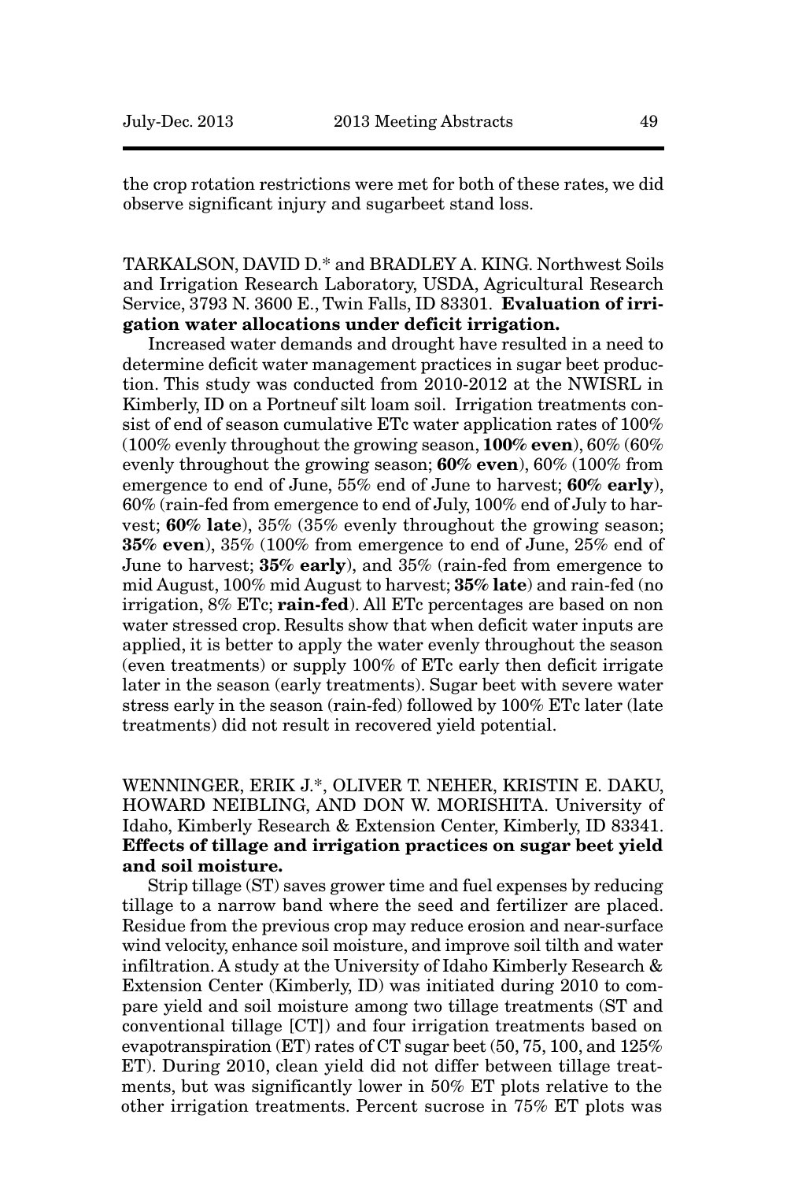the crop rotation restrictions were met for both of these rates, we did observe significant injury and sugarbeet stand loss.

TARKALSON, DAVID D.* and BRADLEY A. KING. Northwest Soils and Irrigation Research Laboratory, USDA, Agricultural Research Service, 3793 N. 3600 E., Twin Falls, ID 83301. **Evaluation of irrigation water allocations under deficit irrigation.**

Increased water demands and drought have resulted in a need to determine deficit water management practices in sugar beet production. This study was conducted from 2010-2012 at the NWISRL in Kimberly, ID on a Portneuf silt loam soil. Irrigation treatments consist of end of season cumulative ETc water application rates of 100% (100% evenly throughout the growing season, **100% even**), 60% (60% evenly throughout the growing season; **60% even**), 60% (100% from emergence to end of June, 55% end of June to harvest; **60% early**), 60% (rain-fed from emergence to end of July, 100% end of July to harvest; **60% late**), 35% (35% evenly throughout the growing season; **35% even**), 35% (100% from emergence to end of June, 25% end of June to harvest; **35% early**), and 35% (rain-fed from emergence to mid August, 100% mid August to harvest; **35% late**) and rain-fed (no irrigation, 8% ETc; **rain-fed**). All ETc percentages are based on non water stressed crop. Results show that when deficit water inputs are applied, it is better to apply the water evenly throughout the season (even treatments) or supply 100% of ETc early then deficit irrigate later in the season (early treatments). Sugar beet with severe water stress early in the season (rain-fed) followed by 100% ETc later (late treatments) did not result in recovered yield potential.

WENNINGER, ERIK J.*, OLIVER T. NEHER, KRISTIN E. DAKU, HOWARD NEIBLING, AND DON W. MORISHITA. University of Idaho, Kimberly Research & Extension Center, Kimberly, ID 83341. **Effects of tillage and irrigation practices on sugar beet yield and soil moisture.**

Strip tillage (ST) saves grower time and fuel expenses by reducing tillage to a narrow band where the seed and fertilizer are placed. Residue from the previous crop may reduce erosion and near-surface wind velocity, enhance soil moisture, and improve soil tilth and water infiltration. A study at the University of Idaho Kimberly Research & Extension Center (Kimberly, ID) was initiated during 2010 to compare yield and soil moisture among two tillage treatments (ST and conventional tillage [CT]) and four irrigation treatments based on evapotranspiration (ET) rates of CT sugar beet (50, 75, 100, and 125% ET). During 2010, clean yield did not differ between tillage treatments, but was significantly lower in 50% ET plots relative to the other irrigation treatments. Percent sucrose in 75% ET plots was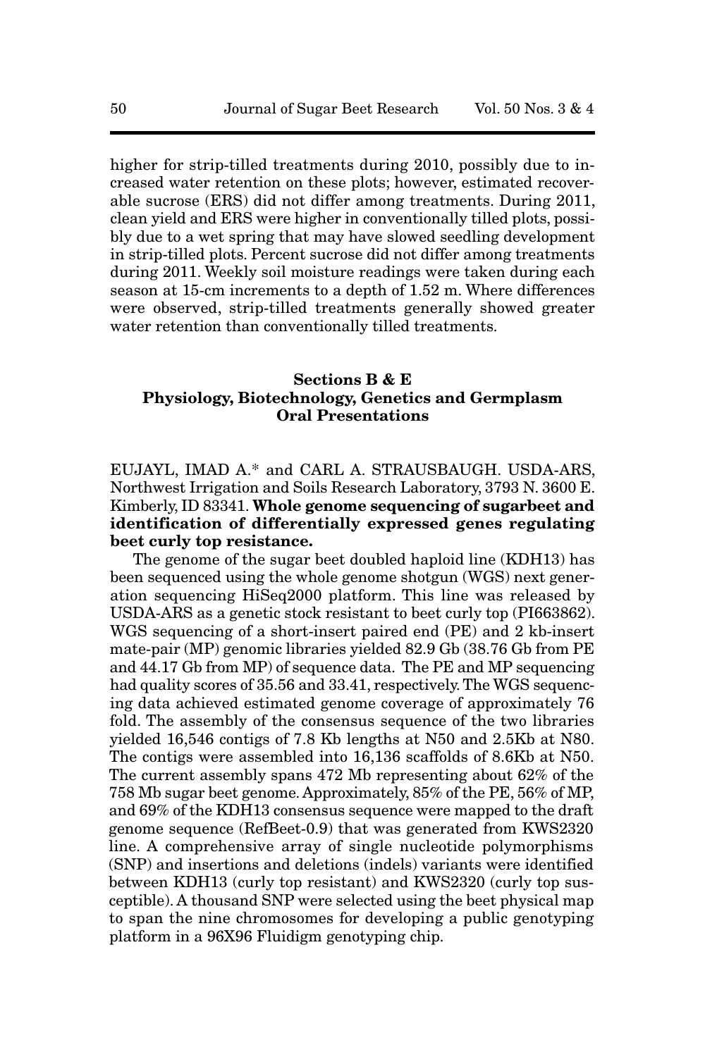higher for strip-tilled treatments during 2010, possibly due to increased water retention on these plots; however, estimated recoverable sucrose (ERS) did not differ among treatments. During 2011, clean yield and ERS were higher in conventionally tilled plots, possibly due to a wet spring that may have slowed seedling development in strip-tilled plots. Percent sucrose did not differ among treatments during 2011. Weekly soil moisture readings were taken during each season at 15-cm increments to a depth of 1.52 m. Where differences were observed, strip-tilled treatments generally showed greater water retention than conventionally tilled treatments.

## Sections B & E
## Physiology, Biotechnology, Genetics and Germplasm
## Oral Presentations

EUJAYL, IMAD A.* and CARL A. STRAUSBAUGH. USDA-ARS, Northwest Irrigation and Soils Research Laboratory, 3793 N. 3600 E. Kimberly, ID 83341. **Whole genome sequencing of sugarbeet and identification of differentially expressed genes regulating beet curly top resistance.**

The genome of the sugar beet doubled haploid line (KDH13) has been sequenced using the whole genome shotgun (WGS) next generation sequencing HiSeq2000 platform. This line was released by USDA-ARS as a genetic stock resistant to beet curly top (PI663862). WGS sequencing of a short-insert paired end (PE) and 2 kb-insert mate-pair (MP) genomic libraries yielded 82.9 Gb (38.76 Gb from PE and 44.17 Gb from MP) of sequence data. The PE and MP sequencing had quality scores of 35.56 and 33.41, respectively. The WGS sequencing data achieved estimated genome coverage of approximately 76 fold. The assembly of the consensus sequence of the two libraries yielded 16,546 contigs of 7.8 Kb lengths at N50 and 2.5Kb at N80. The contigs were assembled into 16,136 scaffolds of 8.6Kb at N50. The current assembly spans 472 Mb representing about 62% of the 758 Mb sugar beet genome. Approximately, 85% of the PE, 56% of MP, and 69% of the KDH13 consensus sequence were mapped to the draft genome sequence (RefBeet-0.9) that was generated from KWS2320 line. A comprehensive array of single nucleotide polymorphisms (SNP) and insertions and deletions (indels) variants were identified between KDH13 (curly top resistant) and KWS2320 (curly top susceptible). A thousand SNP were selected using the beet physical map to span the nine chromosomes for developing a public genotyping platform in a 96X96 Fluidigm genotyping chip.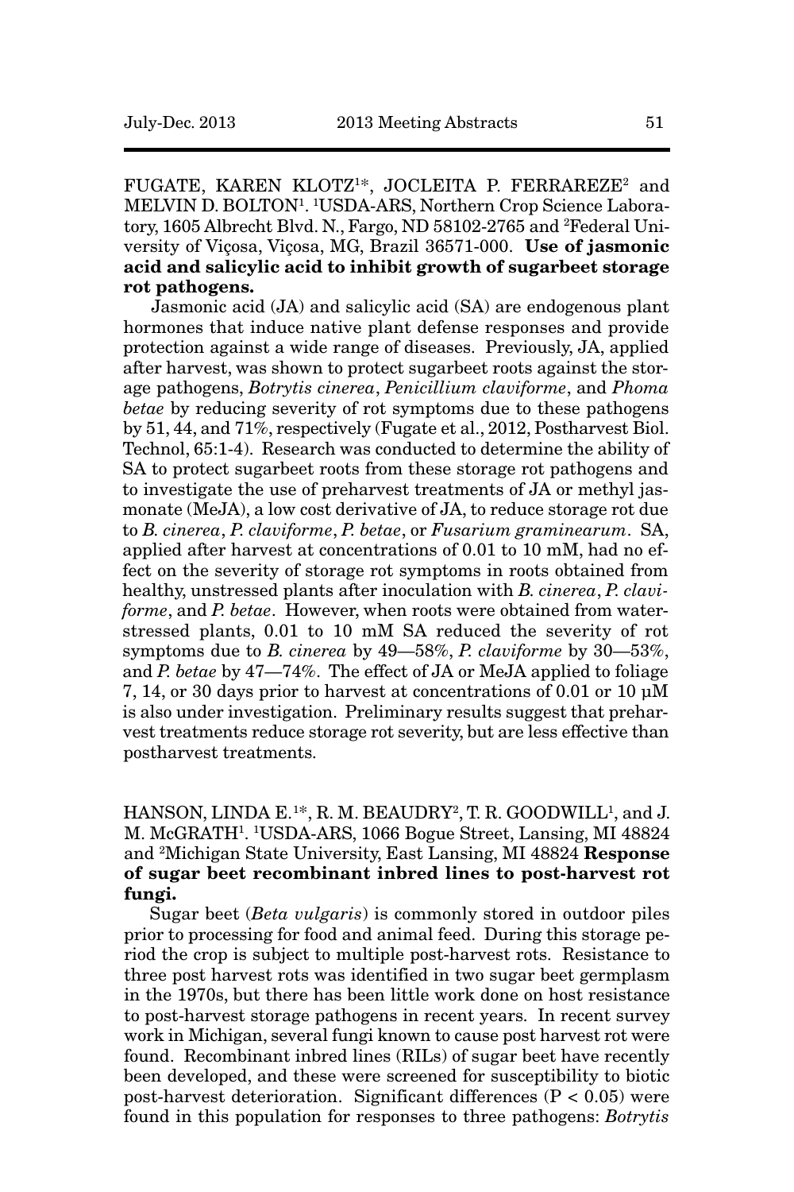FUGATE, KAREN KLOTZ[1*], JOCLEITA P. FERRAREZE[2] and MELVIN D. BOLTON[1]. [1]USDA-ARS, Northern Crop Science Laboratory, 1605 Albrecht Blvd. N., Fargo, ND 58102-2765 and [2]Federal University of Viçosa, Viçosa, MG, Brazil 36571-000. **Use of jasmonic acid and salicylic acid to inhibit growth of sugarbeet storage rot pathogens.**

Jasmonic acid (JA) and salicylic acid (SA) are endogenous plant hormones that induce native plant defense responses and provide protection against a wide range of diseases. Previously, JA, applied after harvest, was shown to protect sugarbeet roots against the storage pathogens, *Botrytis cinerea*, *Penicillium claviforme*, and *Phoma betae* by reducing severity of rot symptoms due to these pathogens by 51, 44, and 71%, respectively (Fugate et al., 2012, Postharvest Biol. Technol, 65:1-4). Research was conducted to determine the ability of SA to protect sugarbeet roots from these storage rot pathogens and to investigate the use of preharvest treatments of JA or methyl jasmonate (MeJA), a low cost derivative of JA, to reduce storage rot due to *B. cinerea*, *P. claviforme*, *P. betae*, or *Fusarium graminearum*. SA, applied after harvest at concentrations of 0.01 to 10 mM, had no effect on the severity of storage rot symptoms in roots obtained from healthy, unstressed plants after inoculation with *B. cinerea*, *P. claviforme*, and *P. betae*. However, when roots were obtained from water-stressed plants, 0.01 to 10 mM SA reduced the severity of rot symptoms due to *B. cinerea* by 49—58%, *P. claviforme* by 30—53%, and *P. betae* by 47—74%. The effect of JA or MeJA applied to foliage 7, 14, or 30 days prior to harvest at concentrations of 0.01 or 10 µM is also under investigation. Preliminary results suggest that preharvest treatments reduce storage rot severity, but are less effective than postharvest treatments.

HANSON, LINDA E.[1*], R. M. BEAUDRY[2], T. R. GOODWILL[1], and J. M. McGRATH[1]. [1]USDA-ARS, 1066 Bogue Street, Lansing, MI 48824 and [2]Michigan State University, East Lansing, MI 48824 **Response of sugar beet recombinant inbred lines to post-harvest rot fungi.**

Sugar beet (*Beta vulgaris*) is commonly stored in outdoor piles prior to processing for food and animal feed. During this storage period the crop is subject to multiple post-harvest rots. Resistance to three post harvest rots was identified in two sugar beet germplasm in the 1970s, but there has been little work done on host resistance to post-harvest storage pathogens in recent years. In recent survey work in Michigan, several fungi known to cause post harvest rot were found. Recombinant inbred lines (RILs) of sugar beet have recently been developed, and these were screened for susceptibility to biotic post-harvest deterioration. Significant differences ($P < 0.05$) were found in this population for responses to three pathogens: *Botrytis*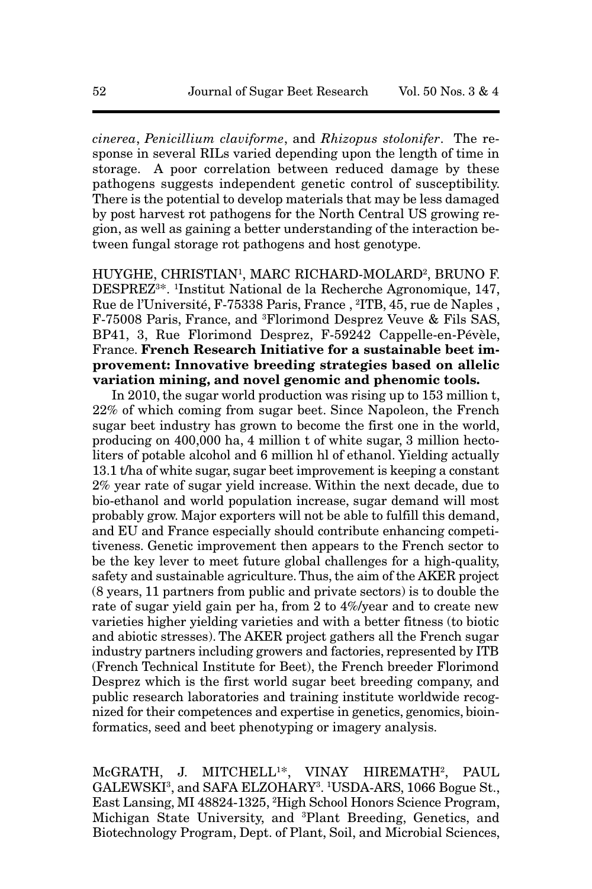*cinerea*, *Penicillium claviforme*, and *Rhizopus stolonifer*. The response in several RILs varied depending upon the length of time in storage. A poor correlation between reduced damage by these pathogens suggests independent genetic control of susceptibility. There is the potential to develop materials that may be less damaged by post harvest rot pathogens for the North Central US growing region, as well as gaining a better understanding of the interaction between fungal storage rot pathogens and host genotype.

HUYGHE, CHRISTIAN[1], MARC RICHARD-MOLARD[2], BRUNO F. DESPREZ[3]*. [1]Institut National de la Recherche Agronomique, 147, Rue de l'Université, F-75338 Paris, France , [2]ITB, 45, rue de Naples , F-75008 Paris, France, and [3]Florimond Desprez Veuve & Fils SAS, BP41, 3, Rue Florimond Desprez, F-59242 Cappelle-en-Pévèle, France. **French Research Initiative for a sustainable beet improvement: Innovative breeding strategies based on allelic variation mining, and novel genomic and phenomic tools.**

In 2010, the sugar world production was rising up to 153 million t, 22% of which coming from sugar beet. Since Napoleon, the French sugar beet industry has grown to become the first one in the world, producing on 400,000 ha, 4 million t of white sugar, 3 million hectoliters of potable alcohol and 6 million hl of ethanol. Yielding actually 13.1 t/ha of white sugar, sugar beet improvement is keeping a constant 2% year rate of sugar yield increase. Within the next decade, due to bio-ethanol and world population increase, sugar demand will most probably grow. Major exporters will not be able to fulfill this demand, and EU and France especially should contribute enhancing competitiveness. Genetic improvement then appears to the French sector to be the key lever to meet future global challenges for a high-quality, safety and sustainable agriculture. Thus, the aim of the AKER project (8 years, 11 partners from public and private sectors) is to double the rate of sugar yield gain per ha, from 2 to 4%/year and to create new varieties higher yielding varieties and with a better fitness (to biotic and abiotic stresses). The AKER project gathers all the French sugar industry partners including growers and factories, represented by ITB (French Technical Institute for Beet), the French breeder Florimond Desprez which is the first world sugar beet breeding company, and public research laboratories and training institute worldwide recognized for their competences and expertise in genetics, genomics, bioinformatics, seed and beet phenotyping or imagery analysis.

McGRATH, J. MITCHELL[1]*, VINAY HIREMATH[2], PAUL GALEWSKI[3], and SAFA ELZOHARY[3]. [1]USDA-ARS, 1066 Bogue St., East Lansing, MI 48824-1325, [2]High School Honors Science Program, Michigan State University, and [3]Plant Breeding, Genetics, and Biotechnology Program, Dept. of Plant, Soil, and Microbial Sciences,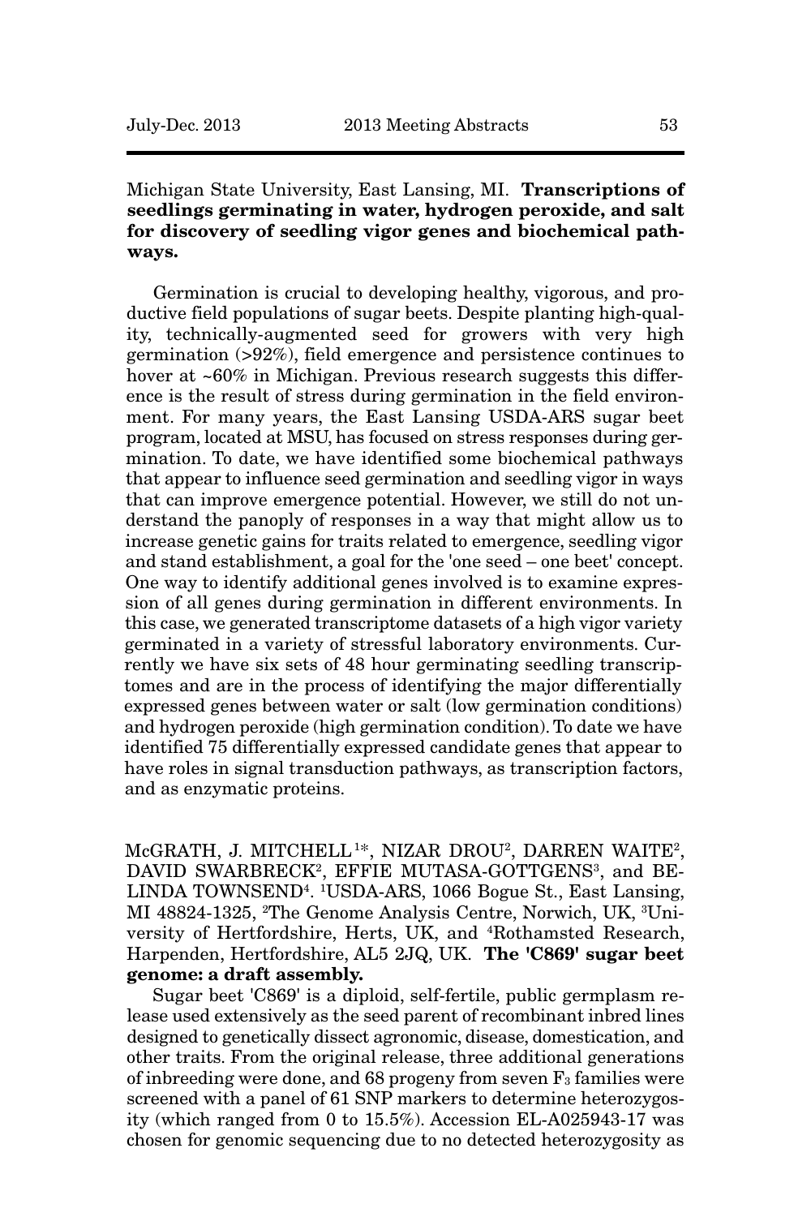Michigan State University, East Lansing, MI. **Transcriptions of seedlings germinating in water, hydrogen peroxide, and salt for discovery of seedling vigor genes and biochemical pathways.**

Germination is crucial to developing healthy, vigorous, and productive field populations of sugar beets. Despite planting high-quality, technically-augmented seed for growers with very high germination (>92%), field emergence and persistence continues to hover at ~60% in Michigan. Previous research suggests this difference is the result of stress during germination in the field environment. For many years, the East Lansing USDA-ARS sugar beet program, located at MSU, has focused on stress responses during germination. To date, we have identified some biochemical pathways that appear to influence seed germination and seedling vigor in ways that can improve emergence potential. However, we still do not understand the panoply of responses in a way that might allow us to increase genetic gains for traits related to emergence, seedling vigor and stand establishment, a goal for the 'one seed – one beet' concept. One way to identify additional genes involved is to examine expression of all genes during germination in different environments. In this case, we generated transcriptome datasets of a high vigor variety germinated in a variety of stressful laboratory environments. Currently we have six sets of 48 hour germinating seedling transcriptomes and are in the process of identifying the major differentially expressed genes between water or salt (low germination conditions) and hydrogen peroxide (high germination condition). To date we have identified 75 differentially expressed candidate genes that appear to have roles in signal transduction pathways, as transcription factors, and as enzymatic proteins.

McGRATH, J. MITCHELL[1*], NIZAR DROU[2], DARREN WAITE[2], DAVID SWARBRECK[2], EFFIE MUTASA-GOTTGENS[3], and BELINDA TOWNSEND[4]. [1]USDA-ARS, 1066 Bogue St., East Lansing, MI 48824-1325, [2]The Genome Analysis Centre, Norwich, UK, [3]University of Hertfordshire, Herts, UK, and [4]Rothamsted Research, Harpenden, Hertfordshire, AL5 2JQ, UK. **The 'C869' sugar beet genome: a draft assembly.**

Sugar beet 'C869' is a diploid, self-fertile, public germplasm release used extensively as the seed parent of recombinant inbred lines designed to genetically dissect agronomic, disease, domestication, and other traits. From the original release, three additional generations of inbreeding were done, and 68 progeny from seven $F_3$ families were screened with a panel of 61 SNP markers to determine heterozygosity (which ranged from 0 to 15.5%). Accession EL-A025943-17 was chosen for genomic sequencing due to no detected heterozygosity as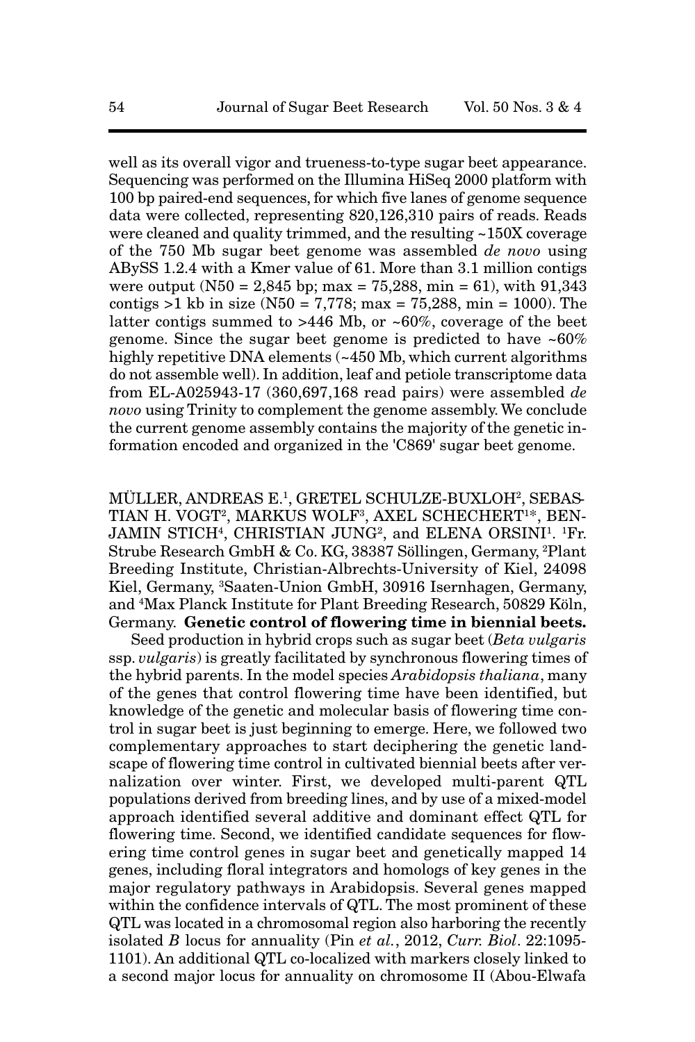well as its overall vigor and trueness-to-type sugar beet appearance. Sequencing was performed on the Illumina HiSeq 2000 platform with 100 bp paired-end sequences, for which five lanes of genome sequence data were collected, representing 820,126,310 pairs of reads. Reads were cleaned and quality trimmed, and the resulting ~150X coverage of the 750 Mb sugar beet genome was assembled *de novo* using ABySS 1.2.4 with a Kmer value of 61. More than 3.1 million contigs were output (N50 = 2,845 bp; max = 75,288, min = 61), with 91,343 contigs >1 kb in size (N50 = 7,778; max = 75,288, min = 1000). The latter contigs summed to >446 Mb, or ~60%, coverage of the beet genome. Since the sugar beet genome is predicted to have ~60% highly repetitive DNA elements (~450 Mb, which current algorithms do not assemble well). In addition, leaf and petiole transcriptome data from EL-A025943-17 (360,697,168 read pairs) were assembled *de novo* using Trinity to complement the genome assembly. We conclude the current genome assembly contains the majority of the genetic information encoded and organized in the 'C869' sugar beet genome.

MÜLLER, ANDREAS E.[1], GRETEL SCHULZE-BUXLOH[2], SEBASTIAN H. VOGT[2], MARKUS WOLF[3], AXEL SCHECHERT[1]*, BENJAMIN STICH[4], CHRISTIAN JUNG[2], and ELENA ORSINI[1]. [1]Fr. Strube Research GmbH & Co. KG, 38387 Söllingen, Germany, [2]Plant Breeding Institute, Christian-Albrechts-University of Kiel, 24098 Kiel, Germany, [3]Saaten-Union GmbH, 30916 Isernhagen, Germany, and [4]Max Planck Institute for Plant Breeding Research, 50829 Köln, Germany. **Genetic control of flowering time in biennial beets.**

Seed production in hybrid crops such as sugar beet (*Beta vulgaris* ssp. *vulgaris*) is greatly facilitated by synchronous flowering times of the hybrid parents. In the model species *Arabidopsis thaliana*, many of the genes that control flowering time have been identified, but knowledge of the genetic and molecular basis of flowering time control in sugar beet is just beginning to emerge. Here, we followed two complementary approaches to start deciphering the genetic landscape of flowering time control in cultivated biennial beets after vernalization over winter. First, we developed multi-parent QTL populations derived from breeding lines, and by use of a mixed-model approach identified several additive and dominant effect QTL for flowering time. Second, we identified candidate sequences for flowering time control genes in sugar beet and genetically mapped 14 genes, including floral integrators and homologs of key genes in the major regulatory pathways in Arabidopsis. Several genes mapped within the confidence intervals of QTL. The most prominent of these QTL was located in a chromosomal region also harboring the recently isolated *B* locus for annuality (Pin *et al.*, 2012, *Curr. Biol*. 22:1095-1101). An additional QTL co-localized with markers closely linked to a second major locus for annuality on chromosome II (Abou-Elwafa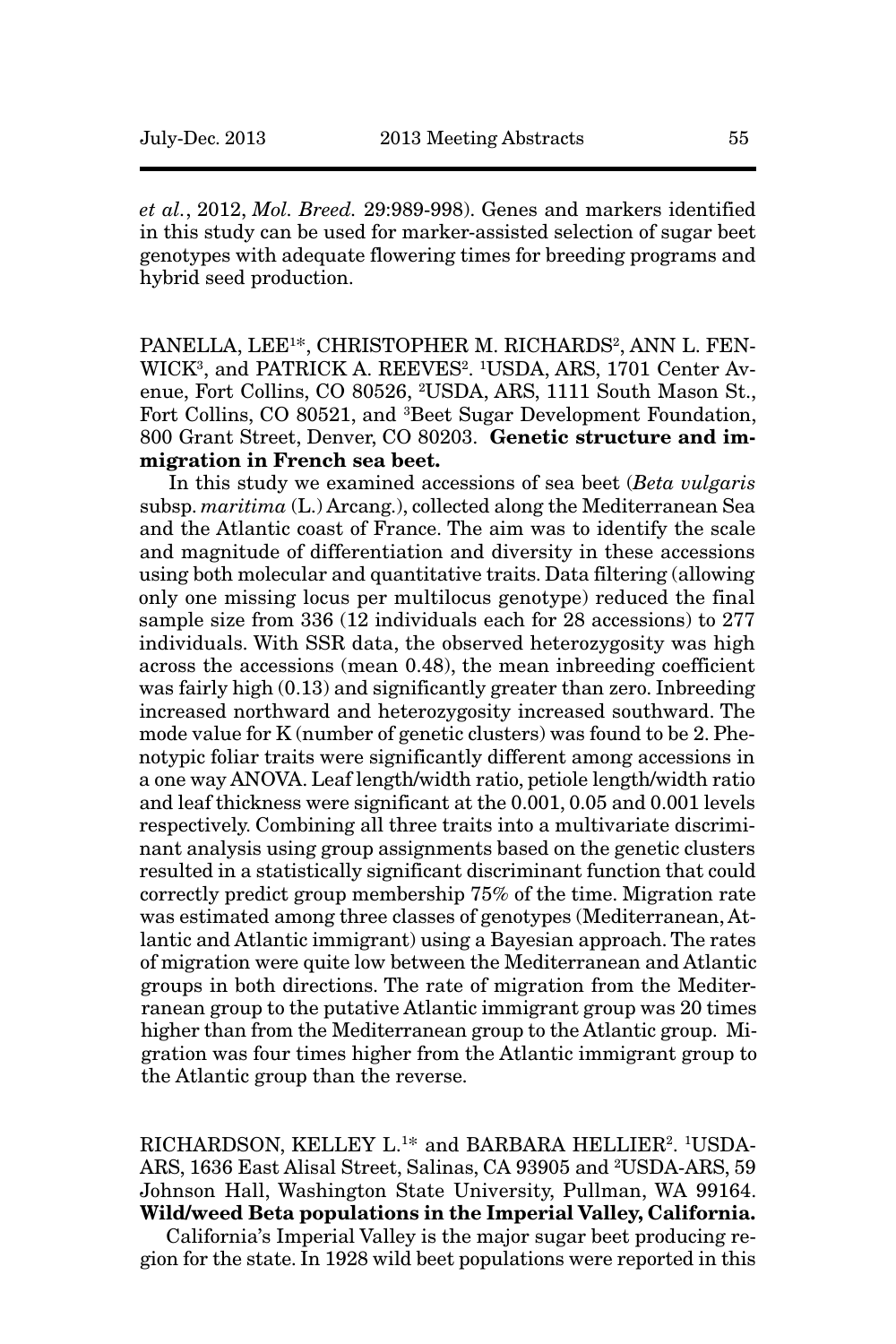*et al.*, 2012, *Mol. Breed.* 29:989-998). Genes and markers identified in this study can be used for marker-assisted selection of sugar beet genotypes with adequate flowering times for breeding programs and hybrid seed production.

PANELLA, LEE[1]*, CHRISTOPHER M. RICHARDS[2], ANN L. FENWICK[3], and PATRICK A. REEVES[2]. [1]USDA, ARS, 1701 Center Avenue, Fort Collins, CO 80526, [2]USDA, ARS, 1111 South Mason St., Fort Collins, CO 80521, and [3]Beet Sugar Development Foundation, 800 Grant Street, Denver, CO 80203. **Genetic structure and immigration in French sea beet.**

In this study we examined accessions of sea beet (*Beta vulgaris* subsp. *maritima* (L.) Arcang.), collected along the Mediterranean Sea and the Atlantic coast of France. The aim was to identify the scale and magnitude of differentiation and diversity in these accessions using both molecular and quantitative traits. Data filtering (allowing only one missing locus per multilocus genotype) reduced the final sample size from 336 (12 individuals each for 28 accessions) to 277 individuals. With SSR data, the observed heterozygosity was high across the accessions (mean 0.48), the mean inbreeding coefficient was fairly high (0.13) and significantly greater than zero. Inbreeding increased northward and heterozygosity increased southward. The mode value for K (number of genetic clusters) was found to be 2. Phenotypic foliar traits were significantly different among accessions in a one way ANOVA. Leaf length/width ratio, petiole length/width ratio and leaf thickness were significant at the 0.001, 0.05 and 0.001 levels respectively. Combining all three traits into a multivariate discriminant analysis using group assignments based on the genetic clusters resulted in a statistically significant discriminant function that could correctly predict group membership 75% of the time. Migration rate was estimated among three classes of genotypes (Mediterranean, Atlantic and Atlantic immigrant) using a Bayesian approach. The rates of migration were quite low between the Mediterranean and Atlantic groups in both directions. The rate of migration from the Mediterranean group to the putative Atlantic immigrant group was 20 times higher than from the Mediterranean group to the Atlantic group. Migration was four times higher from the Atlantic immigrant group to the Atlantic group than the reverse.

RICHARDSON, KELLEY L.[1]* and BARBARA HELLIER[2]. [1]USDA-ARS, 1636 East Alisal Street, Salinas, CA 93905 and [2]USDA-ARS, 59 Johnson Hall, Washington State University, Pullman, WA 99164. **Wild/weed Beta populations in the Imperial Valley, California.**

California's Imperial Valley is the major sugar beet producing region for the state. In 1928 wild beet populations were reported in this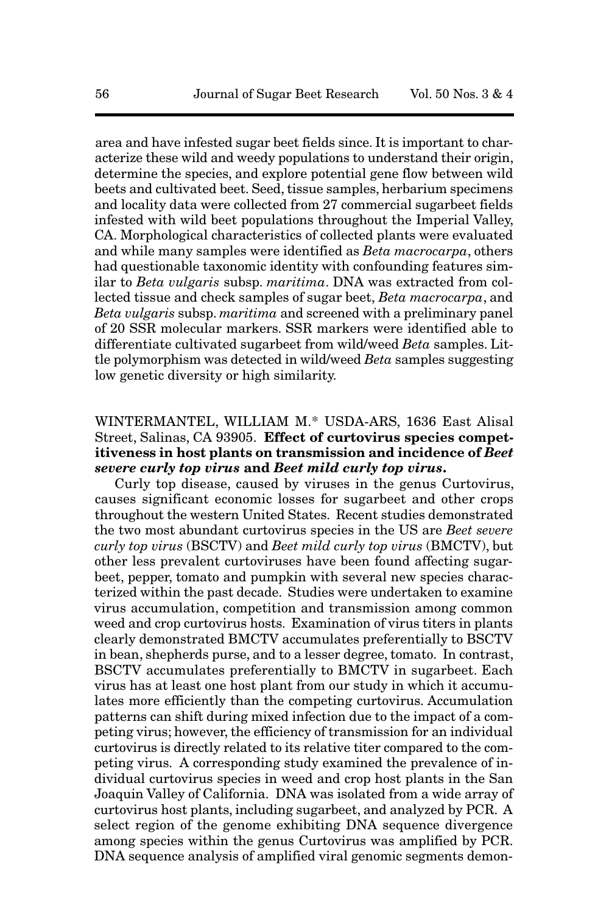area and have infested sugar beet fields since. It is important to characterize these wild and weedy populations to understand their origin, determine the species, and explore potential gene flow between wild beets and cultivated beet. Seed, tissue samples, herbarium specimens and locality data were collected from 27 commercial sugarbeet fields infested with wild beet populations throughout the Imperial Valley, CA. Morphological characteristics of collected plants were evaluated and while many samples were identified as *Beta macrocarpa*, others had questionable taxonomic identity with confounding features similar to *Beta vulgaris* subsp. *maritima*. DNA was extracted from collected tissue and check samples of sugar beet, *Beta macrocarpa*, and *Beta vulgaris* subsp. *maritima* and screened with a preliminary panel of 20 SSR molecular markers. SSR markers were identified able to differentiate cultivated sugarbeet from wild/weed *Beta* samples. Little polymorphism was detected in wild/weed *Beta* samples suggesting low genetic diversity or high similarity.

WINTERMANTEL, WILLIAM M.* USDA-ARS, 1636 East Alisal Street, Salinas, CA 93905. **Effect of curtovirus species competitiveness in host plants on transmission and incidence of *Beet severe curly top virus* and *Beet mild curly top virus*.**

Curly top disease, caused by viruses in the genus Curtovirus, causes significant economic losses for sugarbeet and other crops throughout the western United States. Recent studies demonstrated the two most abundant curtovirus species in the US are *Beet severe curly top virus* (BSCTV) and *Beet mild curly top virus* (BMCTV), but other less prevalent curtoviruses have been found affecting sugarbeet, pepper, tomato and pumpkin with several new species characterized within the past decade. Studies were undertaken to examine virus accumulation, competition and transmission among common weed and crop curtovirus hosts. Examination of virus titers in plants clearly demonstrated BMCTV accumulates preferentially to BSCTV in bean, shepherds purse, and to a lesser degree, tomato. In contrast, BSCTV accumulates preferentially to BMCTV in sugarbeet. Each virus has at least one host plant from our study in which it accumulates more efficiently than the competing curtovirus. Accumulation patterns can shift during mixed infection due to the impact of a competing virus; however, the efficiency of transmission for an individual curtovirus is directly related to its relative titer compared to the competing virus. A corresponding study examined the prevalence of individual curtovirus species in weed and crop host plants in the San Joaquin Valley of California. DNA was isolated from a wide array of curtovirus host plants, including sugarbeet, and analyzed by PCR. A select region of the genome exhibiting DNA sequence divergence among species within the genus Curtovirus was amplified by PCR. DNA sequence analysis of amplified viral genomic segments demon-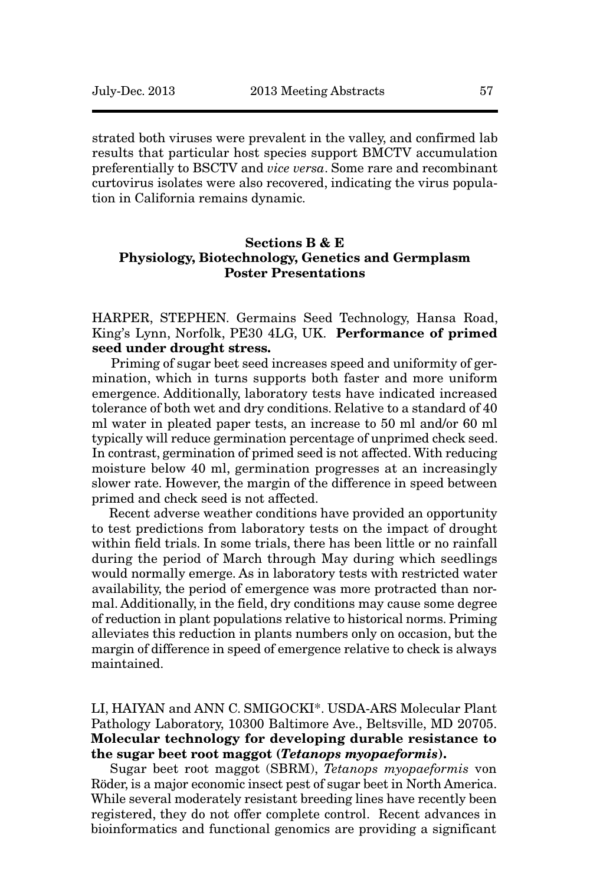strated both viruses were prevalent in the valley, and confirmed lab results that particular host species support BMCTV accumulation preferentially to BSCTV and *vice versa*. Some rare and recombinant curtovirus isolates were also recovered, indicating the virus population in California remains dynamic.

## Sections B & E
## Physiology, Biotechnology, Genetics and Germplasm Poster Presentations

HARPER, STEPHEN. Germains Seed Technology, Hansa Road, King's Lynn, Norfolk, PE30 4LG, UK. **Performance of primed seed under drought stress.**

Priming of sugar beet seed increases speed and uniformity of germination, which in turns supports both faster and more uniform emergence. Additionally, laboratory tests have indicated increased tolerance of both wet and dry conditions. Relative to a standard of 40 ml water in pleated paper tests, an increase to 50 ml and/or 60 ml typically will reduce germination percentage of unprimed check seed. In contrast, germination of primed seed is not affected. With reducing moisture below 40 ml, germination progresses at an increasingly slower rate. However, the margin of the difference in speed between primed and check seed is not affected.

Recent adverse weather conditions have provided an opportunity to test predictions from laboratory tests on the impact of drought within field trials. In some trials, there has been little or no rainfall during the period of March through May during which seedlings would normally emerge. As in laboratory tests with restricted water availability, the period of emergence was more protracted than normal. Additionally, in the field, dry conditions may cause some degree of reduction in plant populations relative to historical norms. Priming alleviates this reduction in plants numbers only on occasion, but the margin of difference in speed of emergence relative to check is always maintained.

LI, HAIYAN and ANN C. SMIGOCKI*. USDA-ARS Molecular Plant Pathology Laboratory, 10300 Baltimore Ave., Beltsville, MD 20705. **Molecular technology for developing durable resistance to the sugar beet root maggot (*Tetanops myopaeformis*).**

Sugar beet root maggot (SBRM), *Tetanops myopaeformis* von Röder, is a major economic insect pest of sugar beet in North America. While several moderately resistant breeding lines have recently been registered, they do not offer complete control. Recent advances in bioinformatics and functional genomics are providing a significant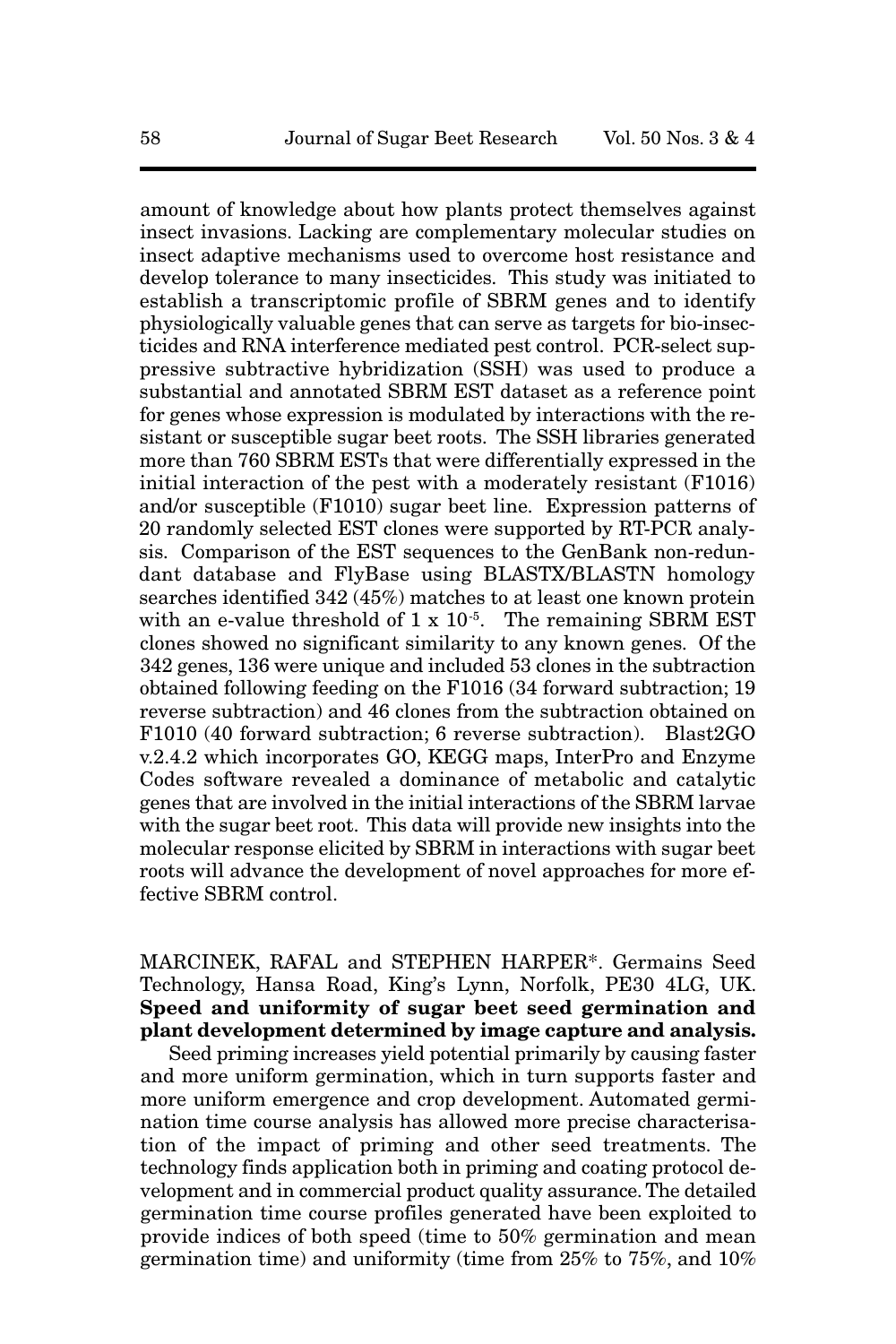amount of knowledge about how plants protect themselves against insect invasions. Lacking are complementary molecular studies on insect adaptive mechanisms used to overcome host resistance and develop tolerance to many insecticides. This study was initiated to establish a transcriptomic profile of SBRM genes and to identify physiologically valuable genes that can serve as targets for bio-insecticides and RNA interference mediated pest control. PCR-select suppressive subtractive hybridization (SSH) was used to produce a substantial and annotated SBRM EST dataset as a reference point for genes whose expression is modulated by interactions with the resistant or susceptible sugar beet roots. The SSH libraries generated more than 760 SBRM ESTs that were differentially expressed in the initial interaction of the pest with a moderately resistant (F1016) and/or susceptible (F1010) sugar beet line. Expression patterns of 20 randomly selected EST clones were supported by RT-PCR analysis. Comparison of the EST sequences to the GenBank non-redundant database and FlyBase using BLASTX/BLASTN homology searches identified 342 (45%) matches to at least one known protein with an e-value threshold of $1 \times 10^{-5}$. The remaining SBRM EST clones showed no significant similarity to any known genes. Of the 342 genes, 136 were unique and included 53 clones in the subtraction obtained following feeding on the F1016 (34 forward subtraction; 19 reverse subtraction) and 46 clones from the subtraction obtained on F1010 (40 forward subtraction; 6 reverse subtraction). Blast2GO v.2.4.2 which incorporates GO, KEGG maps, InterPro and Enzyme Codes software revealed a dominance of metabolic and catalytic genes that are involved in the initial interactions of the SBRM larvae with the sugar beet root. This data will provide new insights into the molecular response elicited by SBRM in interactions with sugar beet roots will advance the development of novel approaches for more effective SBRM control.

MARCINEK, RAFAL and STEPHEN HARPER*. Germains Seed Technology, Hansa Road, King's Lynn, Norfolk, PE30 4LG, UK. **Speed and uniformity of sugar beet seed germination and plant development determined by image capture and analysis.**

Seed priming increases yield potential primarily by causing faster and more uniform germination, which in turn supports faster and more uniform emergence and crop development. Automated germination time course analysis has allowed more precise characterisation of the impact of priming and other seed treatments. The technology finds application both in priming and coating protocol development and in commercial product quality assurance. The detailed germination time course profiles generated have been exploited to provide indices of both speed (time to 50% germination and mean germination time) and uniformity (time from 25% to 75%, and 10%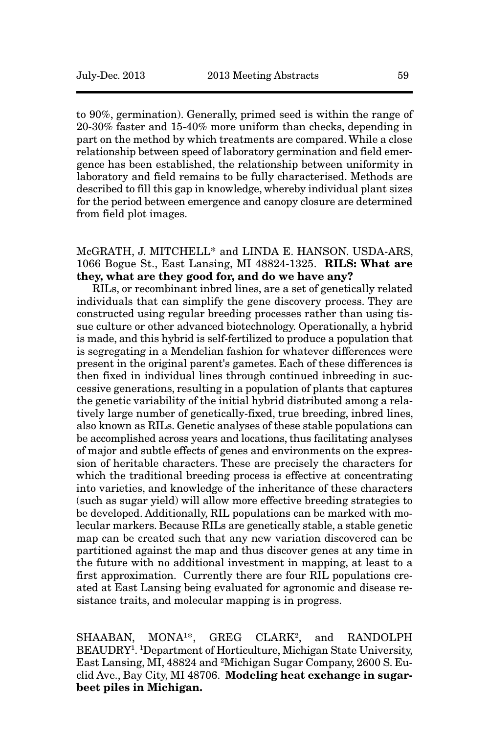to 90%, germination). Generally, primed seed is within the range of 20-30% faster and 15-40% more uniform than checks, depending in part on the method by which treatments are compared. While a close relationship between speed of laboratory germination and field emergence has been established, the relationship between uniformity in laboratory and field remains to be fully characterised. Methods are described to fill this gap in knowledge, whereby individual plant sizes for the period between emergence and canopy closure are determined from field plot images.

McGRATH, J. MITCHELL* and LINDA E. HANSON. USDA-ARS, 1066 Bogue St., East Lansing, MI 48824-1325. **RILS: What are they, what are they good for, and do we have any?**

RILs, or recombinant inbred lines, are a set of genetically related individuals that can simplify the gene discovery process. They are constructed using regular breeding processes rather than using tissue culture or other advanced biotechnology. Operationally, a hybrid is made, and this hybrid is self-fertilized to produce a population that is segregating in a Mendelian fashion for whatever differences were present in the original parent's gametes. Each of these differences is then fixed in individual lines through continued inbreeding in successive generations, resulting in a population of plants that captures the genetic variability of the initial hybrid distributed among a relatively large number of genetically-fixed, true breeding, inbred lines, also known as RILs. Genetic analyses of these stable populations can be accomplished across years and locations, thus facilitating analyses of major and subtle effects of genes and environments on the expression of heritable characters. These are precisely the characters for which the traditional breeding process is effective at concentrating into varieties, and knowledge of the inheritance of these characters (such as sugar yield) will allow more effective breeding strategies to be developed. Additionally, RIL populations can be marked with molecular markers. Because RILs are genetically stable, a stable genetic map can be created such that any new variation discovered can be partitioned against the map and thus discover genes at any time in the future with no additional investment in mapping, at least to a first approximation. Currently there are four RIL populations created at East Lansing being evaluated for agronomic and disease resistance traits, and molecular mapping is in progress.

SHAABAN, MONA[1]*, GREG CLARK[2], and RANDOLPH BEAUDRY[1]. [1]Department of Horticulture, Michigan State University, East Lansing, MI, 48824 and [2]Michigan Sugar Company, 2600 S. Euclid Ave., Bay City, MI 48706. **Modeling heat exchange in sugarbeet piles in Michigan.**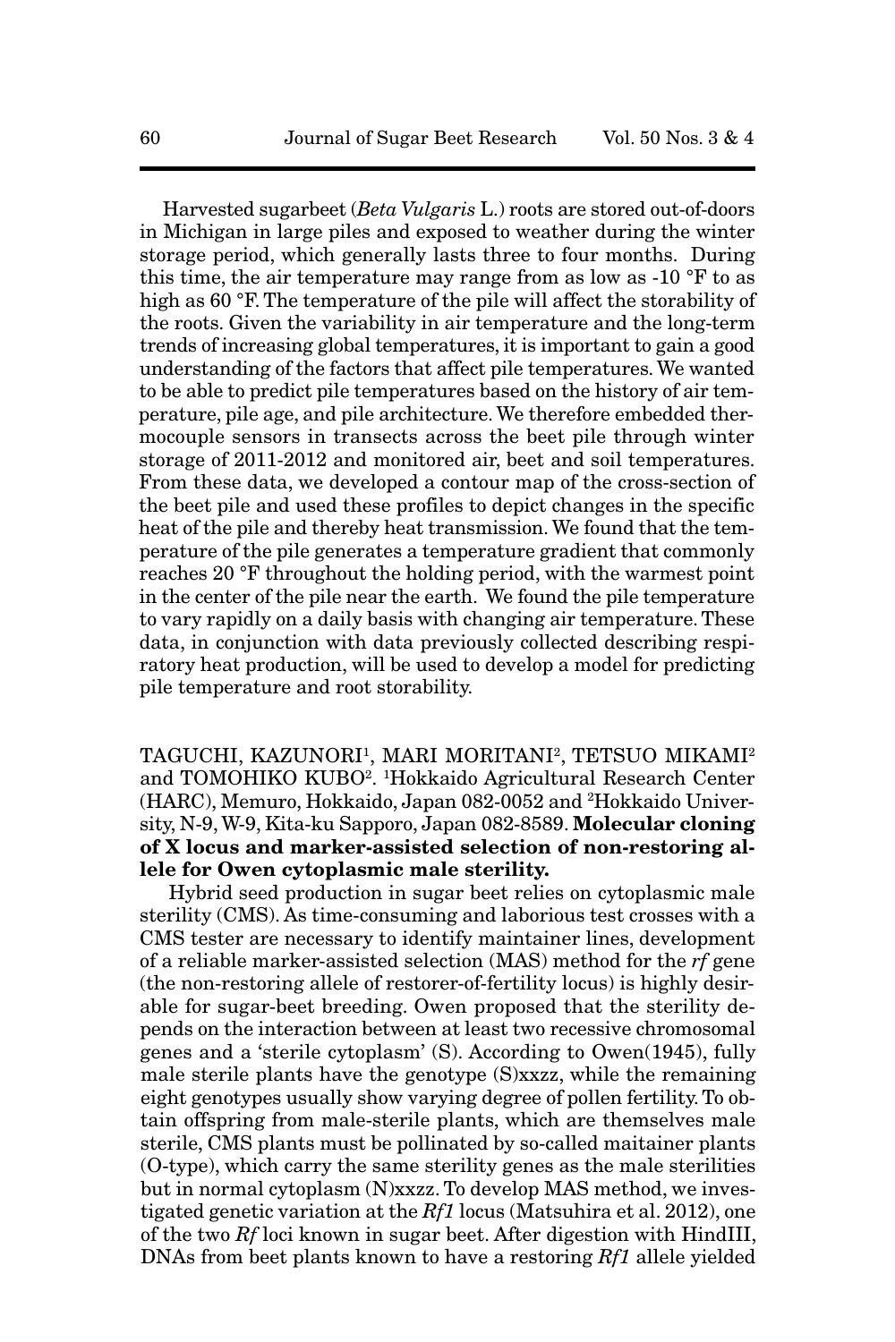Harvested sugarbeet (*Beta Vulgaris* L.) roots are stored out-of-doors in Michigan in large piles and exposed to weather during the winter storage period, which generally lasts three to four months. During this time, the air temperature may range from as low as -10 °F to as high as 60 °F. The temperature of the pile will affect the storability of the roots. Given the variability in air temperature and the long-term trends of increasing global temperatures, it is important to gain a good understanding of the factors that affect pile temperatures. We wanted to be able to predict pile temperatures based on the history of air temperature, pile age, and pile architecture. We therefore embedded thermocouple sensors in transects across the beet pile through winter storage of 2011-2012 and monitored air, beet and soil temperatures. From these data, we developed a contour map of the cross-section of the beet pile and used these profiles to depict changes in the specific heat of the pile and thereby heat transmission. We found that the temperature of the pile generates a temperature gradient that commonly reaches 20 °F throughout the holding period, with the warmest point in the center of the pile near the earth. We found the pile temperature to vary rapidly on a daily basis with changing air temperature. These data, in conjunction with data previously collected describing respiratory heat production, will be used to develop a model for predicting pile temperature and root storability.

TAGUCHI, KAZUNORI[1], MARI MORITANI[2], TETSUO MIKAMI[2] and TOMOHIKO KUBO[2]. [1]Hokkaido Agricultural Research Center (HARC), Memuro, Hokkaido, Japan 082-0052 and [2]Hokkaido University, N-9, W-9, Kita-ku Sapporo, Japan 082-8589. **Molecular cloning of X locus and marker-assisted selection of non-restoring allele for Owen cytoplasmic male sterility.**

Hybrid seed production in sugar beet relies on cytoplasmic male sterility (CMS). As time-consuming and laborious test crosses with a CMS tester are necessary to identify maintainer lines, development of a reliable marker-assisted selection (MAS) method for the *rf* gene (the non-restoring allele of restorer-of-fertility locus) is highly desirable for sugar-beet breeding. Owen proposed that the sterility depends on the interaction between at least two recessive chromosomal genes and a 'sterile cytoplasm' (S). According to Owen(1945), fully male sterile plants have the genotype (S)xxzz, while the remaining eight genotypes usually show varying degree of pollen fertility. To obtain offspring from male-sterile plants, which are themselves male sterile, CMS plants must be pollinated by so-called maitainer plants (O-type), which carry the same sterility genes as the male sterilities but in normal cytoplasm (N)xxzz. To develop MAS method, we investigated genetic variation at the *Rf1* locus (Matsuhira et al. 2012), one of the two *Rf* loci known in sugar beet. After digestion with HindIII, DNAs from beet plants known to have a restoring *Rf1* allele yielded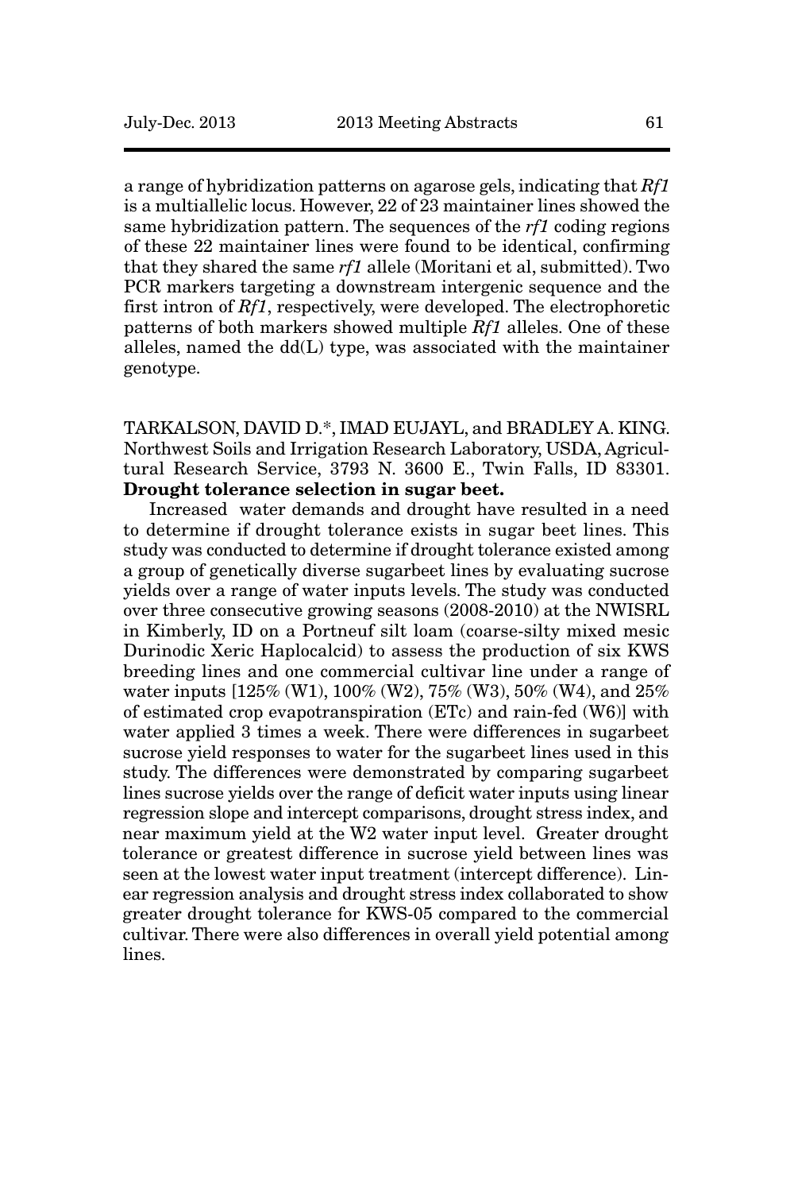a range of hybridization patterns on agarose gels, indicating that *Rf1* is a multiallelic locus. However, 22 of 23 maintainer lines showed the same hybridization pattern. The sequences of the *rf1* coding regions of these 22 maintainer lines were found to be identical, confirming that they shared the same *rf1* allele (Moritani et al, submitted). Two PCR markers targeting a downstream intergenic sequence and the first intron of *Rf1*, respectively, were developed. The electrophoretic patterns of both markers showed multiple *Rf1* alleles. One of these alleles, named the dd(L) type, was associated with the maintainer genotype.

TARKALSON, DAVID D.*, IMAD EUJAYL, and BRADLEY A. KING. Northwest Soils and Irrigation Research Laboratory, USDA, Agricultural Research Service, 3793 N. 3600 E., Twin Falls, ID 83301. **Drought tolerance selection in sugar beet.**

Increased water demands and drought have resulted in a need to determine if drought tolerance exists in sugar beet lines. This study was conducted to determine if drought tolerance existed among a group of genetically diverse sugarbeet lines by evaluating sucrose yields over a range of water inputs levels. The study was conducted over three consecutive growing seasons (2008-2010) at the NWISRL in Kimberly, ID on a Portneuf silt loam (coarse-silty mixed mesic Durinodic Xeric Haplocalcid) to assess the production of six KWS breeding lines and one commercial cultivar line under a range of water inputs [125% (W1), 100% (W2), 75% (W3), 50% (W4), and 25% of estimated crop evapotranspiration (ETc) and rain-fed (W6)] with water applied 3 times a week. There were differences in sugarbeet sucrose yield responses to water for the sugarbeet lines used in this study. The differences were demonstrated by comparing sugarbeet lines sucrose yields over the range of deficit water inputs using linear regression slope and intercept comparisons, drought stress index, and near maximum yield at the W2 water input level. Greater drought tolerance or greatest difference in sucrose yield between lines was seen at the lowest water input treatment (intercept difference). Linear regression analysis and drought stress index collaborated to show greater drought tolerance for KWS-05 compared to the commercial cultivar. There were also differences in overall yield potential among lines.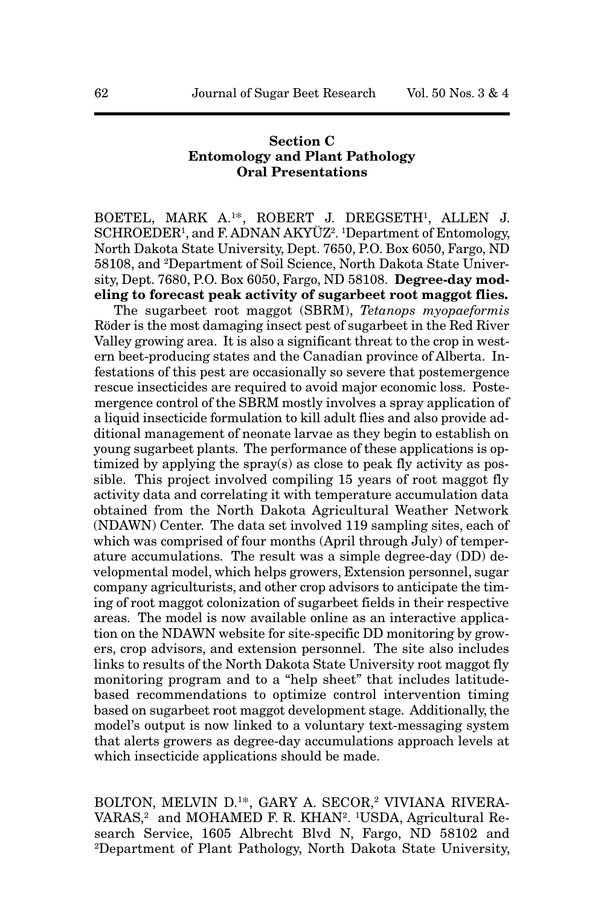## Section C
## Entomology and Plant Pathology
## Oral Presentations

BOETEL, MARK A.[1*], ROBERT J. DREGSETH[1], ALLEN J. SCHROEDER[1], and F. ADNAN AKYÜZ[2]. [1]Department of Entomology, North Dakota State University, Dept. 7650, P.O. Box 6050, Fargo, ND 58108, and [2]Department of Soil Science, North Dakota State University, Dept. 7680, P.O. Box 6050, Fargo, ND 58108. **Degree-day modeling to forecast peak activity of sugarbeet root maggot flies.**

The sugarbeet root maggot (SBRM), *Tetanops myopaeformis* Röder is the most damaging insect pest of sugarbeet in the Red River Valley growing area. It is also a significant threat to the crop in western beet-producing states and the Canadian province of Alberta. Infestations of this pest are occasionally so severe that postemergence rescue insecticides are required to avoid major economic loss. Postemergence control of the SBRM mostly involves a spray application of a liquid insecticide formulation to kill adult flies and also provide additional management of neonate larvae as they begin to establish on young sugarbeet plants. The performance of these applications is optimized by applying the spray(s) as close to peak fly activity as possible. This project involved compiling 15 years of root maggot fly activity data and correlating it with temperature accumulation data obtained from the North Dakota Agricultural Weather Network (NDAWN) Center. The data set involved 119 sampling sites, each of which was comprised of four months (April through July) of temperature accumulations. The result was a simple degree-day (DD) developmental model, which helps growers, Extension personnel, sugar company agriculturists, and other crop advisors to anticipate the timing of root maggot colonization of sugarbeet fields in their respective areas. The model is now available online as an interactive application on the NDAWN website for site-specific DD monitoring by growers, crop advisors, and extension personnel. The site also includes links to results of the North Dakota State University root maggot fly monitoring program and to a "help sheet" that includes latitude-based recommendations to optimize control intervention timing based on sugarbeet root maggot development stage. Additionally, the model's output is now linked to a voluntary text-messaging system that alerts growers as degree-day accumulations approach levels at which insecticide applications should be made.

BOLTON, MELVIN D.[1*], GARY A. SECOR,[2] VIVIANA RIVERA-VARAS,[2] and MOHAMED F. R. KHAN[2]. [1]USDA, Agricultural Research Service, 1605 Albrecht Blvd N, Fargo, ND 58102 and [2]Department of Plant Pathology, North Dakota State University,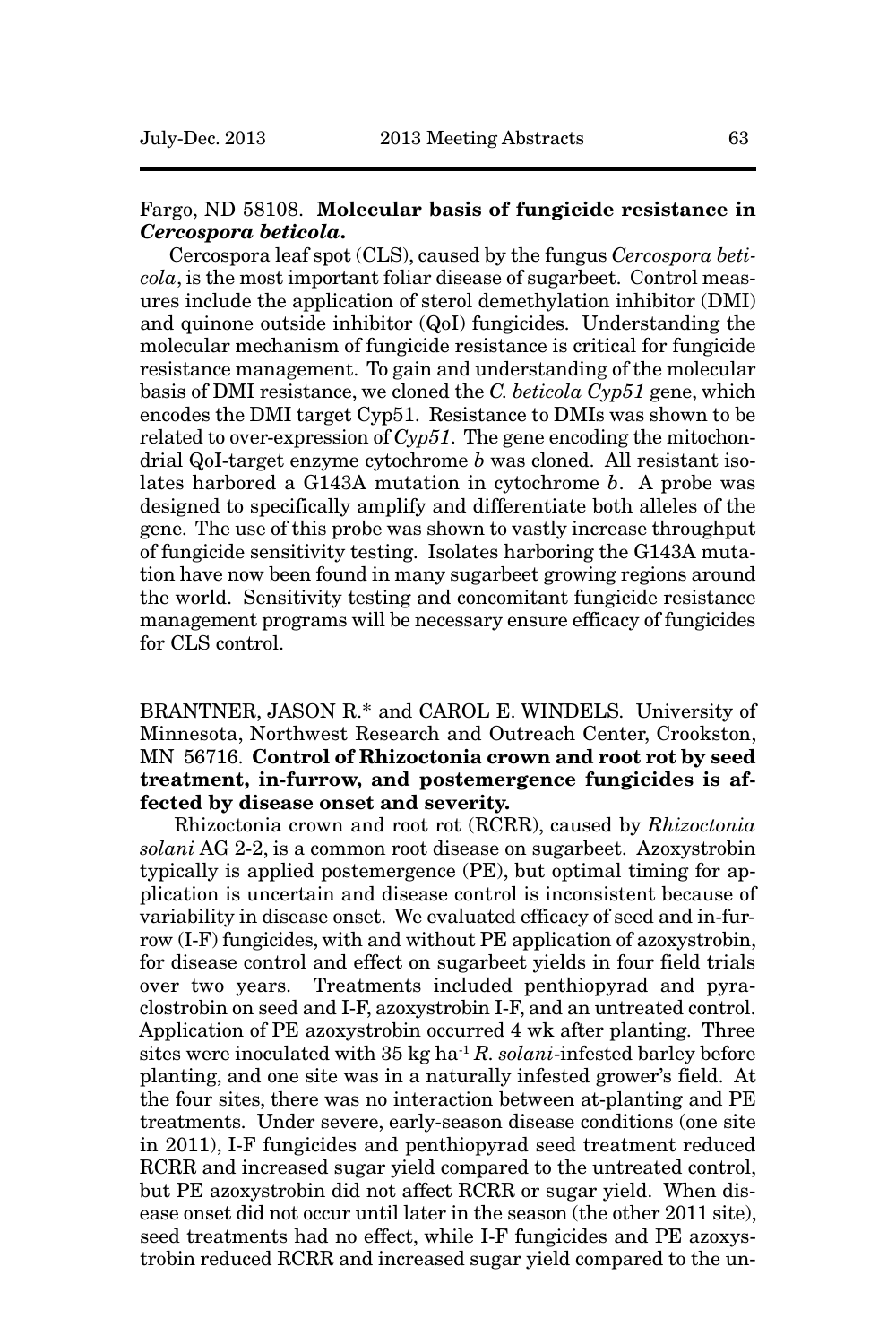Fargo, ND 58108. **Molecular basis of fungicide resistance in *Cercospora beticola*.**

Cercospora leaf spot (CLS), caused by the fungus *Cercospora beticola*, is the most important foliar disease of sugarbeet. Control measures include the application of sterol demethylation inhibitor (DMI) and quinone outside inhibitor (QoI) fungicides. Understanding the molecular mechanism of fungicide resistance is critical for fungicide resistance management. To gain and understanding of the molecular basis of DMI resistance, we cloned the *C. beticola Cyp51* gene, which encodes the DMI target Cyp51. Resistance to DMIs was shown to be related to over-expression of *Cyp51*. The gene encoding the mitochondrial QoI-target enzyme cytochrome *b* was cloned. All resistant isolates harbored a G143A mutation in cytochrome *b*. A probe was designed to specifically amplify and differentiate both alleles of the gene. The use of this probe was shown to vastly increase throughput of fungicide sensitivity testing. Isolates harboring the G143A mutation have now been found in many sugarbeet growing regions around the world. Sensitivity testing and concomitant fungicide resistance management programs will be necessary ensure efficacy of fungicides for CLS control.

BRANTNER, JASON R.* and CAROL E. WINDELS. University of Minnesota, Northwest Research and Outreach Center, Crookston, MN 56716. **Control of Rhizoctonia crown and root rot by seed treatment, in-furrow, and postemergence fungicides is affected by disease onset and severity.**

Rhizoctonia crown and root rot (RCRR), caused by *Rhizoctonia solani* AG 2-2, is a common root disease on sugarbeet. Azoxystrobin typically is applied postemergence (PE), but optimal timing for application is uncertain and disease control is inconsistent because of variability in disease onset. We evaluated efficacy of seed and in-furrow (I-F) fungicides, with and without PE application of azoxystrobin, for disease control and effect on sugarbeet yields in four field trials over two years. Treatments included penthiopyrad and pyraclostrobin on seed and I-F, azoxystrobin I-F, and an untreated control. Application of PE azoxystrobin occurred 4 wk after planting. Three sites were inoculated with 35 kg ha$^{-1}$ *R. solani*-infested barley before planting, and one site was in a naturally infested grower's field. At the four sites, there was no interaction between at-planting and PE treatments. Under severe, early-season disease conditions (one site in 2011), I-F fungicides and penthiopyrad seed treatment reduced RCRR and increased sugar yield compared to the untreated control, but PE azoxystrobin did not affect RCRR or sugar yield. When disease onset did not occur until later in the season (the other 2011 site), seed treatments had no effect, while I-F fungicides and PE azoxystrobin reduced RCRR and increased sugar yield compared to the un-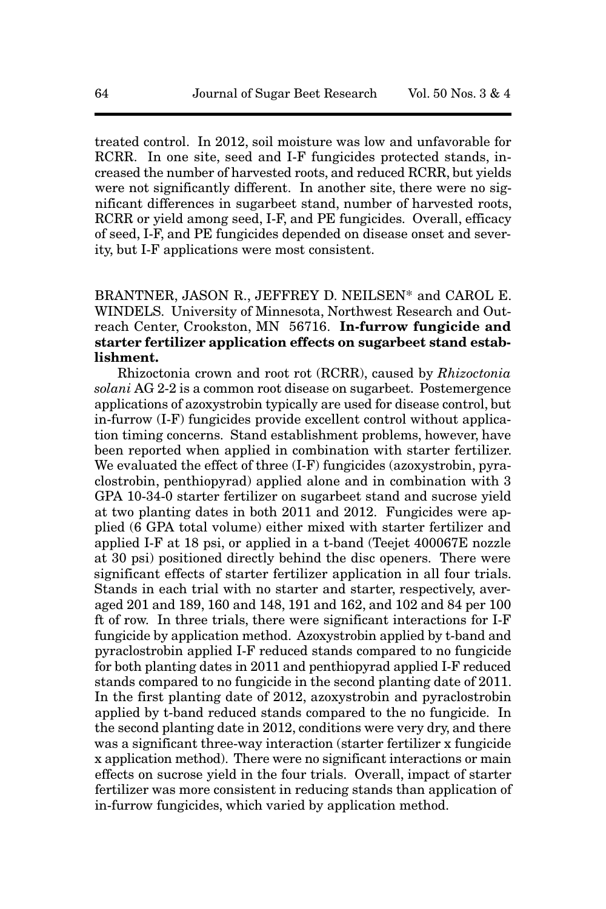treated control. In 2012, soil moisture was low and unfavorable for RCRR. In one site, seed and I-F fungicides protected stands, increased the number of harvested roots, and reduced RCRR, but yields were not significantly different. In another site, there were no significant differences in sugarbeet stand, number of harvested roots, RCRR or yield among seed, I-F, and PE fungicides. Overall, efficacy of seed, I-F, and PE fungicides depended on disease onset and severity, but I-F applications were most consistent.

BRANTNER, JASON R., JEFFREY D. NEILSEN* and CAROL E. WINDELS. University of Minnesota, Northwest Research and Outreach Center, Crookston, MN 56716. **In-furrow fungicide and starter fertilizer application effects on sugarbeet stand establishment.**

Rhizoctonia crown and root rot (RCRR), caused by *Rhizoctonia solani* AG 2-2 is a common root disease on sugarbeet. Postemergence applications of azoxystrobin typically are used for disease control, but in-furrow (I-F) fungicides provide excellent control without application timing concerns. Stand establishment problems, however, have been reported when applied in combination with starter fertilizer. We evaluated the effect of three (I-F) fungicides (azoxystrobin, pyraclostrobin, penthiopyrad) applied alone and in combination with 3 GPA 10-34-0 starter fertilizer on sugarbeet stand and sucrose yield at two planting dates in both 2011 and 2012. Fungicides were applied (6 GPA total volume) either mixed with starter fertilizer and applied I-F at 18 psi, or applied in a t-band (Teejet 400067E nozzle at 30 psi) positioned directly behind the disc openers. There were significant effects of starter fertilizer application in all four trials. Stands in each trial with no starter and starter, respectively, averaged 201 and 189, 160 and 148, 191 and 162, and 102 and 84 per 100 ft of row. In three trials, there were significant interactions for I-F fungicide by application method. Azoxystrobin applied by t-band and pyraclostrobin applied I-F reduced stands compared to no fungicide for both planting dates in 2011 and penthiopyrad applied I-F reduced stands compared to no fungicide in the second planting date of 2011. In the first planting date of 2012, azoxystrobin and pyraclostrobin applied by t-band reduced stands compared to the no fungicide. In the second planting date in 2012, conditions were very dry, and there was a significant three-way interaction (starter fertilizer x fungicide x application method). There were no significant interactions or main effects on sucrose yield in the four trials. Overall, impact of starter fertilizer was more consistent in reducing stands than application of in-furrow fungicides, which varied by application method.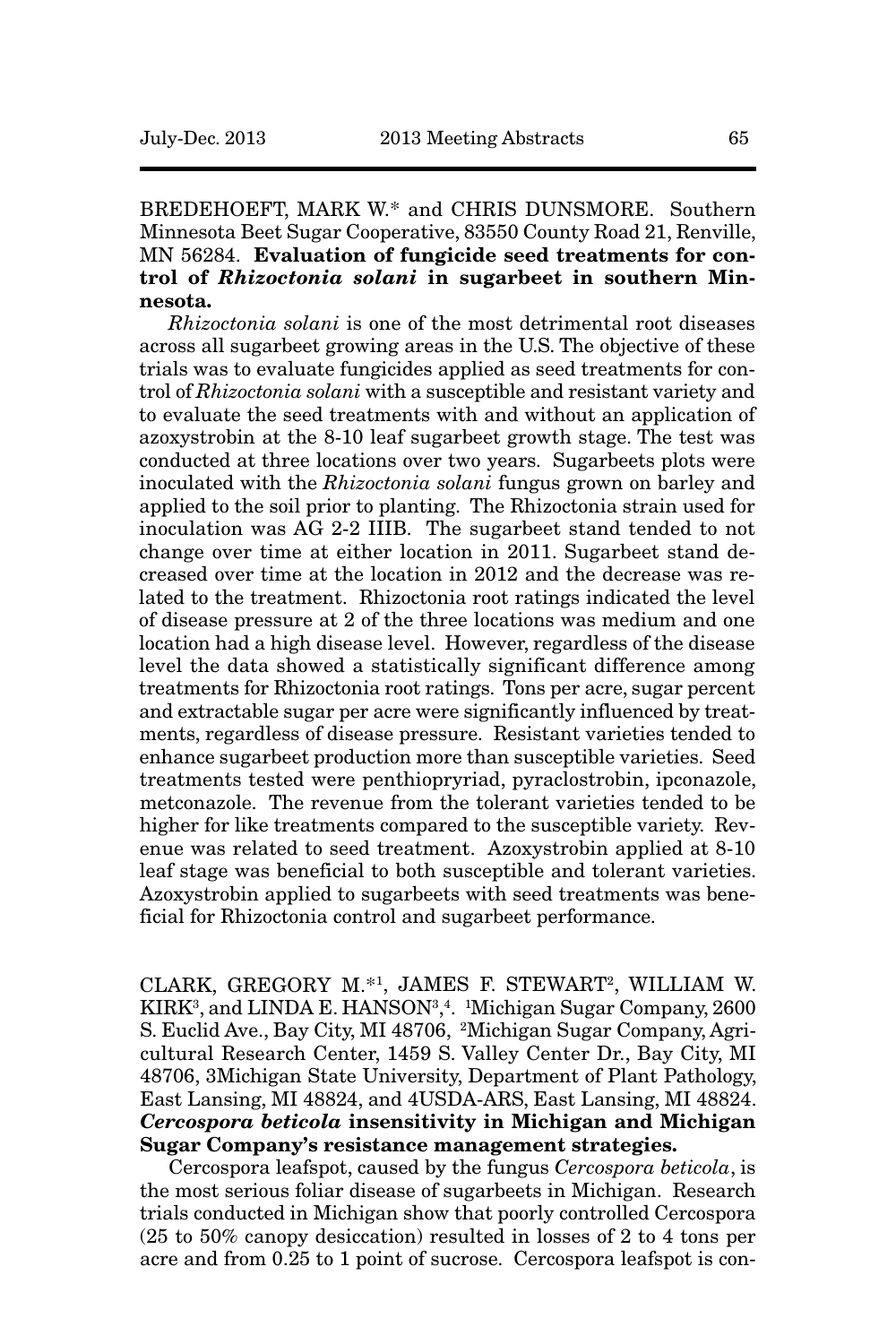BREDEHOEFT, MARK W.* and CHRIS DUNSMORE. Southern Minnesota Beet Sugar Cooperative, 83550 County Road 21, Renville, MN 56284. **Evaluation of fungicide seed treatments for control of *Rhizoctonia solani* in sugarbeet in southern Minnesota.**

*Rhizoctonia solani* is one of the most detrimental root diseases across all sugarbeet growing areas in the U.S. The objective of these trials was to evaluate fungicides applied as seed treatments for control of *Rhizoctonia solani* with a susceptible and resistant variety and to evaluate the seed treatments with and without an application of azoxystrobin at the 8-10 leaf sugarbeet growth stage. The test was conducted at three locations over two years. Sugarbeets plots were inoculated with the *Rhizoctonia solani* fungus grown on barley and applied to the soil prior to planting. The Rhizoctonia strain used for inoculation was AG 2-2 IIIB. The sugarbeet stand tended to not change over time at either location in 2011. Sugarbeet stand decreased over time at the location in 2012 and the decrease was related to the treatment. Rhizoctonia root ratings indicated the level of disease pressure at 2 of the three locations was medium and one location had a high disease level. However, regardless of the disease level the data showed a statistically significant difference among treatments for Rhizoctonia root ratings. Tons per acre, sugar percent and extractable sugar per acre were significantly influenced by treatments, regardless of disease pressure. Resistant varieties tended to enhance sugarbeet production more than susceptible varieties. Seed treatments tested were penthiopryriad, pyraclostrobin, ipconazole, metconazole. The revenue from the tolerant varieties tended to be higher for like treatments compared to the susceptible variety. Revenue was related to seed treatment. Azoxystrobin applied at 8-10 leaf stage was beneficial to both susceptible and tolerant varieties. Azoxystrobin applied to sugarbeets with seed treatments was beneficial for Rhizoctonia control and sugarbeet performance.

CLARK, GREGORY M.*[1], JAMES F. STEWART[2], WILLIAM W. KIRK[3], and LINDA E. HANSON[3,4]. [1]Michigan Sugar Company, 2600 S. Euclid Ave., Bay City, MI 48706, [2]Michigan Sugar Company, Agricultural Research Center, 1459 S. Valley Center Dr., Bay City, MI 48706, 3Michigan State University, Department of Plant Pathology, East Lansing, MI 48824, and 4USDA-ARS, East Lansing, MI 48824. ***Cercospora beticola* insensitivity in Michigan and Michigan Sugar Company's resistance management strategies.**

Cercospora leafspot, caused by the fungus *Cercospora beticola*, is the most serious foliar disease of sugarbeets in Michigan. Research trials conducted in Michigan show that poorly controlled Cercospora (25 to 50% canopy desiccation) resulted in losses of 2 to 4 tons per acre and from 0.25 to 1 point of sucrose. Cercospora leafspot is con-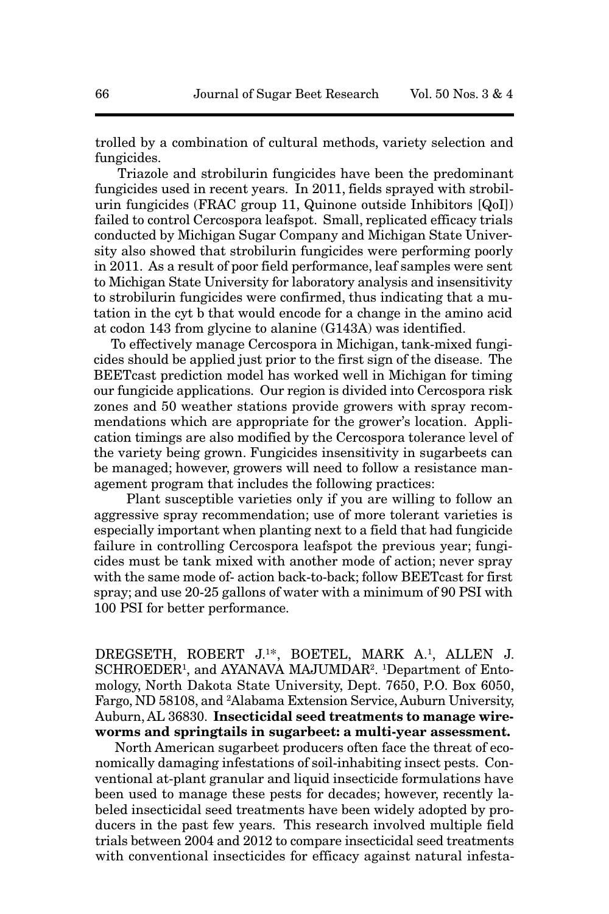trolled by a combination of cultural methods, variety selection and fungicides.

Triazole and strobilurin fungicides have been the predominant fungicides used in recent years. In 2011, fields sprayed with strobilurin fungicides (FRAC group 11, Quinone outside Inhibitors [QoI]) failed to control Cercospora leafspot. Small, replicated efficacy trials conducted by Michigan Sugar Company and Michigan State University also showed that strobilurin fungicides were performing poorly in 2011. As a result of poor field performance, leaf samples were sent to Michigan State University for laboratory analysis and insensitivity to strobilurin fungicides were confirmed, thus indicating that a mutation in the cyt b that would encode for a change in the amino acid at codon 143 from glycine to alanine (G143A) was identified.

To effectively manage Cercospora in Michigan, tank-mixed fungicides should be applied just prior to the first sign of the disease. The BEETcast prediction model has worked well in Michigan for timing our fungicide applications. Our region is divided into Cercospora risk zones and 50 weather stations provide growers with spray recommendations which are appropriate for the grower's location. Application timings are also modified by the Cercospora tolerance level of the variety being grown. Fungicides insensitivity in sugarbeets can be managed; however, growers will need to follow a resistance management program that includes the following practices:

Plant susceptible varieties only if you are willing to follow an aggressive spray recommendation; use of more tolerant varieties is especially important when planting next to a field that had fungicide failure in controlling Cercospora leafspot the previous year; fungicides must be tank mixed with another mode of action; never spray with the same mode of- action back-to-back; follow BEETcast for first spray; and use 20-25 gallons of water with a minimum of 90 PSI with 100 PSI for better performance.

DREGSETH, ROBERT J.[1*], BOETEL, MARK A.[1], ALLEN J. SCHROEDER[1], and AYANAVA MAJUMDAR[2]. [1]Department of Entomology, North Dakota State University, Dept. 7650, P.O. Box 6050, Fargo, ND 58108, and [2]Alabama Extension Service, Auburn University, Auburn, AL 36830. **Insecticidal seed treatments to manage wireworms and springtails in sugarbeet: a multi-year assessment.**

North American sugarbeet producers often face the threat of economically damaging infestations of soil-inhabiting insect pests. Conventional at-plant granular and liquid insecticide formulations have been used to manage these pests for decades; however, recently labeled insecticidal seed treatments have been widely adopted by producers in the past few years. This research involved multiple field trials between 2004 and 2012 to compare insecticidal seed treatments with conventional insecticides for efficacy against natural infesta-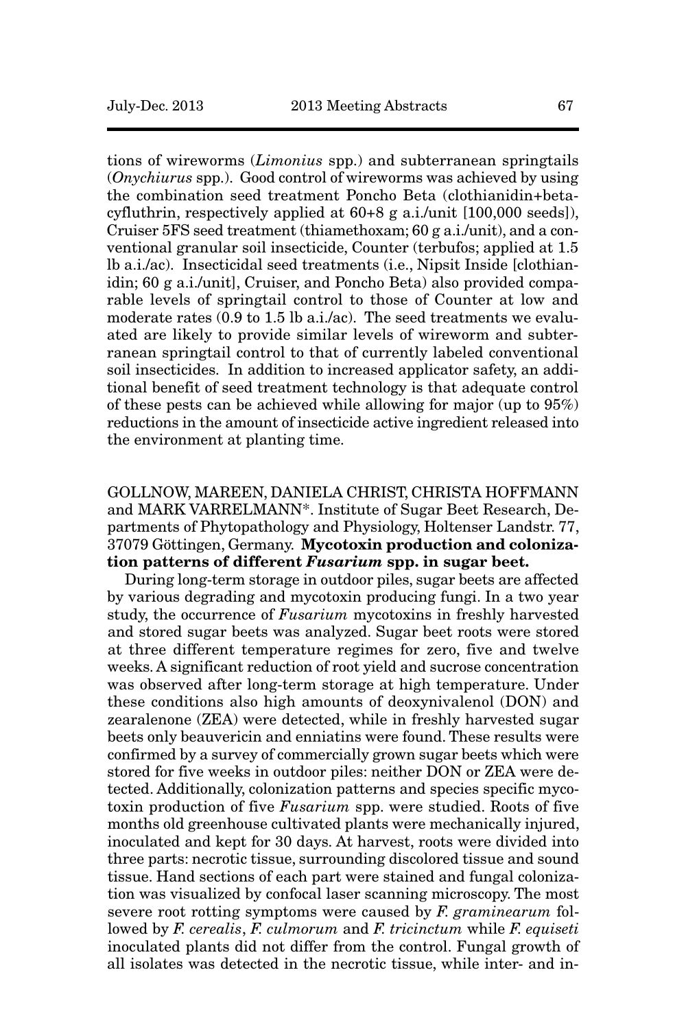tions of wireworms (*Limonius* spp.) and subterranean springtails (*Onychiurus* spp.). Good control of wireworms was achieved by using the combination seed treatment Poncho Beta (clothianidin+beta-cyfluthrin, respectively applied at 60+8 g a.i./unit [100,000 seeds]), Cruiser 5FS seed treatment (thiamethoxam; 60 g a.i./unit), and a conventional granular soil insecticide, Counter (terbufos; applied at 1.5 lb a.i./ac). Insecticidal seed treatments (i.e., Nipsit Inside [clothianidin; 60 g a.i./unit], Cruiser, and Poncho Beta) also provided comparable levels of springtail control to those of Counter at low and moderate rates (0.9 to 1.5 lb a.i./ac). The seed treatments we evaluated are likely to provide similar levels of wireworm and subterranean springtail control to that of currently labeled conventional soil insecticides. In addition to increased applicator safety, an additional benefit of seed treatment technology is that adequate control of these pests can be achieved while allowing for major (up to 95%) reductions in the amount of insecticide active ingredient released into the environment at planting time.

GOLLNOW, MAREEN, DANIELA CHRIST, CHRISTA HOFFMANN and MARK VARRELMANN*. Institute of Sugar Beet Research, Departments of Phytopathology and Physiology, Holtenser Landstr. 77, 37079 Göttingen, Germany. **Mycotoxin production and colonization patterns of different *Fusarium* spp. in sugar beet.**

During long-term storage in outdoor piles, sugar beets are affected by various degrading and mycotoxin producing fungi. In a two year study, the occurrence of *Fusarium* mycotoxins in freshly harvested and stored sugar beets was analyzed. Sugar beet roots were stored at three different temperature regimes for zero, five and twelve weeks. A significant reduction of root yield and sucrose concentration was observed after long-term storage at high temperature. Under these conditions also high amounts of deoxynivalenol (DON) and zearalenone (ZEA) were detected, while in freshly harvested sugar beets only beauvericin and enniatins were found. These results were confirmed by a survey of commercially grown sugar beets which were stored for five weeks in outdoor piles: neither DON or ZEA were detected. Additionally, colonization patterns and species specific mycotoxin production of five *Fusarium* spp. were studied. Roots of five months old greenhouse cultivated plants were mechanically injured, inoculated and kept for 30 days. At harvest, roots were divided into three parts: necrotic tissue, surrounding discolored tissue and sound tissue. Hand sections of each part were stained and fungal colonization was visualized by confocal laser scanning microscopy. The most severe root rotting symptoms were caused by *F. graminearum* followed by *F. cerealis*, *F. culmorum* and *F. tricinctum* while *F. equiseti* inoculated plants did not differ from the control. Fungal growth of all isolates was detected in the necrotic tissue, while inter- and in-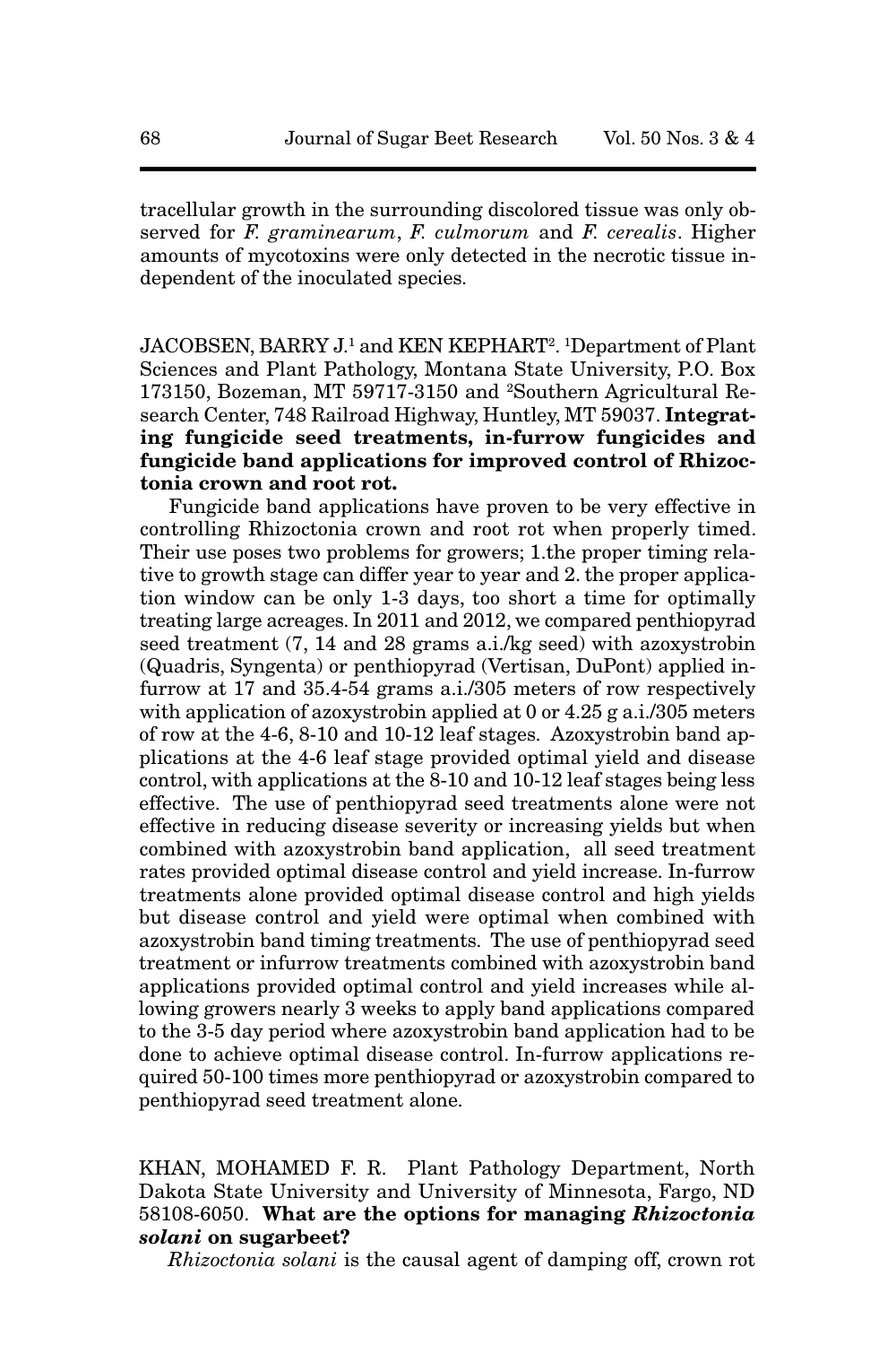tracellular growth in the surrounding discolored tissue was only observed for *F. graminearum*, *F. culmorum* and *F. cerealis*. Higher amounts of mycotoxins were only detected in the necrotic tissue independent of the inoculated species.

JACOBSEN, BARRY J.[1] and KEN KEPHART[2]. [1]Department of Plant Sciences and Plant Pathology, Montana State University, P.O. Box 173150, Bozeman, MT 59717-3150 and [2]Southern Agricultural Research Center, 748 Railroad Highway, Huntley, MT 59037. **Integrating fungicide seed treatments, in-furrow fungicides and fungicide band applications for improved control of Rhizoctonia crown and root rot.**

Fungicide band applications have proven to be very effective in controlling Rhizoctonia crown and root rot when properly timed. Their use poses two problems for growers; 1.the proper timing relative to growth stage can differ year to year and 2. the proper application window can be only 1-3 days, too short a time for optimally treating large acreages. In 2011 and 2012, we compared penthiopyrad seed treatment (7, 14 and 28 grams a.i./kg seed) with azoxystrobin (Quadris, Syngenta) or penthiopyrad (Vertisan, DuPont) applied in-furrow at 17 and 35.4-54 grams a.i./305 meters of row respectively with application of azoxystrobin applied at 0 or 4.25 g a.i./305 meters of row at the 4-6, 8-10 and 10-12 leaf stages. Azoxystrobin band applications at the 4-6 leaf stage provided optimal yield and disease control, with applications at the 8-10 and 10-12 leaf stages being less effective. The use of penthiopyrad seed treatments alone were not effective in reducing disease severity or increasing yields but when combined with azoxystrobin band application, all seed treatment rates provided optimal disease control and yield increase. In-furrow treatments alone provided optimal disease control and high yields but disease control and yield were optimal when combined with azoxystrobin band timing treatments. The use of penthiopyrad seed treatment or infurrow treatments combined with azoxystrobin band applications provided optimal control and yield increases while allowing growers nearly 3 weeks to apply band applications compared to the 3-5 day period where azoxystrobin band application had to be done to achieve optimal disease control. In-furrow applications required 50-100 times more penthiopyrad or azoxystrobin compared to penthiopyrad seed treatment alone.

KHAN, MOHAMED F. R. Plant Pathology Department, North Dakota State University and University of Minnesota, Fargo, ND 58108-6050. **What are the options for managing *Rhizoctonia solani* on sugarbeet?**

*Rhizoctonia solani* is the causal agent of damping off, crown rot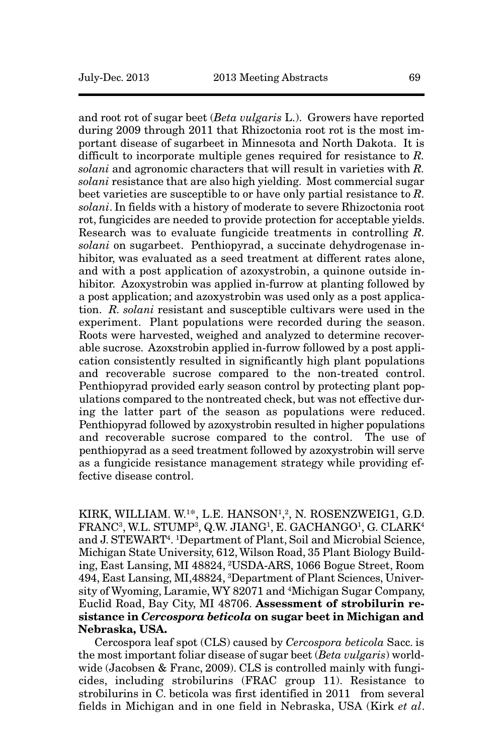and root rot of sugar beet (*Beta vulgaris* L.). Growers have reported during 2009 through 2011 that Rhizoctonia root rot is the most important disease of sugarbeet in Minnesota and North Dakota. It is difficult to incorporate multiple genes required for resistance to *R. solani* and agronomic characters that will result in varieties with *R. solani* resistance that are also high yielding. Most commercial sugar beet varieties are susceptible to or have only partial resistance to *R. solani*. In fields with a history of moderate to severe Rhizoctonia root rot, fungicides are needed to provide protection for acceptable yields. Research was to evaluate fungicide treatments in controlling *R. solani* on sugarbeet. Penthiopyrad, a succinate dehydrogenase inhibitor, was evaluated as a seed treatment at different rates alone, and with a post application of azoxystrobin, a quinone outside inhibitor. Azoxystrobin was applied in-furrow at planting followed by a post application; and azoxystrobin was used only as a post application. *R. solani* resistant and susceptible cultivars were used in the experiment. Plant populations were recorded during the season. Roots were harvested, weighed and analyzed to determine recoverable sucrose. Azoxstrobin applied in-furrow followed by a post application consistently resulted in significantly high plant populations and recoverable sucrose compared to the non-treated control. Penthiopyrad provided early season control by protecting plant populations compared to the nontreated check, but was not effective during the latter part of the season as populations were reduced. Penthiopyrad followed by azoxystrobin resulted in higher populations and recoverable sucrose compared to the control. The use of penthiopyrad as a seed treatment followed by azoxystrobin will serve as a fungicide resistance management strategy while providing effective disease control.

KIRK, WILLIAM. W.[1*], L.E. HANSON[1,2], N. ROSENZWEIG1, G.D. FRANC[3], W.L. STUMP[3], Q.W. JIANG[1], E. GACHANGO[1], G. CLARK[4] and J. STEWART[4]. [1]Department of Plant, Soil and Microbial Science, Michigan State University, 612, Wilson Road, 35 Plant Biology Building, East Lansing, MI 48824, [2]USDA-ARS, 1066 Bogue Street, Room 494, East Lansing, MI,48824, [3]Department of Plant Sciences, University of Wyoming, Laramie, WY 82071 and [4]Michigan Sugar Company, Euclid Road, Bay City, MI 48706. **Assessment of strobilurin resistance in *Cercospora beticola* on sugar beet in Michigan and Nebraska, USA.**

Cercospora leaf spot (CLS) caused by *Cercospora beticola* Sacc. is the most important foliar disease of sugar beet (*Beta vulgaris*) worldwide (Jacobsen & Franc, 2009). CLS is controlled mainly with fungicides, including strobilurins (FRAC group 11). Resistance to strobilurins in C. beticola was first identified in 2011 from several fields in Michigan and in one field in Nebraska, USA (Kirk *et al*.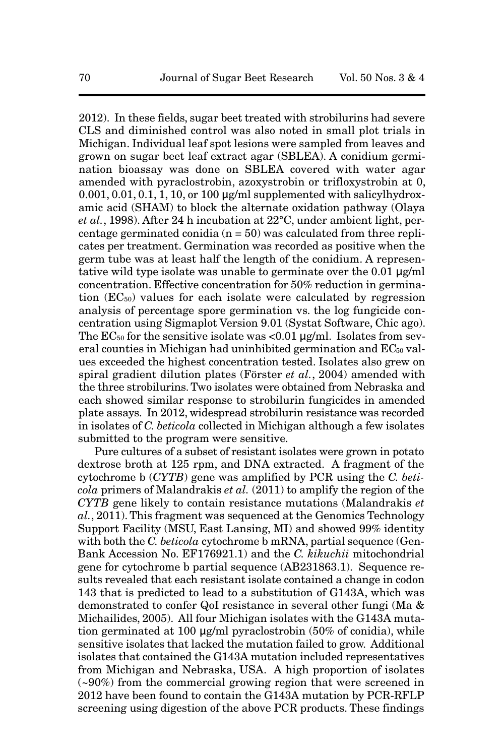2012). In these fields, sugar beet treated with strobilurins had severe CLS and diminished control was also noted in small plot trials in Michigan. Individual leaf spot lesions were sampled from leaves and grown on sugar beet leaf extract agar (SBLEA). A conidium germination bioassay was done on SBLEA covered with water agar amended with pyraclostrobin, azoxystrobin or trifloxystrobin at 0, 0.001, 0.01, 0.1, 1, 10, or 100 µg/ml supplemented with salicylhydroxamic acid (SHAM) to block the alternate oxidation pathway (Olaya *et al.*, 1998). After 24 h incubation at 22°C, under ambient light, percentage germinated conidia (n = 50) was calculated from three replicates per treatment. Germination was recorded as positive when the germ tube was at least half the length of the conidium. A representative wild type isolate was unable to germinate over the 0.01 µg/ml concentration. Effective concentration for 50% reduction in germination ($EC_{50}$) values for each isolate were calculated by regression analysis of percentage spore germination vs. the log fungicide concentration using Sigmaplot Version 9.01 (Systat Software, Chic ago). The $EC_{50}$ for the sensitive isolate was <0.01 µg/ml. Isolates from several counties in Michigan had uninhibited germination and $EC_{50}$ values exceeded the highest concentration tested. Isolates also grew on spiral gradient dilution plates (Förster *et al.*, 2004) amended with the three strobilurins. Two isolates were obtained from Nebraska and each showed similar response to strobilurin fungicides in amended plate assays. In 2012, widespread strobilurin resistance was recorded in isolates of *C. beticola* collected in Michigan although a few isolates submitted to the program were sensitive.

Pure cultures of a subset of resistant isolates were grown in potato dextrose broth at 125 rpm, and DNA extracted. A fragment of the cytochrome b (*CYTB*) gene was amplified by PCR using the *C. beticola* primers of Malandrakis *et al.* (2011) to amplify the region of the *CYTB* gene likely to contain resistance mutations (Malandrakis *et al.*, 2011). This fragment was sequenced at the Genomics Technology Support Facility (MSU, East Lansing, MI) and showed 99% identity with both the *C. beticola* cytochrome b mRNA, partial sequence (GenBank Accession No. EF176921.1) and the *C. kikuchii* mitochondrial gene for cytochrome b partial sequence (AB231863.1). Sequence results revealed that each resistant isolate contained a change in codon 143 that is predicted to lead to a substitution of G143A, which was demonstrated to confer QoI resistance in several other fungi (Ma & Michailides, 2005). All four Michigan isolates with the G143A mutation germinated at 100 µg/ml pyraclostrobin (50% of conidia), while sensitive isolates that lacked the mutation failed to grow. Additional isolates that contained the G143A mutation included representatives from Michigan and Nebraska, USA. A high proportion of isolates (~90%) from the commercial growing region that were screened in 2012 have been found to contain the G143A mutation by PCR-RFLP screening using digestion of the above PCR products. These findings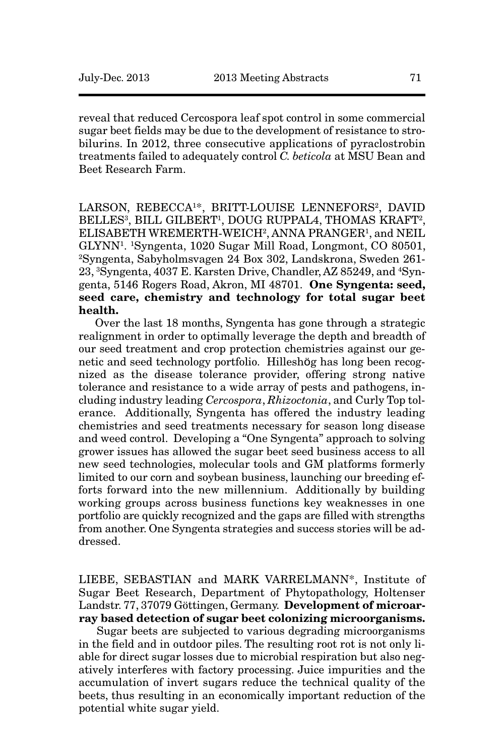reveal that reduced Cercospora leaf spot control in some commercial sugar beet fields may be due to the development of resistance to strobilurins. In 2012, three consecutive applications of pyraclostrobin treatments failed to adequately control *C. beticola* at MSU Bean and Beet Research Farm.

LARSON, REBECCA[1]*, BRITT-LOUISE LENNEFORS[2], DAVID BELLES[3], BILL GILBERT[1], DOUG RUPPAL4, THOMAS KRAFT[2], ELISABETH WREMERTH-WEICH[2], ANNA PRANGER[1], and NEIL GLYNN[1]. [1]Syngenta, 1020 Sugar Mill Road, Longmont, CO 80501, [2]Syngenta, Sabyholmsvagen 24 Box 302, Landskrona, Sweden 261-23, [3]Syngenta, 4037 E. Karsten Drive, Chandler, AZ 85249, and [4]Syngenta, 5146 Rogers Road, Akron, MI 48701. **One Syngenta: seed, seed care, chemistry and technology for total sugar beet health.**

Over the last 18 months, Syngenta has gone through a strategic realignment in order to optimally leverage the depth and breadth of our seed treatment and crop protection chemistries against our genetic and seed technology portfolio. Hilleshög has long been recognized as the disease tolerance provider, offering strong native tolerance and resistance to a wide array of pests and pathogens, including industry leading *Cercospora*, *Rhizoctonia*, and Curly Top tolerance. Additionally, Syngenta has offered the industry leading chemistries and seed treatments necessary for season long disease and weed control. Developing a "One Syngenta" approach to solving grower issues has allowed the sugar beet seed business access to all new seed technologies, molecular tools and GM platforms formerly limited to our corn and soybean business, launching our breeding efforts forward into the new millennium. Additionally by building working groups across business functions key weaknesses in one portfolio are quickly recognized and the gaps are filled with strengths from another. One Syngenta strategies and success stories will be addressed.

LIEBE, SEBASTIAN and MARK VARRELMANN*, Institute of Sugar Beet Research, Department of Phytopathology, Holtenser Landstr. 77, 37079 Göttingen, Germany. **Development of microarray based detection of sugar beet colonizing microorganisms.**

Sugar beets are subjected to various degrading microorganisms in the field and in outdoor piles. The resulting root rot is not only liable for direct sugar losses due to microbial respiration but also negatively interferes with factory processing. Juice impurities and the accumulation of invert sugars reduce the technical quality of the beets, thus resulting in an economically important reduction of the potential white sugar yield.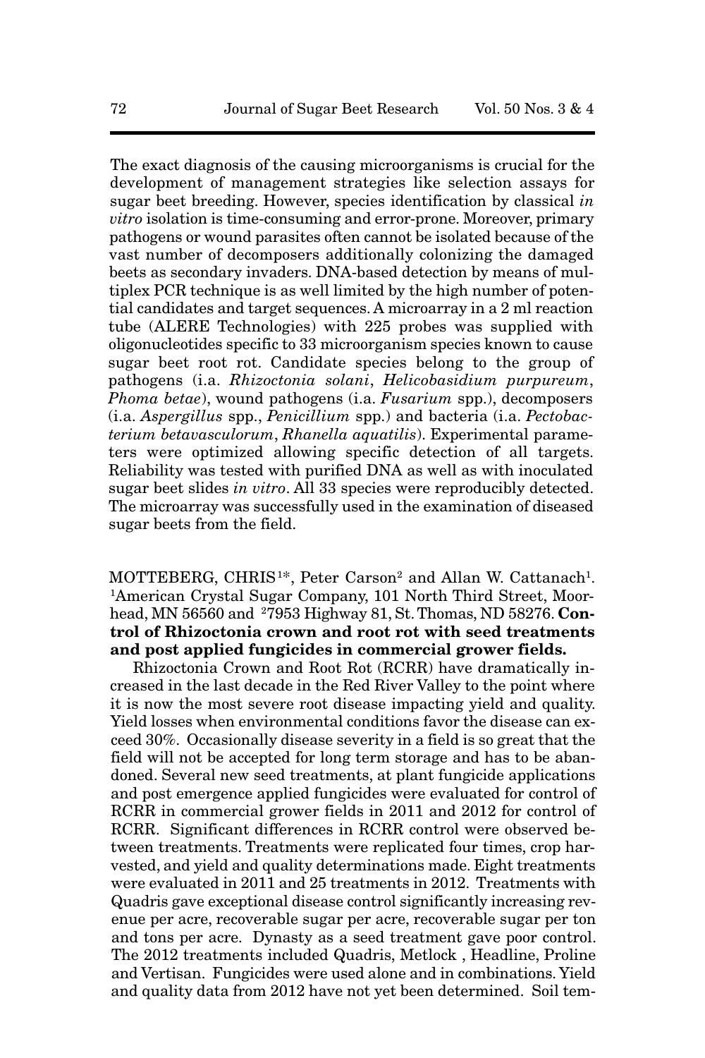The exact diagnosis of the causing microorganisms is crucial for the development of management strategies like selection assays for sugar beet breeding. However, species identification by classical *in vitro* isolation is time-consuming and error-prone. Moreover, primary pathogens or wound parasites often cannot be isolated because of the vast number of decomposers additionally colonizing the damaged beets as secondary invaders. DNA-based detection by means of multiplex PCR technique is as well limited by the high number of potential candidates and target sequences. A microarray in a 2 ml reaction tube (ALERE Technologies) with 225 probes was supplied with oligonucleotides specific to 33 microorganism species known to cause sugar beet root rot. Candidate species belong to the group of pathogens (i.a. *Rhizoctonia solani*, *Helicobasidium purpureum*, *Phoma betae*), wound pathogens (i.a. *Fusarium* spp.), decomposers (i.a. *Aspergillus* spp., *Penicillium* spp.) and bacteria (i.a. *Pectobacterium betavasculorum*, *Rhanella aquatilis*). Experimental parameters were optimized allowing specific detection of all targets. Reliability was tested with purified DNA as well as with inoculated sugar beet slides *in vitro*. All 33 species were reproducibly detected. The microarray was successfully used in the examination of diseased sugar beets from the field.

MOTTEBERG, CHRIS[1*], Peter Carson[2] and Allan W. Cattanach[1]. [1]American Crystal Sugar Company, 101 North Third Street, Moorhead, MN 56560 and [2]7953 Highway 81, St. Thomas, ND 58276. **Control of Rhizoctonia crown and root rot with seed treatments and post applied fungicides in commercial grower fields.**

Rhizoctonia Crown and Root Rot (RCRR) have dramatically increased in the last decade in the Red River Valley to the point where it is now the most severe root disease impacting yield and quality. Yield losses when environmental conditions favor the disease can exceed 30%. Occasionally disease severity in a field is so great that the field will not be accepted for long term storage and has to be abandoned. Several new seed treatments, at plant fungicide applications and post emergence applied fungicides were evaluated for control of RCRR in commercial grower fields in 2011 and 2012 for control of RCRR. Significant differences in RCRR control were observed between treatments. Treatments were replicated four times, crop harvested, and yield and quality determinations made. Eight treatments were evaluated in 2011 and 25 treatments in 2012. Treatments with Quadris gave exceptional disease control significantly increasing revenue per acre, recoverable sugar per acre, recoverable sugar per ton and tons per acre. Dynasty as a seed treatment gave poor control. The 2012 treatments included Quadris, Metlock , Headline, Proline and Vertisan. Fungicides were used alone and in combinations. Yield and quality data from 2012 have not yet been determined. Soil tem-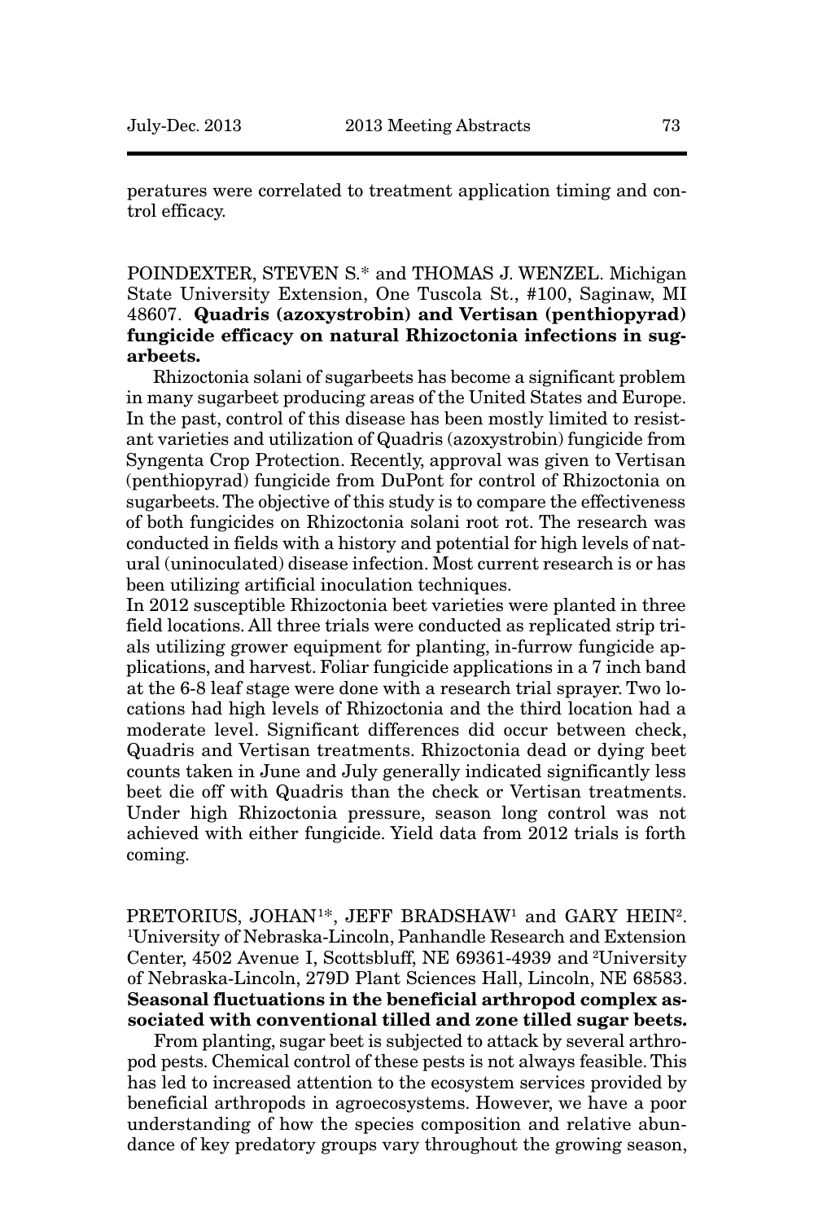peratures were correlated to treatment application timing and control efficacy.

POINDEXTER, STEVEN S.* and THOMAS J. WENZEL. Michigan State University Extension, One Tuscola St., #100, Saginaw, MI 48607. **Quadris (azoxystrobin) and Vertisan (penthiopyrad) fungicide efficacy on natural Rhizoctonia infections in sugarbeets.**

Rhizoctonia solani of sugarbeets has become a significant problem in many sugarbeet producing areas of the United States and Europe. In the past, control of this disease has been mostly limited to resistant varieties and utilization of Quadris (azoxystrobin) fungicide from Syngenta Crop Protection. Recently, approval was given to Vertisan (penthiopyrad) fungicide from DuPont for control of Rhizoctonia on sugarbeets. The objective of this study is to compare the effectiveness of both fungicides on Rhizoctonia solani root rot. The research was conducted in fields with a history and potential for high levels of natural (uninoculated) disease infection. Most current research is or has been utilizing artificial inoculation techniques.

In 2012 susceptible Rhizoctonia beet varieties were planted in three field locations. All three trials were conducted as replicated strip trials utilizing grower equipment for planting, in-furrow fungicide applications, and harvest. Foliar fungicide applications in a 7 inch band at the 6-8 leaf stage were done with a research trial sprayer. Two locations had high levels of Rhizoctonia and the third location had a moderate level. Significant differences did occur between check, Quadris and Vertisan treatments. Rhizoctonia dead or dying beet counts taken in June and July generally indicated significantly less beet die off with Quadris than the check or Vertisan treatments. Under high Rhizoctonia pressure, season long control was not achieved with either fungicide. Yield data from 2012 trials is forth coming.

PRETORIUS, JOHAN[1]*, JEFF BRADSHAW[1] and GARY HEIN[2]. [1]University of Nebraska-Lincoln, Panhandle Research and Extension Center, 4502 Avenue I, Scottsbluff, NE 69361-4939 and [2]University of Nebraska-Lincoln, 279D Plant Sciences Hall, Lincoln, NE 68583. **Seasonal fluctuations in the beneficial arthropod complex associated with conventional tilled and zone tilled sugar beets.**

From planting, sugar beet is subjected to attack by several arthropod pests. Chemical control of these pests is not always feasible. This has led to increased attention to the ecosystem services provided by beneficial arthropods in agroecosystems. However, we have a poor understanding of how the species composition and relative abundance of key predatory groups vary throughout the growing season,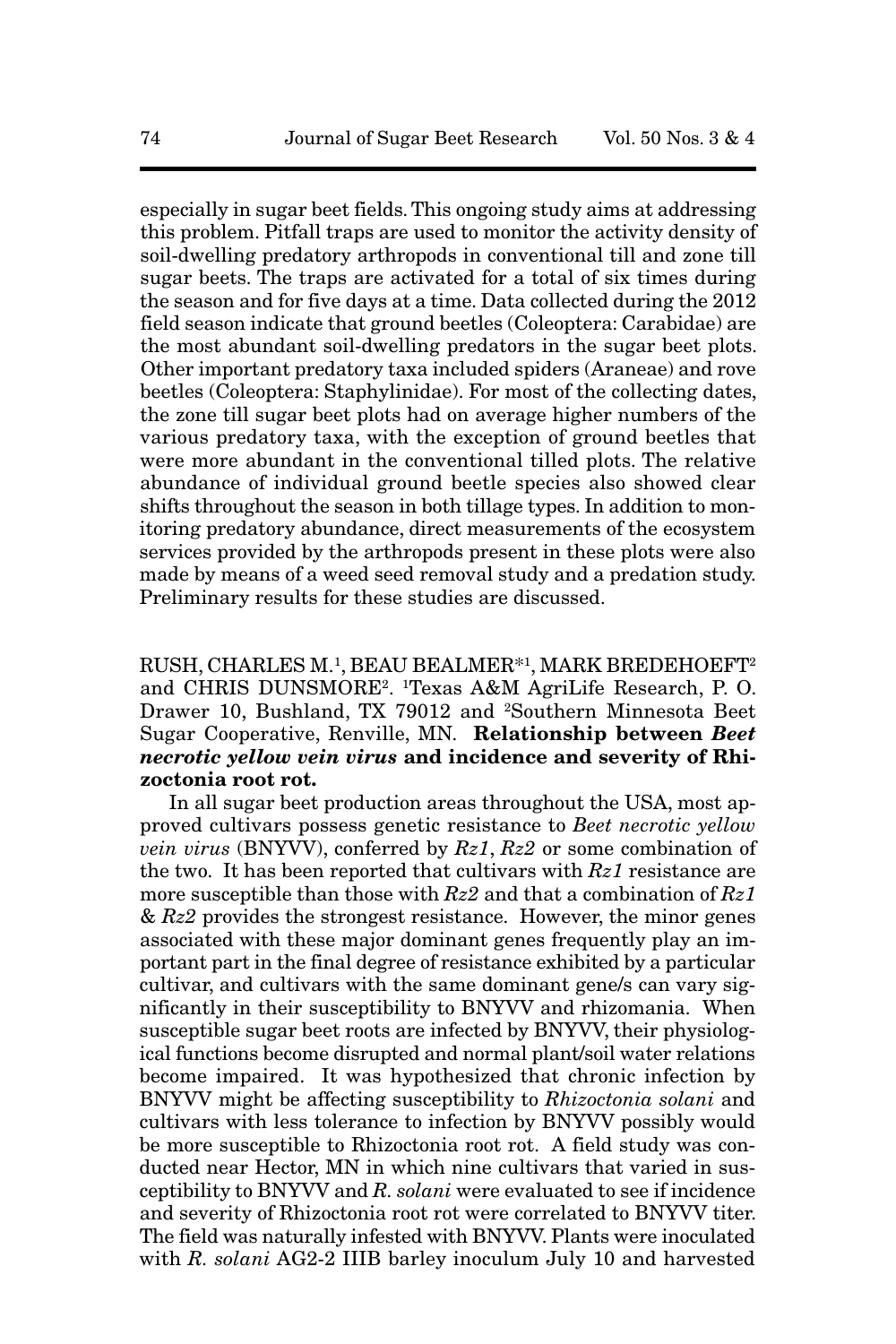especially in sugar beet fields. This ongoing study aims at addressing this problem. Pitfall traps are used to monitor the activity density of soil-dwelling predatory arthropods in conventional till and zone till sugar beets. The traps are activated for a total of six times during the season and for five days at a time. Data collected during the 2012 field season indicate that ground beetles (Coleoptera: Carabidae) are the most abundant soil-dwelling predators in the sugar beet plots. Other important predatory taxa included spiders (Araneae) and rove beetles (Coleoptera: Staphylinidae). For most of the collecting dates, the zone till sugar beet plots had on average higher numbers of the various predatory taxa, with the exception of ground beetles that were more abundant in the conventional tilled plots. The relative abundance of individual ground beetle species also showed clear shifts throughout the season in both tillage types. In addition to monitoring predatory abundance, direct measurements of the ecosystem services provided by the arthropods present in these plots were also made by means of a weed seed removal study and a predation study. Preliminary results for these studies are discussed.

RUSH, CHARLES M.[1], BEAU BEALMER*[1], MARK BREDEHOEFT[2] and CHRIS DUNSMORE[2]. [1]Texas A&M AgriLife Research, P. O. Drawer 10, Bushland, TX 79012 and [2]Southern Minnesota Beet Sugar Cooperative, Renville, MN. **Relationship between *Beet necrotic yellow vein virus* and incidence and severity of Rhizoctonia root rot.**

In all sugar beet production areas throughout the USA, most approved cultivars possess genetic resistance to *Beet necrotic yellow vein virus* (BNYVV), conferred by *Rz1*, *Rz2* or some combination of the two. It has been reported that cultivars with *Rz1* resistance are more susceptible than those with *Rz2* and that a combination of *Rz1* & *Rz2* provides the strongest resistance. However, the minor genes associated with these major dominant genes frequently play an important part in the final degree of resistance exhibited by a particular cultivar, and cultivars with the same dominant gene/s can vary significantly in their susceptibility to BNYVV and rhizomania. When susceptible sugar beet roots are infected by BNYVV, their physiological functions become disrupted and normal plant/soil water relations become impaired. It was hypothesized that chronic infection by BNYVV might be affecting susceptibility to *Rhizoctonia solani* and cultivars with less tolerance to infection by BNYVV possibly would be more susceptible to Rhizoctonia root rot. A field study was conducted near Hector, MN in which nine cultivars that varied in susceptibility to BNYVV and *R. solani* were evaluated to see if incidence and severity of Rhizoctonia root rot were correlated to BNYVV titer. The field was naturally infested with BNYVV. Plants were inoculated with *R. solani* AG2-2 IIIB barley inoculum July 10 and harvested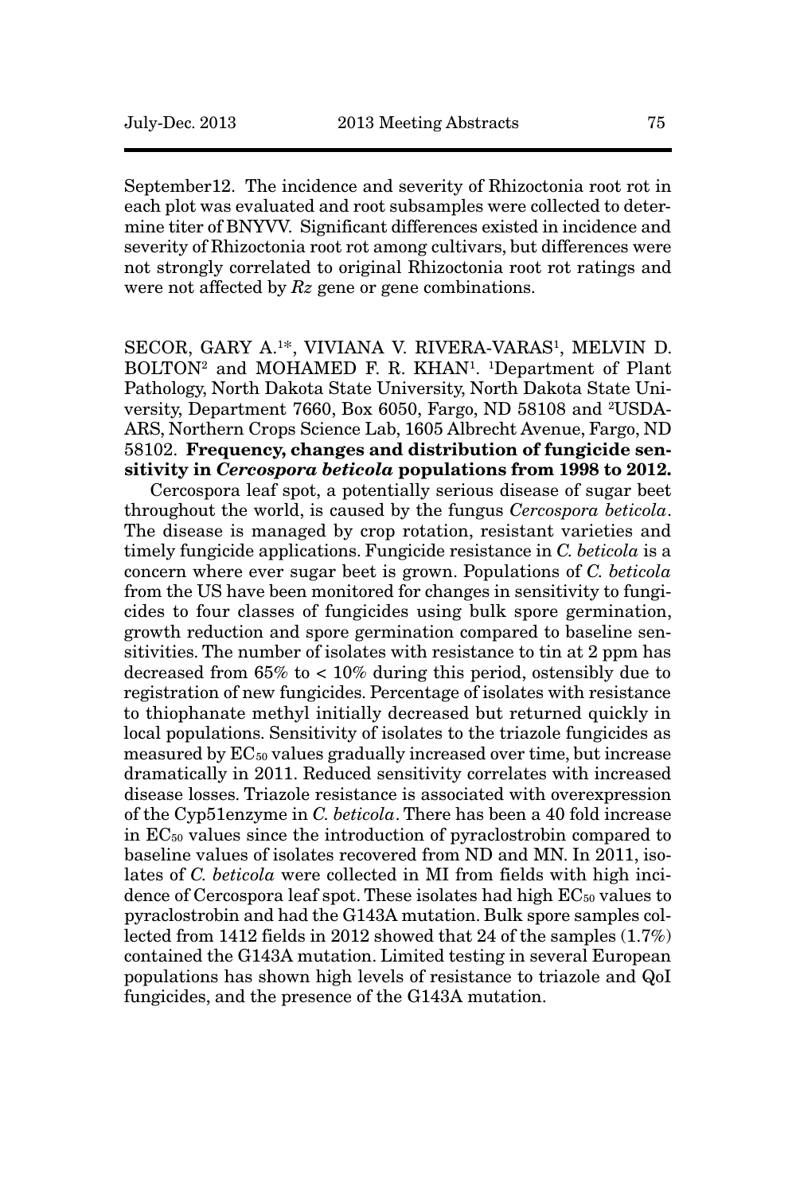September12. The incidence and severity of Rhizoctonia root rot in each plot was evaluated and root subsamples were collected to determine titer of BNYVV. Significant differences existed in incidence and severity of Rhizoctonia root rot among cultivars, but differences were not strongly correlated to original Rhizoctonia root rot ratings and were not affected by *Rz* gene or gene combinations.

SECOR, GARY A.[1*], VIVIANA V. RIVERA-VARAS[1], MELVIN D. BOLTON[2] and MOHAMED F. R. KHAN[1]. [1]Department of Plant Pathology, North Dakota State University, North Dakota State University, Department 7660, Box 6050, Fargo, ND 58108 and [2]USDA-ARS, Northern Crops Science Lab, 1605 Albrecht Avenue, Fargo, ND 58102. **Frequency, changes and distribution of fungicide sensitivity in *Cercospora beticola* populations from 1998 to 2012.**

Cercospora leaf spot, a potentially serious disease of sugar beet throughout the world, is caused by the fungus *Cercospora beticola*. The disease is managed by crop rotation, resistant varieties and timely fungicide applications. Fungicide resistance in *C. beticola* is a concern where ever sugar beet is grown. Populations of *C. beticola* from the US have been monitored for changes in sensitivity to fungicides to four classes of fungicides using bulk spore germination, growth reduction and spore germination compared to baseline sensitivities. The number of isolates with resistance to tin at 2 ppm has decreased from 65% to < 10% during this period, ostensibly due to registration of new fungicides. Percentage of isolates with resistance to thiophanate methyl initially decreased but returned quickly in local populations. Sensitivity of isolates to the triazole fungicides as measured by $EC_{50}$ values gradually increased over time, but increase dramatically in 2011. Reduced sensitivity correlates with increased disease losses. Triazole resistance is associated with overexpression of the Cyp51enzyme in *C. beticola*. There has been a 40 fold increase in $EC_{50}$ values since the introduction of pyraclostrobin compared to baseline values of isolates recovered from ND and MN. In 2011, isolates of *C. beticola* were collected in MI from fields with high incidence of Cercospora leaf spot. These isolates had high $EC_{50}$ values to pyraclostrobin and had the G143A mutation. Bulk spore samples collected from 1412 fields in 2012 showed that 24 of the samples (1.7%) contained the G143A mutation. Limited testing in several European populations has shown high levels of resistance to triazole and QoI fungicides, and the presence of the G143A mutation.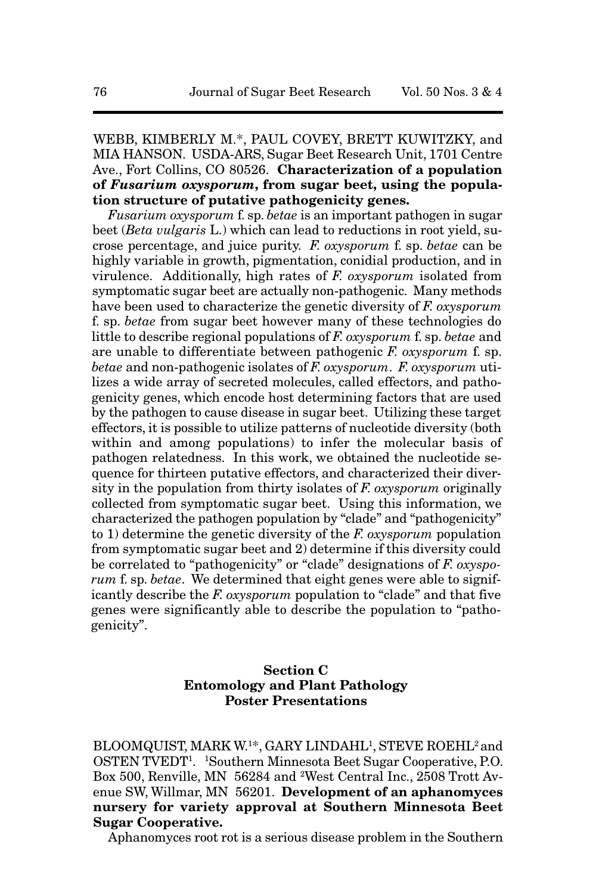WEBB, KIMBERLY M.*, PAUL COVEY, BRETT KUWITZKY, and MIA HANSON. USDA-ARS, Sugar Beet Research Unit, 1701 Centre Ave., Fort Collins, CO 80526. **Characterization of a population of *Fusarium oxysporum*, from sugar beet, using the population structure of putative pathogenicity genes.**

*Fusarium oxysporum* f. sp. *betae* is an important pathogen in sugar beet (*Beta vulgaris* L.) which can lead to reductions in root yield, sucrose percentage, and juice purity. *F. oxysporum* f. sp. *betae* can be highly variable in growth, pigmentation, conidial production, and in virulence. Additionally, high rates of *F. oxysporum* isolated from symptomatic sugar beet are actually non-pathogenic. Many methods have been used to characterize the genetic diversity of *F. oxysporum* f. sp. *betae* from sugar beet however many of these technologies do little to describe regional populations of *F. oxysporum* f. sp. *betae* and are unable to differentiate between pathogenic *F. oxysporum* f. sp. *betae* and non-pathogenic isolates of *F. oxysporum*. *F. oxysporum* utilizes a wide array of secreted molecules, called effectors, and pathogenicity genes, which encode host determining factors that are used by the pathogen to cause disease in sugar beet. Utilizing these target effectors, it is possible to utilize patterns of nucleotide diversity (both within and among populations) to infer the molecular basis of pathogen relatedness. In this work, we obtained the nucleotide sequence for thirteen putative effectors, and characterized their diversity in the population from thirty isolates of *F. oxysporum* originally collected from symptomatic sugar beet. Using this information, we characterized the pathogen population by "clade" and "pathogenicity" to 1) determine the genetic diversity of the *F. oxysporum* population from symptomatic sugar beet and 2) determine if this diversity could be correlated to "pathogenicity" or "clade" designations of *F. oxysporum* f. sp. *betae*. We determined that eight genes were able to significantly describe the *F. oxysporum* population to "clade" and that five genes were significantly able to describe the population to "pathogenicity".

## Section C
## Entomology and Plant Pathology
## Poster Presentations

BLOOMQUIST, MARK W.[1]*, GARY LINDAHL[1], STEVE ROEHL[2] and OSTEN TVEDT[1]. [1]Southern Minnesota Beet Sugar Cooperative, P.O. Box 500, Renville, MN 56284 and [2]West Central Inc., 2508 Trott Avenue SW, Willmar, MN 56201. **Development of an aphanomyces nursery for variety approval at Southern Minnesota Beet Sugar Cooperative.**

Aphanomyces root rot is a serious disease problem in the Southern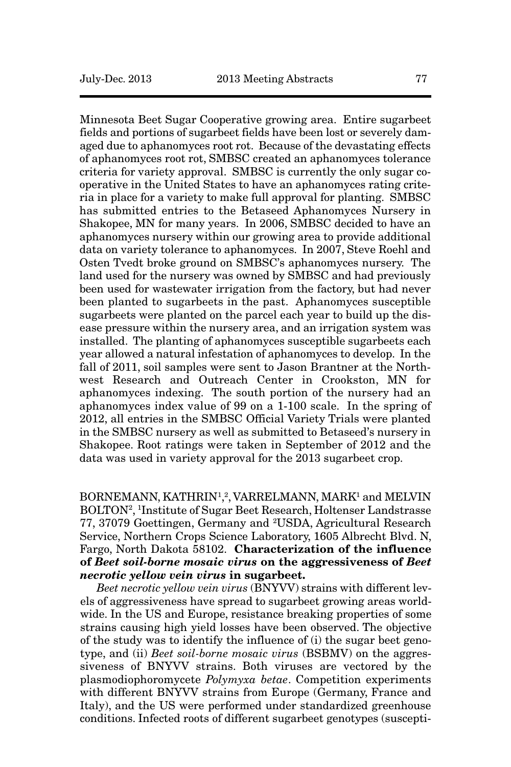Minnesota Beet Sugar Cooperative growing area. Entire sugarbeet fields and portions of sugarbeet fields have been lost or severely damaged due to aphanomyces root rot. Because of the devastating effects of aphanomyces root rot, SMBSC created an aphanomyces tolerance criteria for variety approval. SMBSC is currently the only sugar cooperative in the United States to have an aphanomyces rating criteria in place for a variety to make full approval for planting. SMBSC has submitted entries to the Betaseed Aphanomyces Nursery in Shakopee, MN for many years. In 2006, SMBSC decided to have an aphanomyces nursery within our growing area to provide additional data on variety tolerance to aphanomyces. In 2007, Steve Roehl and Osten Tvedt broke ground on SMBSC's aphanomyces nursery. The land used for the nursery was owned by SMBSC and had previously been used for wastewater irrigation from the factory, but had never been planted to sugarbeets in the past. Aphanomyces susceptible sugarbeets were planted on the parcel each year to build up the disease pressure within the nursery area, and an irrigation system was installed. The planting of aphanomyces susceptible sugarbeets each year allowed a natural infestation of aphanomyces to develop. In the fall of 2011, soil samples were sent to Jason Brantner at the Northwest Research and Outreach Center in Crookston, MN for aphanomyces indexing. The south portion of the nursery had an aphanomyces index value of 99 on a 1-100 scale. In the spring of 2012, all entries in the SMBSC Official Variety Trials were planted in the SMBSC nursery as well as submitted to Betaseed's nursery in Shakopee. Root ratings were taken in September of 2012 and the data was used in variety approval for the 2013 sugarbeet crop.

BORNEMANN, KATHRIN[1,2], VARRELMANN, MARK[1] and MELVIN BOLTON[2], [1]Institute of Sugar Beet Research, Holtenser Landstrasse 77, 37079 Goettingen, Germany and [2]USDA, Agricultural Research Service, Northern Crops Science Laboratory, 1605 Albrecht Blvd. N, Fargo, North Dakota 58102. **Characterization of the influence of *Beet soil-borne mosaic virus* on the aggressiveness of *Beet necrotic yellow vein virus* in sugarbeet.**

*Beet necrotic yellow vein virus* (BNYVV) strains with different levels of aggressiveness have spread to sugarbeet growing areas worldwide. In the US and Europe, resistance breaking properties of some strains causing high yield losses have been observed. The objective of the study was to identify the influence of (i) the sugar beet genotype, and (ii) *Beet soil-borne mosaic virus* (BSBMV) on the aggressiveness of BNYVV strains. Both viruses are vectored by the plasmodiophoromycete *Polymyxa betae*. Competition experiments with different BNYVV strains from Europe (Germany, France and Italy), and the US were performed under standardized greenhouse conditions. Infected roots of different sugarbeet genotypes (suscepti-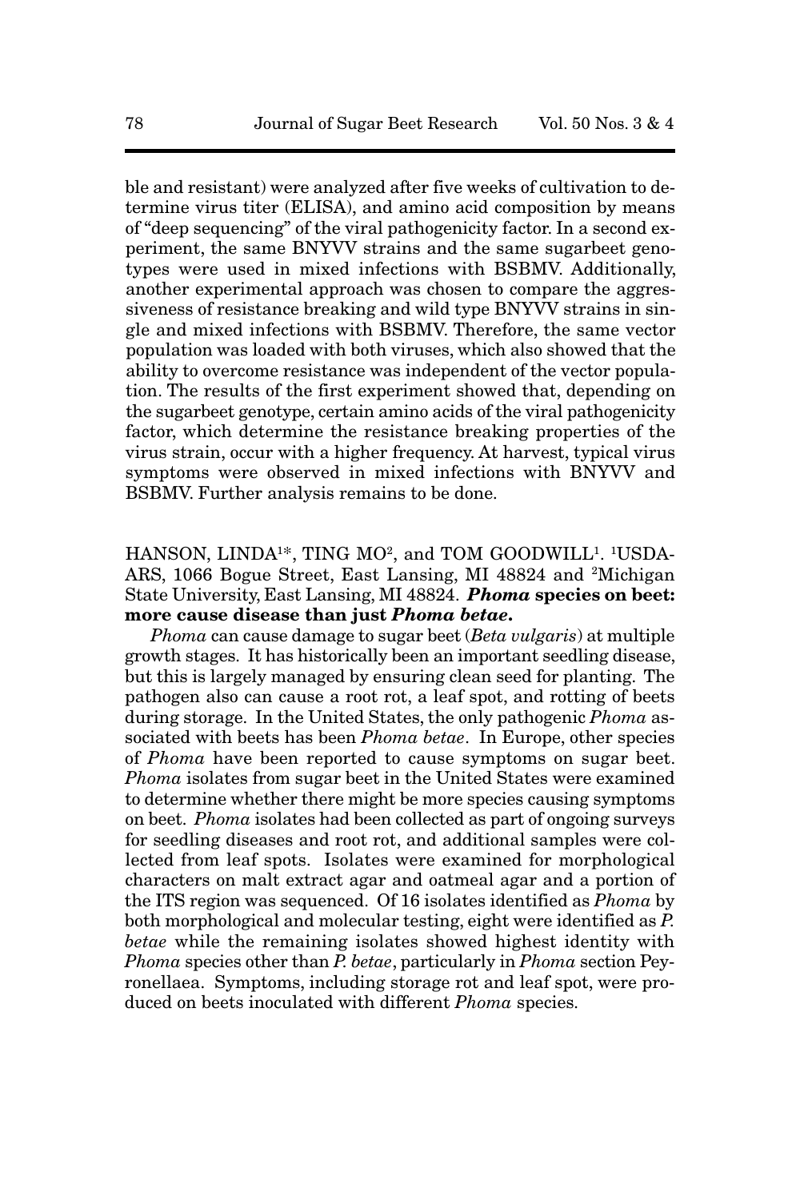ble and resistant) were analyzed after five weeks of cultivation to determine virus titer (ELISA), and amino acid composition by means of "deep sequencing" of the viral pathogenicity factor. In a second experiment, the same BNYVV strains and the same sugarbeet genotypes were used in mixed infections with BSBMV. Additionally, another experimental approach was chosen to compare the aggressiveness of resistance breaking and wild type BNYVV strains in single and mixed infections with BSBMV. Therefore, the same vector population was loaded with both viruses, which also showed that the ability to overcome resistance was independent of the vector population. The results of the first experiment showed that, depending on the sugarbeet genotype, certain amino acids of the viral pathogenicity factor, which determine the resistance breaking properties of the virus strain, occur with a higher frequency. At harvest, typical virus symptoms were observed in mixed infections with BNYVV and BSBMV. Further analysis remains to be done.

HANSON, LINDA[1*], TING MO[2], and TOM GOODWILL[1]. [1]USDA-ARS, 1066 Bogue Street, East Lansing, MI 48824 and [2]Michigan State University, East Lansing, MI 48824. ***Phoma* species on beet: more cause disease than just *Phoma betae*.**

*Phoma* can cause damage to sugar beet (*Beta vulgaris*) at multiple growth stages. It has historically been an important seedling disease, but this is largely managed by ensuring clean seed for planting. The pathogen also can cause a root rot, a leaf spot, and rotting of beets during storage. In the United States, the only pathogenic *Phoma* associated with beets has been *Phoma betae*. In Europe, other species of *Phoma* have been reported to cause symptoms on sugar beet. *Phoma* isolates from sugar beet in the United States were examined to determine whether there might be more species causing symptoms on beet. *Phoma* isolates had been collected as part of ongoing surveys for seedling diseases and root rot, and additional samples were collected from leaf spots. Isolates were examined for morphological characters on malt extract agar and oatmeal agar and a portion of the ITS region was sequenced. Of 16 isolates identified as *Phoma* by both morphological and molecular testing, eight were identified as *P. betae* while the remaining isolates showed highest identity with *Phoma* species other than *P. betae*, particularly in *Phoma* section Peyronellaea. Symptoms, including storage rot and leaf spot, were produced on beets inoculated with different *Phoma* species.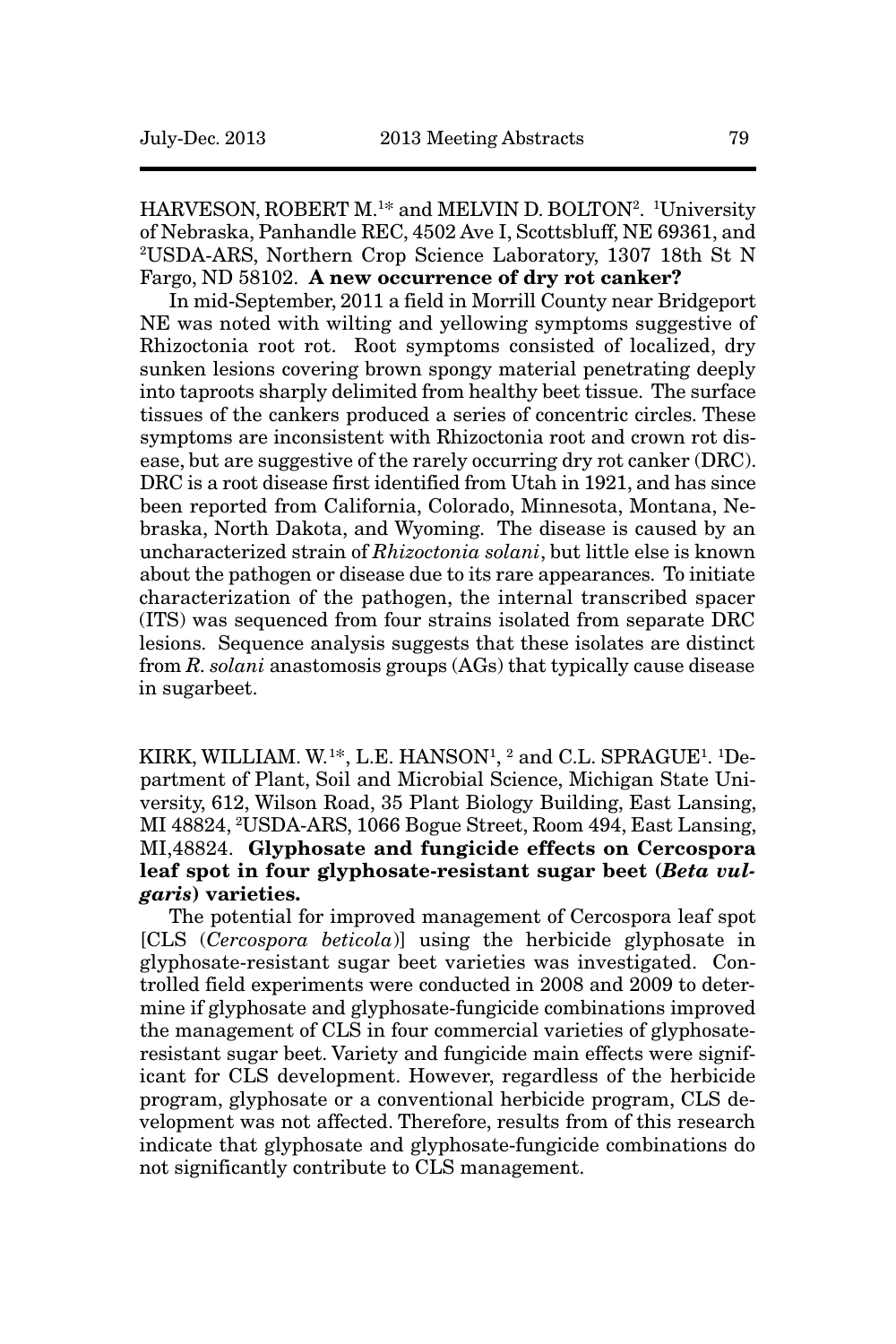HARVESON, ROBERT M.[1*] and MELVIN D. BOLTON[2]. [1]University of Nebraska, Panhandle REC, 4502 Ave I, Scottsbluff, NE 69361, and [2]USDA-ARS, Northern Crop Science Laboratory, 1307 18th St N Fargo, ND 58102. **A new occurrence of dry rot canker?**

In mid-September, 2011 a field in Morrill County near Bridgeport NE was noted with wilting and yellowing symptoms suggestive of Rhizoctonia root rot. Root symptoms consisted of localized, dry sunken lesions covering brown spongy material penetrating deeply into taproots sharply delimited from healthy beet tissue. The surface tissues of the cankers produced a series of concentric circles. These symptoms are inconsistent with Rhizoctonia root and crown rot disease, but are suggestive of the rarely occurring dry rot canker (DRC). DRC is a root disease first identified from Utah in 1921, and has since been reported from California, Colorado, Minnesota, Montana, Nebraska, North Dakota, and Wyoming. The disease is caused by an uncharacterized strain of *Rhizoctonia solani*, but little else is known about the pathogen or disease due to its rare appearances. To initiate characterization of the pathogen, the internal transcribed spacer (ITS) was sequenced from four strains isolated from separate DRC lesions. Sequence analysis suggests that these isolates are distinct from *R. solani* anastomosis groups (AGs) that typically cause disease in sugarbeet.

KIRK, WILLIAM. W.[1*], L.E. HANSON[1, 2] and C.L. SPRAGUE[1]. [1]Department of Plant, Soil and Microbial Science, Michigan State University, 612, Wilson Road, 35 Plant Biology Building, East Lansing, MI 48824, [2]USDA-ARS, 1066 Bogue Street, Room 494, East Lansing, MI,48824. **Glyphosate and fungicide effects on Cercospora leaf spot in four glyphosate-resistant sugar beet (*Beta vulgaris*) varieties.**

The potential for improved management of Cercospora leaf spot [CLS (*Cercospora beticola*)] using the herbicide glyphosate in glyphosate-resistant sugar beet varieties was investigated. Controlled field experiments were conducted in 2008 and 2009 to determine if glyphosate and glyphosate-fungicide combinations improved the management of CLS in four commercial varieties of glyphosate-resistant sugar beet. Variety and fungicide main effects were significant for CLS development. However, regardless of the herbicide program, glyphosate or a conventional herbicide program, CLS development was not affected. Therefore, results from of this research indicate that glyphosate and glyphosate-fungicide combinations do not significantly contribute to CLS management.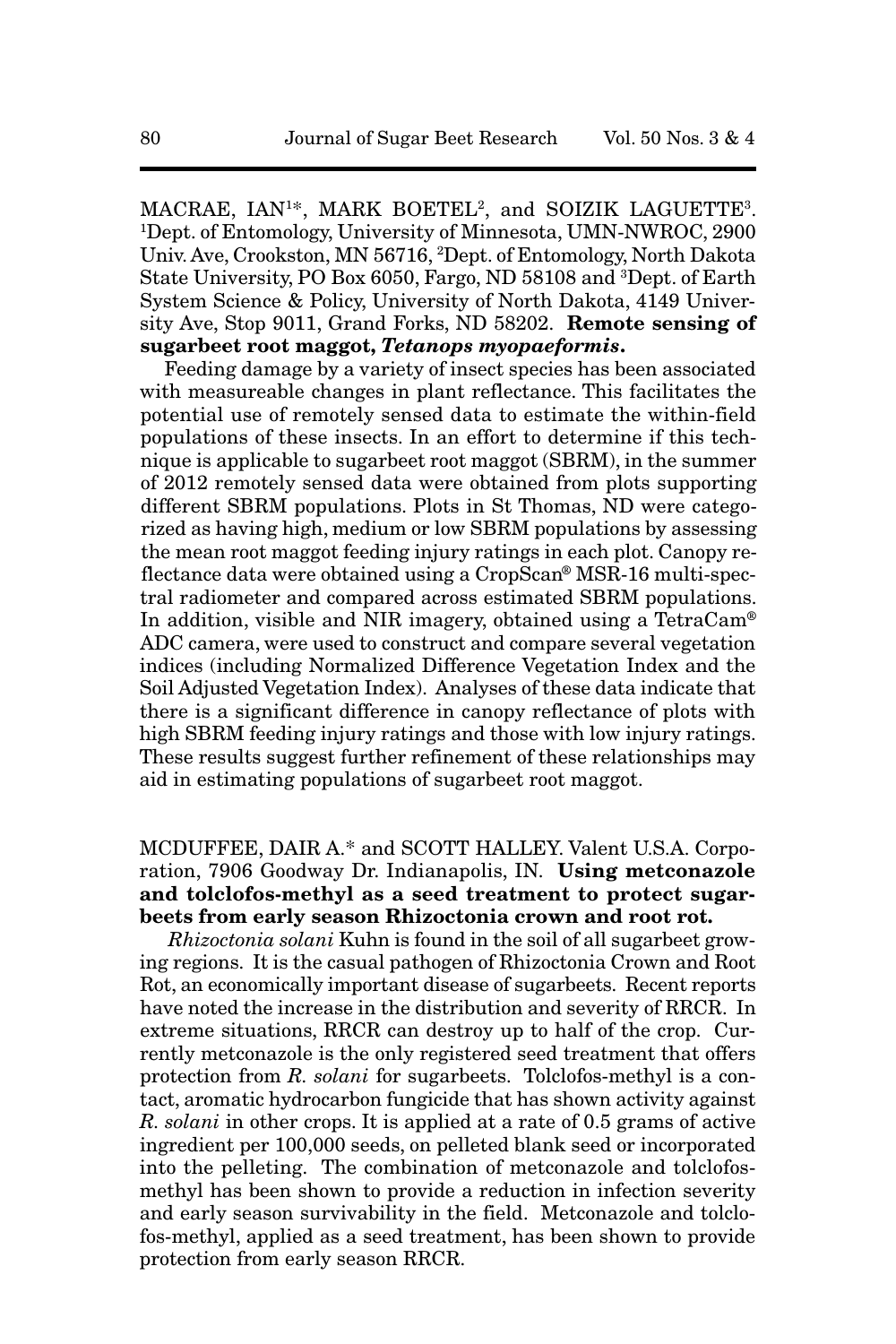MACRAE, IAN[1*], MARK BOETEL[2], and SOIZIK LAGUETTE[3]. [1]Dept. of Entomology, University of Minnesota, UMN-NWROC, 2900 Univ. Ave, Crookston, MN 56716, [2]Dept. of Entomology, North Dakota State University, PO Box 6050, Fargo, ND 58108 and [3]Dept. of Earth System Science & Policy, University of North Dakota, 4149 University Ave, Stop 9011, Grand Forks, ND 58202. **Remote sensing of sugarbeet root maggot, *Tetanops myopaeformis*.**

Feeding damage by a variety of insect species has been associated with measureable changes in plant reflectance. This facilitates the potential use of remotely sensed data to estimate the within-field populations of these insects. In an effort to determine if this technique is applicable to sugarbeet root maggot (SBRM), in the summer of 2012 remotely sensed data were obtained from plots supporting different SBRM populations. Plots in St Thomas, ND were categorized as having high, medium or low SBRM populations by assessing the mean root maggot feeding injury ratings in each plot. Canopy reflectance data were obtained using a CropScan® MSR-16 multi-spectral radiometer and compared across estimated SBRM populations. In addition, visible and NIR imagery, obtained using a TetraCam® ADC camera, were used to construct and compare several vegetation indices (including Normalized Difference Vegetation Index and the Soil Adjusted Vegetation Index). Analyses of these data indicate that there is a significant difference in canopy reflectance of plots with high SBRM feeding injury ratings and those with low injury ratings. These results suggest further refinement of these relationships may aid in estimating populations of sugarbeet root maggot.

MCDUFFEE, DAIR A.* and SCOTT HALLEY. Valent U.S.A. Corporation, 7906 Goodway Dr. Indianapolis, IN. **Using metconazole and tolclofos-methyl as a seed treatment to protect sugarbeets from early season Rhizoctonia crown and root rot.**

*Rhizoctonia solani* Kuhn is found in the soil of all sugarbeet growing regions. It is the casual pathogen of Rhizoctonia Crown and Root Rot, an economically important disease of sugarbeets. Recent reports have noted the increase in the distribution and severity of RRCR. In extreme situations, RRCR can destroy up to half of the crop. Currently metconazole is the only registered seed treatment that offers protection from *R. solani* for sugarbeets. Tolclofos-methyl is a contact, aromatic hydrocarbon fungicide that has shown activity against *R. solani* in other crops. It is applied at a rate of 0.5 grams of active ingredient per 100,000 seeds, on pelleted blank seed or incorporated into the pelleting. The combination of metconazole and tolclofos-methyl has been shown to provide a reduction in infection severity and early season survivability in the field. Metconazole and tolclofos-methyl, applied as a seed treatment, has been shown to provide protection from early season RRCR.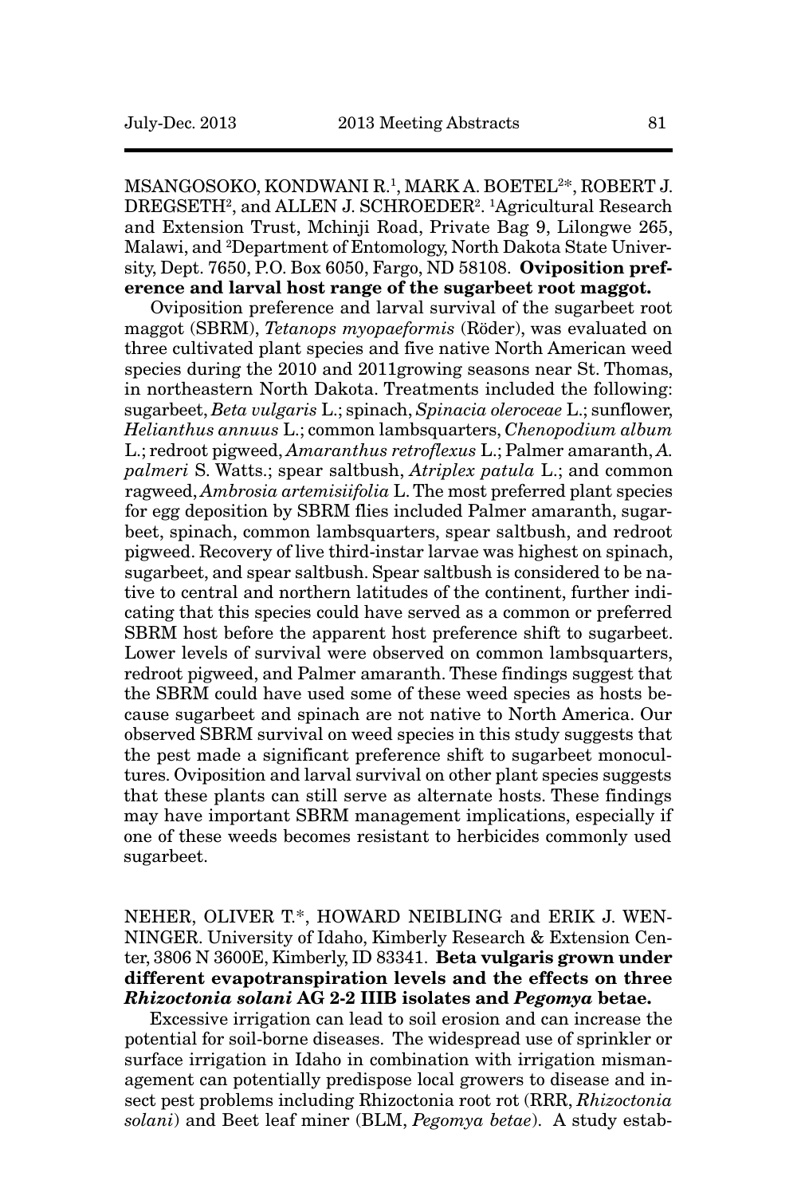MSANGOSOKO, KONDWANI R.[1], MARK A. BOETEL[2*], ROBERT J. DREGSETH[2], and ALLEN J. SCHROEDER[2]. [1]Agricultural Research and Extension Trust, Mchinji Road, Private Bag 9, Lilongwe 265, Malawi, and [2]Department of Entomology, North Dakota State University, Dept. 7650, P.O. Box 6050, Fargo, ND 58108. **Oviposition preference and larval host range of the sugarbeet root maggot.**

Oviposition preference and larval survival of the sugarbeet root maggot (SBRM), *Tetanops myopaeformis* (Röder), was evaluated on three cultivated plant species and five native North American weed species during the 2010 and 2011growing seasons near St. Thomas, in northeastern North Dakota. Treatments included the following: sugarbeet, *Beta vulgaris* L.; spinach, *Spinacia oleroceae* L.; sunflower, *Helianthus annuus* L.; common lambsquarters, *Chenopodium album* L.; redroot pigweed, *Amaranthus retroflexus* L.; Palmer amaranth, *A. palmeri* S. Watts.; spear saltbush, *Atriplex patula* L.; and common ragweed, *Ambrosia artemisiifolia* L. The most preferred plant species for egg deposition by SBRM flies included Palmer amaranth, sugarbeet, spinach, common lambsquarters, spear saltbush, and redroot pigweed. Recovery of live third-instar larvae was highest on spinach, sugarbeet, and spear saltbush. Spear saltbush is considered to be native to central and northern latitudes of the continent, further indicating that this species could have served as a common or preferred SBRM host before the apparent host preference shift to sugarbeet. Lower levels of survival were observed on common lambsquarters, redroot pigweed, and Palmer amaranth. These findings suggest that the SBRM could have used some of these weed species as hosts because sugarbeet and spinach are not native to North America. Our observed SBRM survival on weed species in this study suggests that the pest made a significant preference shift to sugarbeet monocultures. Oviposition and larval survival on other plant species suggests that these plants can still serve as alternate hosts. These findings may have important SBRM management implications, especially if one of these weeds becomes resistant to herbicides commonly used sugarbeet.

NEHER, OLIVER T.*, HOWARD NEIBLING and ERIK J. WENNINGER. University of Idaho, Kimberly Research & Extension Center, 3806 N 3600E, Kimberly, ID 83341. **Beta vulgaris grown under different evapotranspiration levels and the effects on three *Rhizoctonia solani* AG 2-2 IIIB isolates and *Pegomya* betae.**

Excessive irrigation can lead to soil erosion and can increase the potential for soil-borne diseases. The widespread use of sprinkler or surface irrigation in Idaho in combination with irrigation mismanagement can potentially predispose local growers to disease and insect pest problems including Rhizoctonia root rot (RRR, *Rhizoctonia solani*) and Beet leaf miner (BLM, *Pegomya betae*). A study estab-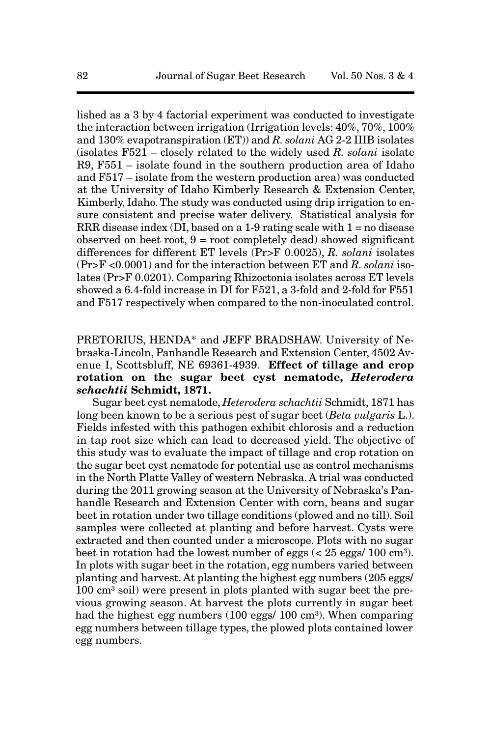lished as a 3 by 4 factorial experiment was conducted to investigate the interaction between irrigation (Irrigation levels: 40%, 70%, 100% and 130% evapotranspiration (ET)) and *R. solani* AG 2-2 IIIB isolates (isolates F521 – closely related to the widely used *R. solani* isolate R9, F551 – isolate found in the southern production area of Idaho and F517 – isolate from the western production area) was conducted at the University of Idaho Kimberly Research & Extension Center, Kimberly, Idaho. The study was conducted using drip irrigation to ensure consistent and precise water delivery. Statistical analysis for RRR disease index (DI, based on a 1-9 rating scale with 1 = no disease observed on beet root, 9 = root completely dead) showed significant differences for different ET levels (Pr>F 0.0025), *R. solani* isolates (Pr>F <0.0001) and for the interaction between ET and *R. solani* isolates (Pr>F 0.0201). Comparing Rhizoctonia isolates across ET levels showed a 6.4-fold increase in DI for F521, a 3-fold and 2-fold for F551 and F517 respectively when compared to the non-inoculated control.

PRETORIUS, HENDA* and JEFF BRADSHAW. University of Nebraska-Lincoln, Panhandle Research and Extension Center, 4502 Avenue I, Scottsbluff, NE 69361-4939. **Effect of tillage and crop rotation on the sugar beet cyst nematode, *Heterodera schachtii* Schmidt, 1871.**

Sugar beet cyst nematode, *Heterodera schachtii* Schmidt, 1871 has long been known to be a serious pest of sugar beet (*Beta vulgaris* L.). Fields infested with this pathogen exhibit chlorosis and a reduction in tap root size which can lead to decreased yield. The objective of this study was to evaluate the impact of tillage and crop rotation on the sugar beet cyst nematode for potential use as control mechanisms in the North Platte Valley of western Nebraska. A trial was conducted during the 2011 growing season at the University of Nebraska's Panhandle Research and Extension Center with corn, beans and sugar beet in rotation under two tillage conditions (plowed and no till). Soil samples were collected at planting and before harvest. Cysts were extracted and then counted under a microscope. Plots with no sugar beet in rotation had the lowest number of eggs (< 25 eggs/ 100 $cm^3$). In plots with sugar beet in the rotation, egg numbers varied between planting and harvest. At planting the highest egg numbers (205 eggs/ 100 $cm^3$ soil) were present in plots planted with sugar beet the previous growing season. At harvest the plots currently in sugar beet had the highest egg numbers (100 eggs/ 100 $cm^3$). When comparing egg numbers between tillage types, the plowed plots contained lower egg numbers.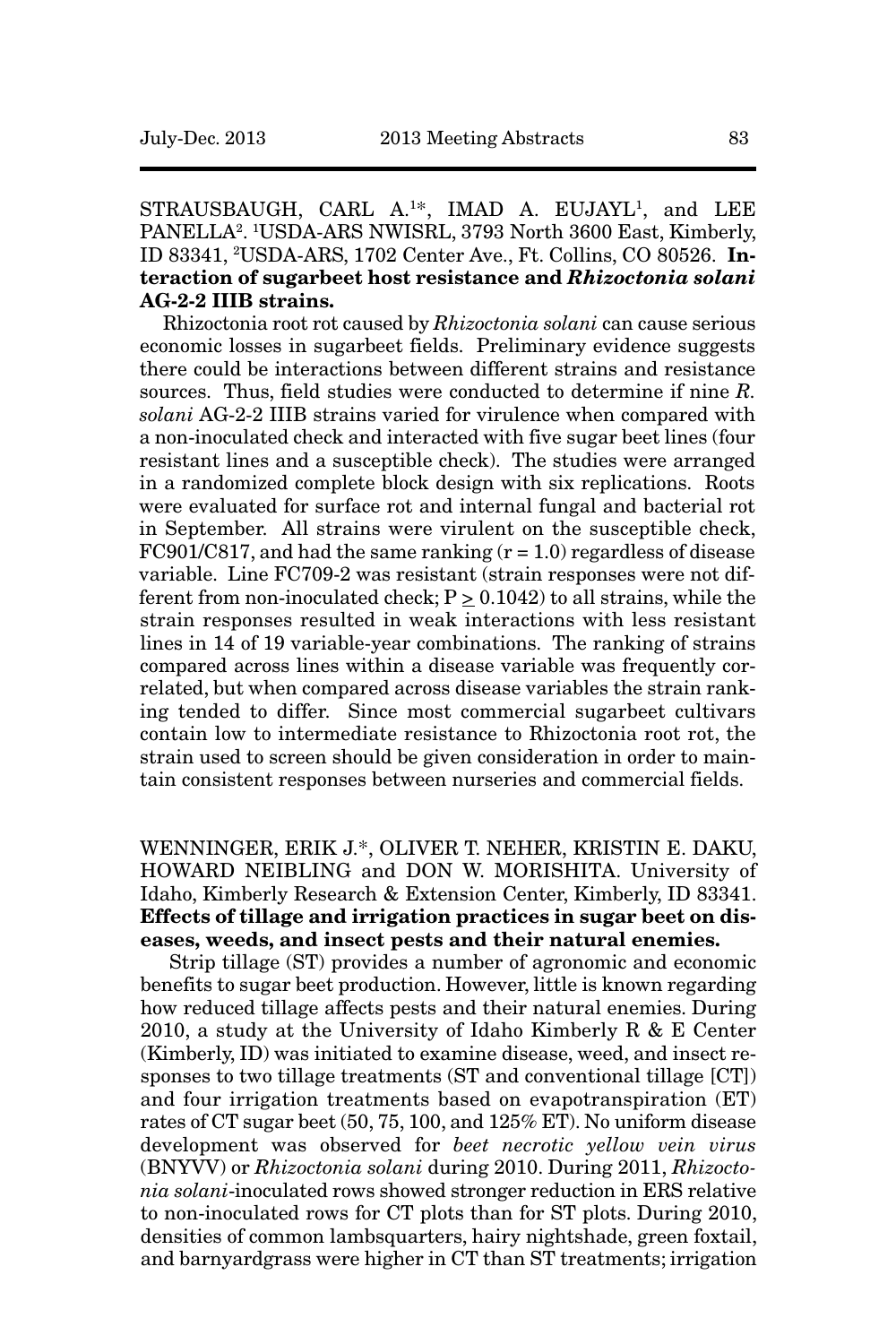STRAUSBAUGH, CARL A.[1*], IMAD A. EUJAYL[1], and LEE PANELLA[2]. [1]USDA-ARS NWISRL, 3793 North 3600 East, Kimberly, ID 83341, [2]USDA-ARS, 1702 Center Ave., Ft. Collins, CO 80526. **Interaction of sugarbeet host resistance and *Rhizoctonia solani* AG-2-2 IIIB strains.**

Rhizoctonia root rot caused by *Rhizoctonia solani* can cause serious economic losses in sugarbeet fields. Preliminary evidence suggests there could be interactions between different strains and resistance sources. Thus, field studies were conducted to determine if nine *R. solani* AG-2-2 IIIB strains varied for virulence when compared with a non-inoculated check and interacted with five sugar beet lines (four resistant lines and a susceptible check). The studies were arranged in a randomized complete block design with six replications. Roots were evaluated for surface rot and internal fungal and bacterial rot in September. All strains were virulent on the susceptible check, FC901/C817, and had the same ranking ($r = 1.0$) regardless of disease variable. Line FC709-2 was resistant (strain responses were not different from non-inoculated check; $P \geq 0.1042$) to all strains, while the strain responses resulted in weak interactions with less resistant lines in 14 of 19 variable-year combinations. The ranking of strains compared across lines within a disease variable was frequently correlated, but when compared across disease variables the strain ranking tended to differ. Since most commercial sugarbeet cultivars contain low to intermediate resistance to Rhizoctonia root rot, the strain used to screen should be given consideration in order to maintain consistent responses between nurseries and commercial fields.

WENNINGER, ERIK J.*, OLIVER T. NEHER, KRISTIN E. DAKU, HOWARD NEIBLING and DON W. MORISHITA. University of Idaho, Kimberly Research & Extension Center, Kimberly, ID 83341. **Effects of tillage and irrigation practices in sugar beet on diseases, weeds, and insect pests and their natural enemies.**

Strip tillage (ST) provides a number of agronomic and economic benefits to sugar beet production. However, little is known regarding how reduced tillage affects pests and their natural enemies. During 2010, a study at the University of Idaho Kimberly R & E Center (Kimberly, ID) was initiated to examine disease, weed, and insect responses to two tillage treatments (ST and conventional tillage [CT]) and four irrigation treatments based on evapotranspiration (ET) rates of CT sugar beet (50, 75, 100, and 125% ET). No uniform disease development was observed for *beet necrotic yellow vein virus* (BNYVV) or *Rhizoctonia solani* during 2010. During 2011, *Rhizoctonia solani*-inoculated rows showed stronger reduction in ERS relative to non-inoculated rows for CT plots than for ST plots. During 2010, densities of common lambsquarters, hairy nightshade, green foxtail, and barnyardgrass were higher in CT than ST treatments; irrigation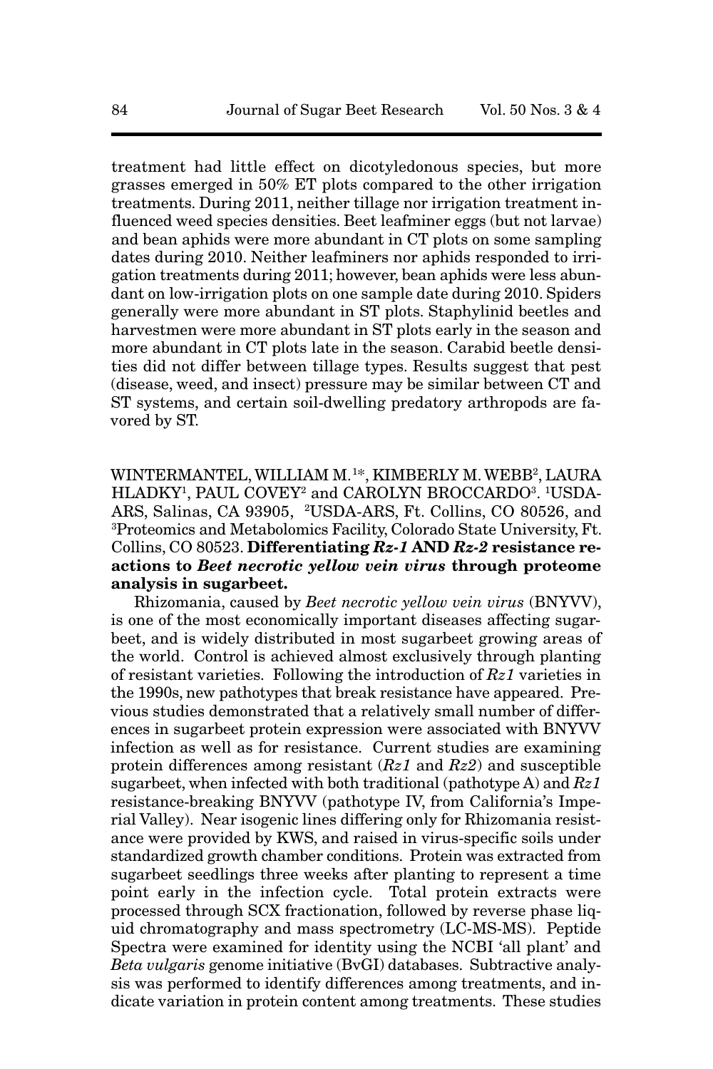treatment had little effect on dicotyledonous species, but more grasses emerged in 50% ET plots compared to the other irrigation treatments. During 2011, neither tillage nor irrigation treatment influenced weed species densities. Beet leafminer eggs (but not larvae) and bean aphids were more abundant in CT plots on some sampling dates during 2010. Neither leafminers nor aphids responded to irrigation treatments during 2011; however, bean aphids were less abundant on low-irrigation plots on one sample date during 2010. Spiders generally were more abundant in ST plots. Staphylinid beetles and harvestmen were more abundant in ST plots early in the season and more abundant in CT plots late in the season. Carabid beetle densities did not differ between tillage types. Results suggest that pest (disease, weed, and insect) pressure may be similar between CT and ST systems, and certain soil-dwelling predatory arthropods are favored by ST.

WINTERMANTEL, WILLIAM M.[1*], KIMBERLY M. WEBB[2], LAURA HLADKY[1], PAUL COVEY[2] and CAROLYN BROCCARDO[3]. [1]USDA-ARS, Salinas, CA 93905, [2]USDA-ARS, Ft. Collins, CO 80526, and [3]Proteomics and Metabolomics Facility, Colorado State University, Ft. Collins, CO 80523. **Differentiating *Rz-1* AND *Rz-2* resistance reactions to *Beet necrotic yellow vein virus* through proteome analysis in sugarbeet.**

Rhizomania, caused by *Beet necrotic yellow vein virus* (BNYVV), is one of the most economically important diseases affecting sugarbeet, and is widely distributed in most sugarbeet growing areas of the world. Control is achieved almost exclusively through planting of resistant varieties. Following the introduction of *Rz1* varieties in the 1990s, new pathotypes that break resistance have appeared. Previous studies demonstrated that a relatively small number of differences in sugarbeet protein expression were associated with BNYVV infection as well as for resistance. Current studies are examining protein differences among resistant (*Rz1* and *Rz2*) and susceptible sugarbeet, when infected with both traditional (pathotype A) and *Rz1* resistance-breaking BNYVV (pathotype IV, from California's Imperial Valley). Near isogenic lines differing only for Rhizomania resistance were provided by KWS, and raised in virus-specific soils under standardized growth chamber conditions. Protein was extracted from sugarbeet seedlings three weeks after planting to represent a time point early in the infection cycle. Total protein extracts were processed through SCX fractionation, followed by reverse phase liquid chromatography and mass spectrometry (LC-MS-MS). Peptide Spectra were examined for identity using the NCBI 'all plant' and *Beta vulgaris* genome initiative (BvGI) databases. Subtractive analysis was performed to identify differences among treatments, and indicate variation in protein content among treatments. These studies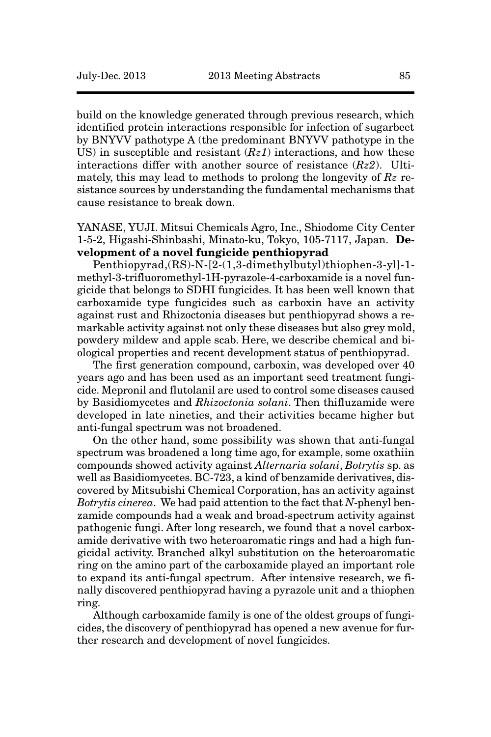build on the knowledge generated through previous research, which identified protein interactions responsible for infection of sugarbeet by BNYVV pathotype A (the predominant BNYVV pathotype in the US) in susceptible and resistant (*Rz1*) interactions, and how these interactions differ with another source of resistance (*Rz2*). Ultimately, this may lead to methods to prolong the longevity of *Rz* resistance sources by understanding the fundamental mechanisms that cause resistance to break down.

YANASE, YUJI. Mitsui Chemicals Agro, Inc., Shiodome City Center 1-5-2, Higashi-Shinbashi, Minato-ku, Tokyo, 105-7117, Japan. **Development of a novel fungicide penthiopyrad**

Penthiopyrad,(RS)-N-[2-(1,3-dimethylbutyl)thiophen-3-yl]-1-methyl-3-trifluoromethyl-1H-pyrazole-4-carboxamide is a novel fungicide that belongs to SDHI fungicides. It has been well known that carboxamide type fungicides such as carboxin have an activity against rust and Rhizoctonia diseases but penthiopyrad shows a remarkable activity against not only these diseases but also grey mold, powdery mildew and apple scab. Here, we describe chemical and biological properties and recent development status of penthiopyrad.

The first generation compound, carboxin, was developed over 40 years ago and has been used as an important seed treatment fungicide. Mepronil and flutolanil are used to control some diseases caused by Basidiomycetes and *Rhizoctonia solani*. Then thifluzamide were developed in late nineties, and their activities became higher but anti-fungal spectrum was not broadened.

On the other hand, some possibility was shown that anti-fungal spectrum was broadened a long time ago, for example, some oxathiin compounds showed activity against *Alternaria solani*, *Botrytis* sp. as well as Basidiomycetes. BC-723, a kind of benzamide derivatives, discovered by Mitsubishi Chemical Corporation, has an activity against *Botrytis cinerea*. We had paid attention to the fact that *N*-phenyl benzamide compounds had a weak and broad-spectrum activity against pathogenic fungi. After long research, we found that a novel carboxamide derivative with two heteroaromatic rings and had a high fungicidal activity. Branched alkyl substitution on the heteroaromatic ring on the amino part of the carboxamide played an important role to expand its anti-fungal spectrum. After intensive research, we finally discovered penthiopyrad having a pyrazole unit and a thiophen ring.

Although carboxamide family is one of the oldest groups of fungicides, the discovery of penthiopyrad has opened a new avenue for further research and development of novel fungicides.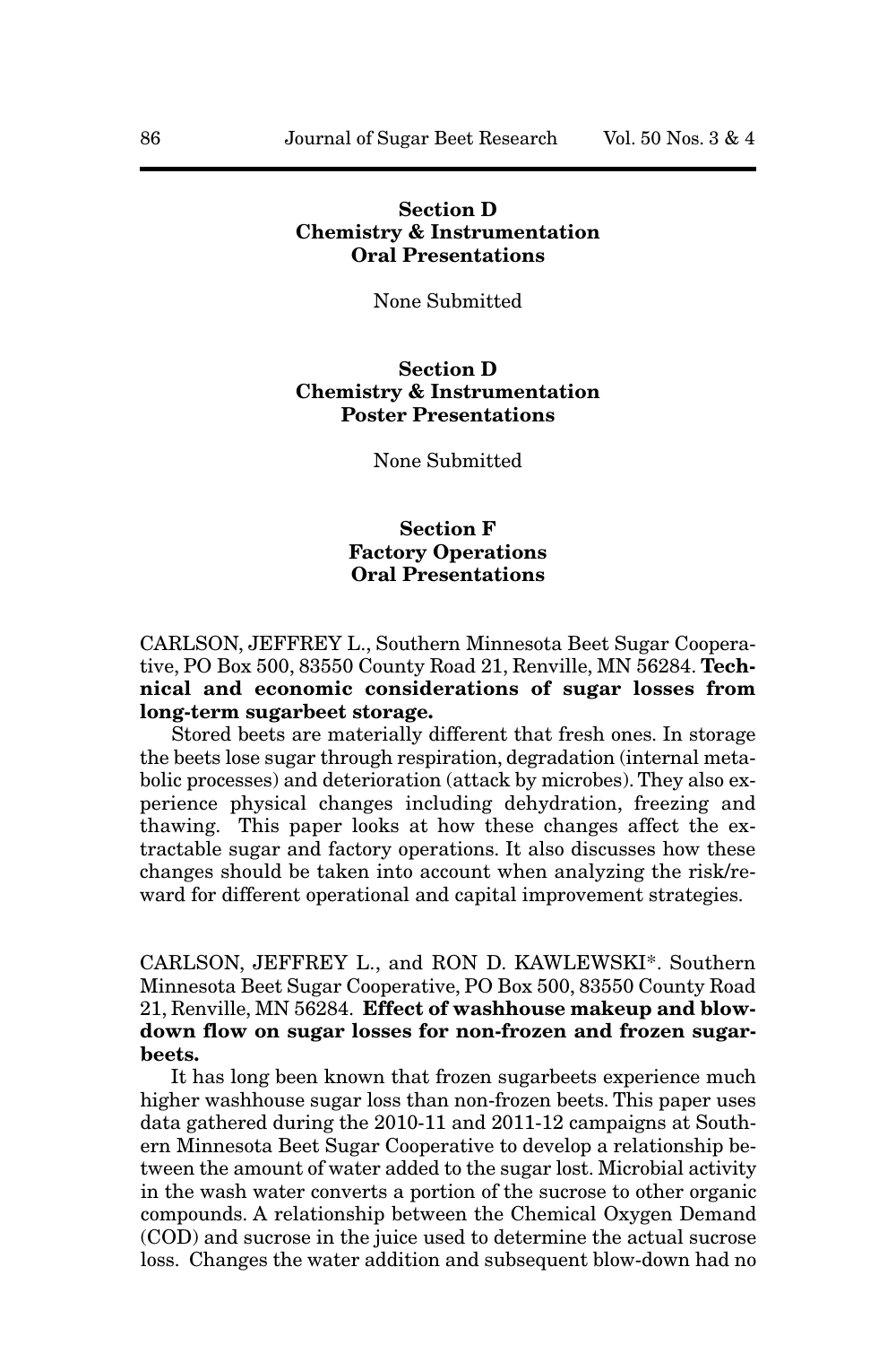## Section D
## Chemistry & Instrumentation
## Oral Presentations

None Submitted

## Section D
## Chemistry & Instrumentation
## Poster Presentations

None Submitted

## Section F
## Factory Operations
## Oral Presentations

CARLSON, JEFFREY L., Southern Minnesota Beet Sugar Cooperative, PO Box 500, 83550 County Road 21, Renville, MN 56284. **Technical and economic considerations of sugar losses from long-term sugarbeet storage.**

Stored beets are materially different that fresh ones. In storage the beets lose sugar through respiration, degradation (internal metabolic processes) and deterioration (attack by microbes). They also experience physical changes including dehydration, freezing and thawing. This paper looks at how these changes affect the extractable sugar and factory operations. It also discusses how these changes should be taken into account when analyzing the risk/reward for different operational and capital improvement strategies.

CARLSON, JEFFREY L., and RON D. KAWLEWSKI*. Southern Minnesota Beet Sugar Cooperative, PO Box 500, 83550 County Road 21, Renville, MN 56284. **Effect of washhouse makeup and blowdown flow on sugar losses for non-frozen and frozen sugarbeets.**

It has long been known that frozen sugarbeets experience much higher washhouse sugar loss than non-frozen beets. This paper uses data gathered during the 2010-11 and 2011-12 campaigns at Southern Minnesota Beet Sugar Cooperative to develop a relationship between the amount of water added to the sugar lost. Microbial activity in the wash water converts a portion of the sucrose to other organic compounds. A relationship between the Chemical Oxygen Demand (COD) and sucrose in the juice used to determine the actual sucrose loss. Changes the water addition and subsequent blow-down had no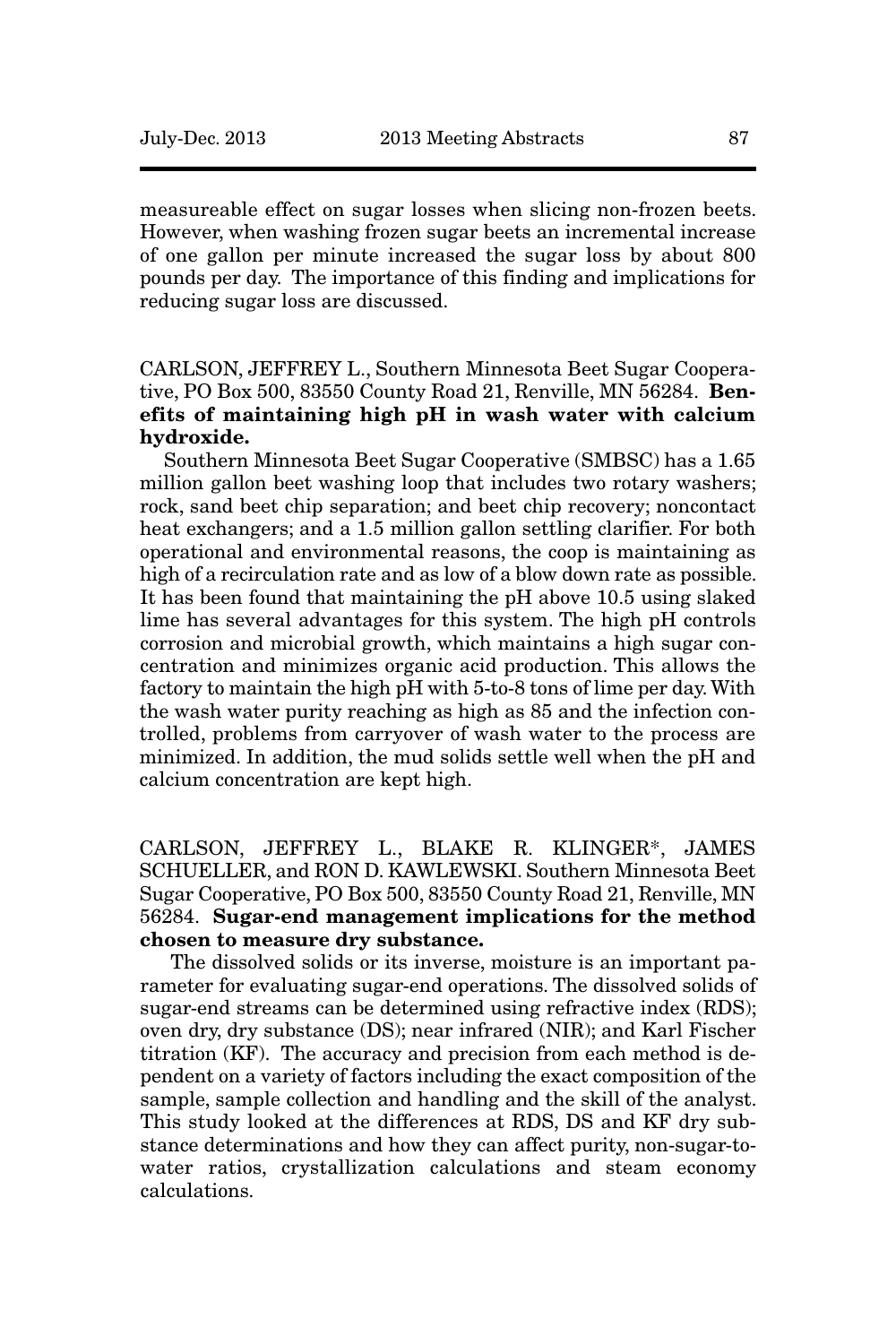measureable effect on sugar losses when slicing non-frozen beets. However, when washing frozen sugar beets an incremental increase of one gallon per minute increased the sugar loss by about 800 pounds per day. The importance of this finding and implications for reducing sugar loss are discussed.

CARLSON, JEFFREY L., Southern Minnesota Beet Sugar Cooperative, PO Box 500, 83550 County Road 21, Renville, MN 56284. **Benefits of maintaining high pH in wash water with calcium hydroxide.**

Southern Minnesota Beet Sugar Cooperative (SMBSC) has a 1.65 million gallon beet washing loop that includes two rotary washers; rock, sand beet chip separation; and beet chip recovery; noncontact heat exchangers; and a 1.5 million gallon settling clarifier. For both operational and environmental reasons, the coop is maintaining as high of a recirculation rate and as low of a blow down rate as possible. It has been found that maintaining the pH above 10.5 using slaked lime has several advantages for this system. The high pH controls corrosion and microbial growth, which maintains a high sugar concentration and minimizes organic acid production. This allows the factory to maintain the high pH with 5-to-8 tons of lime per day. With the wash water purity reaching as high as 85 and the infection controlled, problems from carryover of wash water to the process are minimized. In addition, the mud solids settle well when the pH and calcium concentration are kept high.

CARLSON, JEFFREY L., BLAKE R. KLINGER*, JAMES SCHUELLER, and RON D. KAWLEWSKI. Southern Minnesota Beet Sugar Cooperative, PO Box 500, 83550 County Road 21, Renville, MN 56284. **Sugar-end management implications for the method chosen to measure dry substance.**

The dissolved solids or its inverse, moisture is an important parameter for evaluating sugar-end operations. The dissolved solids of sugar-end streams can be determined using refractive index (RDS); oven dry, dry substance (DS); near infrared (NIR); and Karl Fischer titration (KF). The accuracy and precision from each method is dependent on a variety of factors including the exact composition of the sample, sample collection and handling and the skill of the analyst. This study looked at the differences at RDS, DS and KF dry substance determinations and how they can affect purity, non-sugar-to-water ratios, crystallization calculations and steam economy calculations.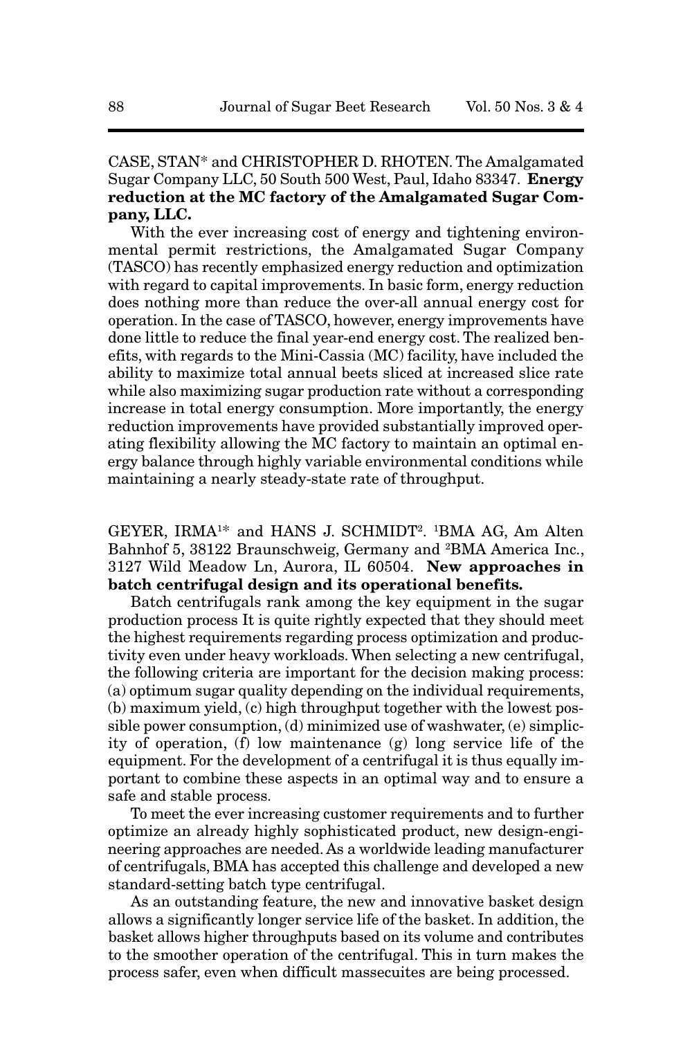CASE, STAN* and CHRISTOPHER D. RHOTEN. The Amalgamated Sugar Company LLC, 50 South 500 West, Paul, Idaho 83347. **Energy reduction at the MC factory of the Amalgamated Sugar Company, LLC.**

With the ever increasing cost of energy and tightening environmental permit restrictions, the Amalgamated Sugar Company (TASCO) has recently emphasized energy reduction and optimization with regard to capital improvements. In basic form, energy reduction does nothing more than reduce the over-all annual energy cost for operation. In the case of TASCO, however, energy improvements have done little to reduce the final year-end energy cost. The realized benefits, with regards to the Mini-Cassia (MC) facility, have included the ability to maximize total annual beets sliced at increased slice rate while also maximizing sugar production rate without a corresponding increase in total energy consumption. More importantly, the energy reduction improvements have provided substantially improved operating flexibility allowing the MC factory to maintain an optimal energy balance through highly variable environmental conditions while maintaining a nearly steady-state rate of throughput.

GEYER, IRMA[1]* and HANS J. SCHMIDT[2]. [1]BMA AG, Am Alten Bahnhof 5, 38122 Braunschweig, Germany and [2]BMA America Inc., 3127 Wild Meadow Ln, Aurora, IL 60504. **New approaches in batch centrifugal design and its operational benefits.**

Batch centrifugals rank among the key equipment in the sugar production process It is quite rightly expected that they should meet the highest requirements regarding process optimization and productivity even under heavy workloads. When selecting a new centrifugal, the following criteria are important for the decision making process: (a) optimum sugar quality depending on the individual requirements, (b) maximum yield, (c) high throughput together with the lowest possible power consumption, (d) minimized use of washwater, (e) simplicity of operation, (f) low maintenance (g) long service life of the equipment. For the development of a centrifugal it is thus equally important to combine these aspects in an optimal way and to ensure a safe and stable process.

To meet the ever increasing customer requirements and to further optimize an already highly sophisticated product, new design-engineering approaches are needed. As a worldwide leading manufacturer of centrifugals, BMA has accepted this challenge and developed a new standard-setting batch type centrifugal.

As an outstanding feature, the new and innovative basket design allows a significantly longer service life of the basket. In addition, the basket allows higher throughputs based on its volume and contributes to the smoother operation of the centrifugal. This in turn makes the process safer, even when difficult massecuites are being processed.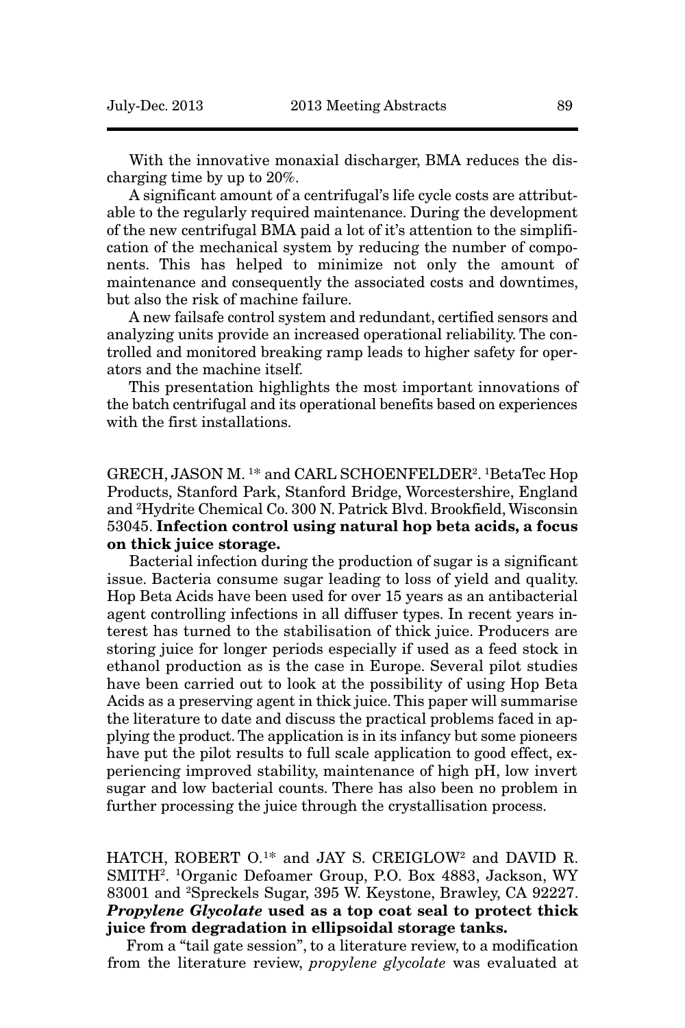With the innovative monaxial discharger, BMA reduces the discharging time by up to 20%.

A significant amount of a centrifugal's life cycle costs are attributable to the regularly required maintenance. During the development of the new centrifugal BMA paid a lot of it's attention to the simplification of the mechanical system by reducing the number of components. This has helped to minimize not only the amount of maintenance and consequently the associated costs and downtimes, but also the risk of machine failure.

A new failsafe control system and redundant, certified sensors and analyzing units provide an increased operational reliability. The controlled and monitored breaking ramp leads to higher safety for operators and the machine itself.

This presentation highlights the most important innovations of the batch centrifugal and its operational benefits based on experiences with the first installations.

GRECH, JASON M. [1*] and CARL SCHOENFELDER[2]. [1]BetaTec Hop Products, Stanford Park, Stanford Bridge, Worcestershire, England and [2]Hydrite Chemical Co. 300 N. Patrick Blvd. Brookfield, Wisconsin 53045. **Infection control using natural hop beta acids, a focus on thick juice storage.**

Bacterial infection during the production of sugar is a significant issue. Bacteria consume sugar leading to loss of yield and quality. Hop Beta Acids have been used for over 15 years as an antibacterial agent controlling infections in all diffuser types. In recent years interest has turned to the stabilisation of thick juice. Producers are storing juice for longer periods especially if used as a feed stock in ethanol production as is the case in Europe. Several pilot studies have been carried out to look at the possibility of using Hop Beta Acids as a preserving agent in thick juice. This paper will summarise the literature to date and discuss the practical problems faced in applying the product. The application is in its infancy but some pioneers have put the pilot results to full scale application to good effect, experiencing improved stability, maintenance of high pH, low invert sugar and low bacterial counts. There has also been no problem in further processing the juice through the crystallisation process.

HATCH, ROBERT O.[1*] and JAY S. CREIGLOW[2] and DAVID R. SMITH[2]. [1]Organic Defoamer Group, P.O. Box 4883, Jackson, WY 83001 and [2]Spreckels Sugar, 395 W. Keystone, Brawley, CA 92227. ***Propylene Glycolate* used as a top coat seal to protect thick juice from degradation in ellipsoidal storage tanks.**

From a "tail gate session", to a literature review, to a modification from the literature review, *propylene glycolate* was evaluated at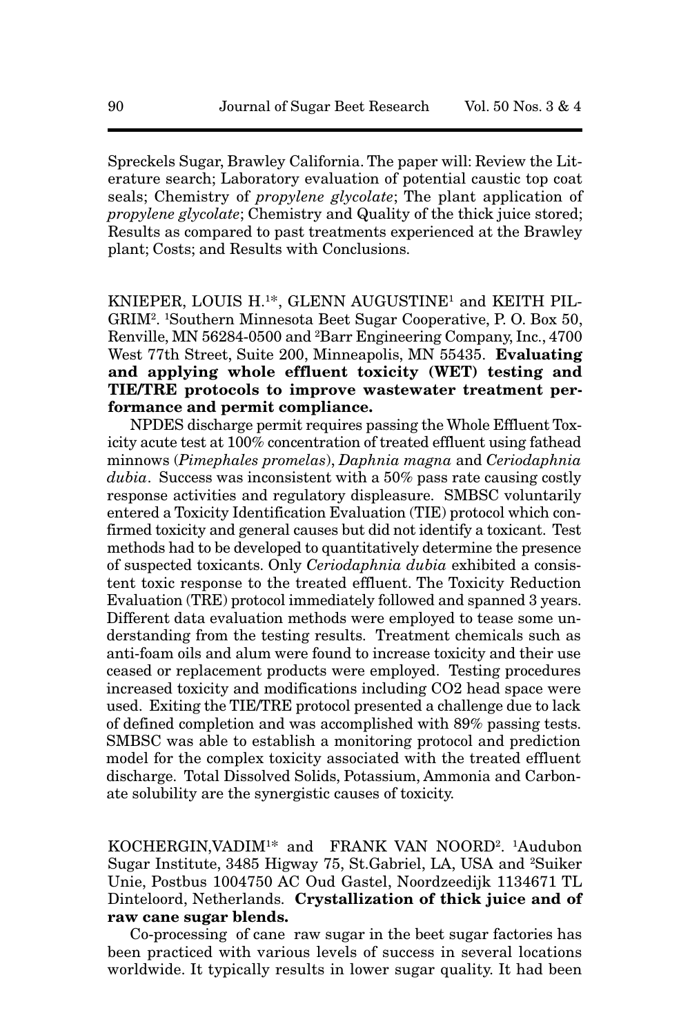Spreckels Sugar, Brawley California. The paper will: Review the Literature search; Laboratory evaluation of potential caustic top coat seals; Chemistry of *propylene glycolate*; The plant application of *propylene glycolate*; Chemistry and Quality of the thick juice stored; Results as compared to past treatments experienced at the Brawley plant; Costs; and Results with Conclusions.

KNIEPER, LOUIS H.[1]*, GLENN AUGUSTINE[1] and KEITH PILGRIM[2]. [1]Southern Minnesota Beet Sugar Cooperative, P. O. Box 50, Renville, MN 56284-0500 and [2]Barr Engineering Company, Inc., 4700 West 77th Street, Suite 200, Minneapolis, MN 55435. **Evaluating and applying whole effluent toxicity (WET) testing and TIE/TRE protocols to improve wastewater treatment performance and permit compliance.**

NPDES discharge permit requires passing the Whole Effluent Toxicity acute test at 100% concentration of treated effluent using fathead minnows (*Pimephales promelas*), *Daphnia magna* and *Ceriodaphnia dubia*. Success was inconsistent with a 50% pass rate causing costly response activities and regulatory displeasure. SMBSC voluntarily entered a Toxicity Identification Evaluation (TIE) protocol which confirmed toxicity and general causes but did not identify a toxicant. Test methods had to be developed to quantitatively determine the presence of suspected toxicants. Only *Ceriodaphnia dubia* exhibited a consistent toxic response to the treated effluent. The Toxicity Reduction Evaluation (TRE) protocol immediately followed and spanned 3 years. Different data evaluation methods were employed to tease some understanding from the testing results. Treatment chemicals such as anti-foam oils and alum were found to increase toxicity and their use ceased or replacement products were employed. Testing procedures increased toxicity and modifications including $CO_2$ head space were used. Exiting the TIE/TRE protocol presented a challenge due to lack of defined completion and was accomplished with 89% passing tests. SMBSC was able to establish a monitoring protocol and prediction model for the complex toxicity associated with the treated effluent discharge. Total Dissolved Solids, Potassium, Ammonia and Carbonate solubility are the synergistic causes of toxicity.

KOCHERGIN,VADIM[1]* and FRANK VAN NOORD[2]. [1]Audubon Sugar Institute, 3485 Higway 75, St.Gabriel, LA, USA and [2]Suiker Unie, Postbus 1004750 AC Oud Gastel, Noordzeedijk 1134671 TL Dinteloord, Netherlands. **Crystallization of thick juice and of raw cane sugar blends.**

Co-processing of cane raw sugar in the beet sugar factories has been practiced with various levels of success in several locations worldwide. It typically results in lower sugar quality. It had been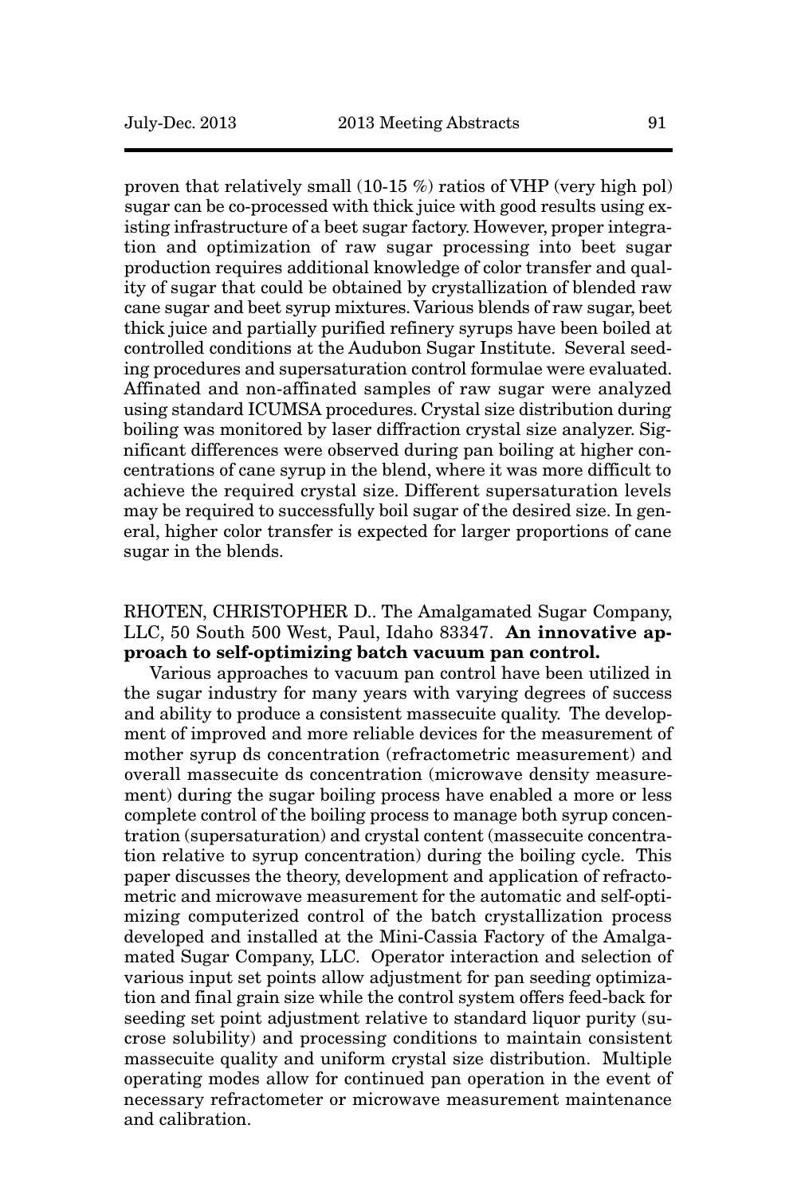proven that relatively small (10-15 %) ratios of VHP (very high pol) sugar can be co-processed with thick juice with good results using existing infrastructure of a beet sugar factory. However, proper integration and optimization of raw sugar processing into beet sugar production requires additional knowledge of color transfer and quality of sugar that could be obtained by crystallization of blended raw cane sugar and beet syrup mixtures. Various blends of raw sugar, beet thick juice and partially purified refinery syrups have been boiled at controlled conditions at the Audubon Sugar Institute. Several seeding procedures and supersaturation control formulae were evaluated. Affinated and non-affinated samples of raw sugar were analyzed using standard ICUMSA procedures. Crystal size distribution during boiling was monitored by laser diffraction crystal size analyzer. Significant differences were observed during pan boiling at higher concentrations of cane syrup in the blend, where it was more difficult to achieve the required crystal size. Different supersaturation levels may be required to successfully boil sugar of the desired size. In general, higher color transfer is expected for larger proportions of cane sugar in the blends.

RHOTEN, CHRISTOPHER D.. The Amalgamated Sugar Company, LLC, 50 South 500 West, Paul, Idaho 83347. **An innovative approach to self-optimizing batch vacuum pan control.**

Various approaches to vacuum pan control have been utilized in the sugar industry for many years with varying degrees of success and ability to produce a consistent massecuite quality. The development of improved and more reliable devices for the measurement of mother syrup ds concentration (refractometric measurement) and overall massecuite ds concentration (microwave density measurement) during the sugar boiling process have enabled a more or less complete control of the boiling process to manage both syrup concentration (supersaturation) and crystal content (massecuite concentration relative to syrup concentration) during the boiling cycle. This paper discusses the theory, development and application of refractometric and microwave measurement for the automatic and self-optimizing computerized control of the batch crystallization process developed and installed at the Mini-Cassia Factory of the Amalgamated Sugar Company, LLC. Operator interaction and selection of various input set points allow adjustment for pan seeding optimization and final grain size while the control system offers feed-back for seeding set point adjustment relative to standard liquor purity (sucrose solubility) and processing conditions to maintain consistent massecuite quality and uniform crystal size distribution. Multiple operating modes allow for continued pan operation in the event of necessary refractometer or microwave measurement maintenance and calibration.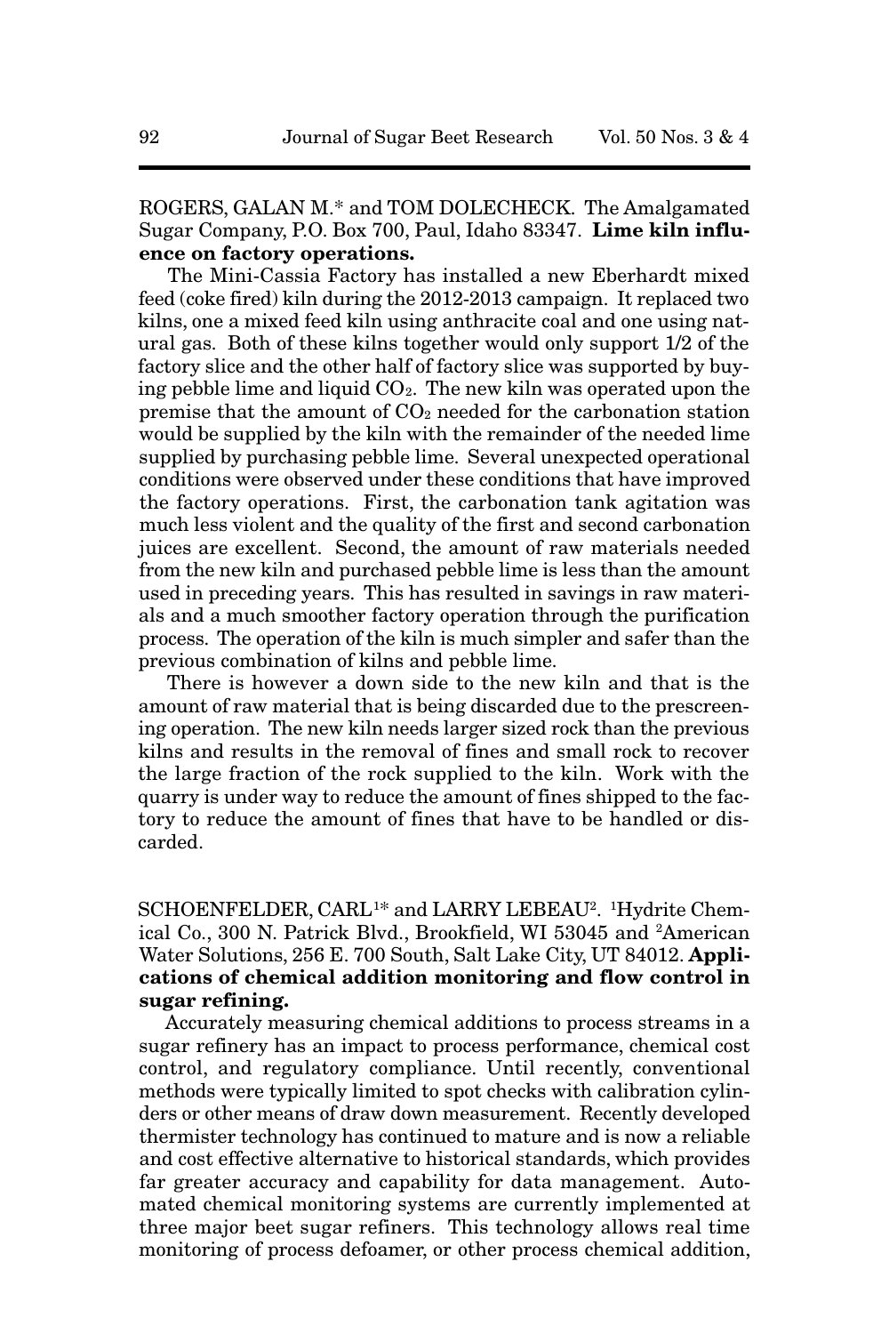ROGERS, GALAN M.* and TOM DOLECHECK. The Amalgamated Sugar Company, P.O. Box 700, Paul, Idaho 83347. **Lime kiln influence on factory operations.**

The Mini-Cassia Factory has installed a new Eberhardt mixed feed (coke fired) kiln during the 2012-2013 campaign. It replaced two kilns, one a mixed feed kiln using anthracite coal and one using natural gas. Both of these kilns together would only support 1/2 of the factory slice and the other half of factory slice was supported by buying pebble lime and liquid $CO_2$. The new kiln was operated upon the premise that the amount of $CO_2$ needed for the carbonation station would be supplied by the kiln with the remainder of the needed lime supplied by purchasing pebble lime. Several unexpected operational conditions were observed under these conditions that have improved the factory operations. First, the carbonation tank agitation was much less violent and the quality of the first and second carbonation juices are excellent. Second, the amount of raw materials needed from the new kiln and purchased pebble lime is less than the amount used in preceding years. This has resulted in savings in raw materials and a much smoother factory operation through the purification process. The operation of the kiln is much simpler and safer than the previous combination of kilns and pebble lime.

There is however a down side to the new kiln and that is the amount of raw material that is being discarded due to the prescreening operation. The new kiln needs larger sized rock than the previous kilns and results in the removal of fines and small rock to recover the large fraction of the rock supplied to the kiln. Work with the quarry is under way to reduce the amount of fines shipped to the factory to reduce the amount of fines that have to be handled or discarded.

SCHOENFELDER, CARL[1]* and LARRY LEBEAU[2]. [1]Hydrite Chemical Co., 300 N. Patrick Blvd., Brookfield, WI 53045 and [2]American Water Solutions, 256 E. 700 South, Salt Lake City, UT 84012. **Applications of chemical addition monitoring and flow control in sugar refining.**

Accurately measuring chemical additions to process streams in a sugar refinery has an impact to process performance, chemical cost control, and regulatory compliance. Until recently, conventional methods were typically limited to spot checks with calibration cylinders or other means of draw down measurement. Recently developed thermister technology has continued to mature and is now a reliable and cost effective alternative to historical standards, which provides far greater accuracy and capability for data management. Automated chemical monitoring systems are currently implemented at three major beet sugar refiners. This technology allows real time monitoring of process defoamer, or other process chemical addition,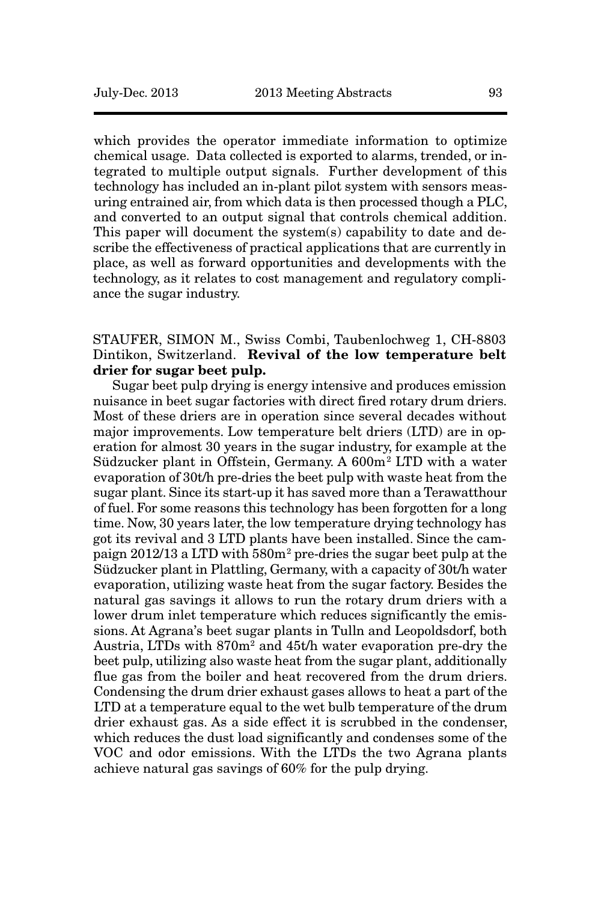which provides the operator immediate information to optimize chemical usage. Data collected is exported to alarms, trended, or integrated to multiple output signals. Further development of this technology has included an in-plant pilot system with sensors measuring entrained air, from which data is then processed though a PLC, and converted to an output signal that controls chemical addition. This paper will document the system(s) capability to date and describe the effectiveness of practical applications that are currently in place, as well as forward opportunities and developments with the technology, as it relates to cost management and regulatory compliance the sugar industry.

STAUFER, SIMON M., Swiss Combi, Taubenlochweg 1, CH-8803 Dintikon, Switzerland. **Revival of the low temperature belt drier for sugar beet pulp.**

Sugar beet pulp drying is energy intensive and produces emission nuisance in beet sugar factories with direct fired rotary drum driers. Most of these driers are in operation since several decades without major improvements. Low temperature belt driers (LTD) are in operation for almost 30 years in the sugar industry, for example at the Südzucker plant in Offstein, Germany. A 600m$^2$ LTD with a water evaporation of 30t/h pre-dries the beet pulp with waste heat from the sugar plant. Since its start-up it has saved more than a Terawatthour of fuel. For some reasons this technology has been forgotten for a long time. Now, 30 years later, the low temperature drying technology has got its revival and 3 LTD plants have been installed. Since the campaign 2012/13 a LTD with 580m$^2$ pre-dries the sugar beet pulp at the Südzucker plant in Plattling, Germany, with a capacity of 30t/h water evaporation, utilizing waste heat from the sugar factory. Besides the natural gas savings it allows to run the rotary drum driers with a lower drum inlet temperature which reduces significantly the emissions. At Agrana's beet sugar plants in Tulln and Leopoldsdorf, both Austria, LTDs with 870m$^2$ and 45t/h water evaporation pre-dry the beet pulp, utilizing also waste heat from the sugar plant, additionally flue gas from the boiler and heat recovered from the drum driers. Condensing the drum drier exhaust gases allows to heat a part of the LTD at a temperature equal to the wet bulb temperature of the drum drier exhaust gas. As a side effect it is scrubbed in the condenser, which reduces the dust load significantly and condenses some of the VOC and odor emissions. With the LTDs the two Agrana plants achieve natural gas savings of 60% for the pulp drying.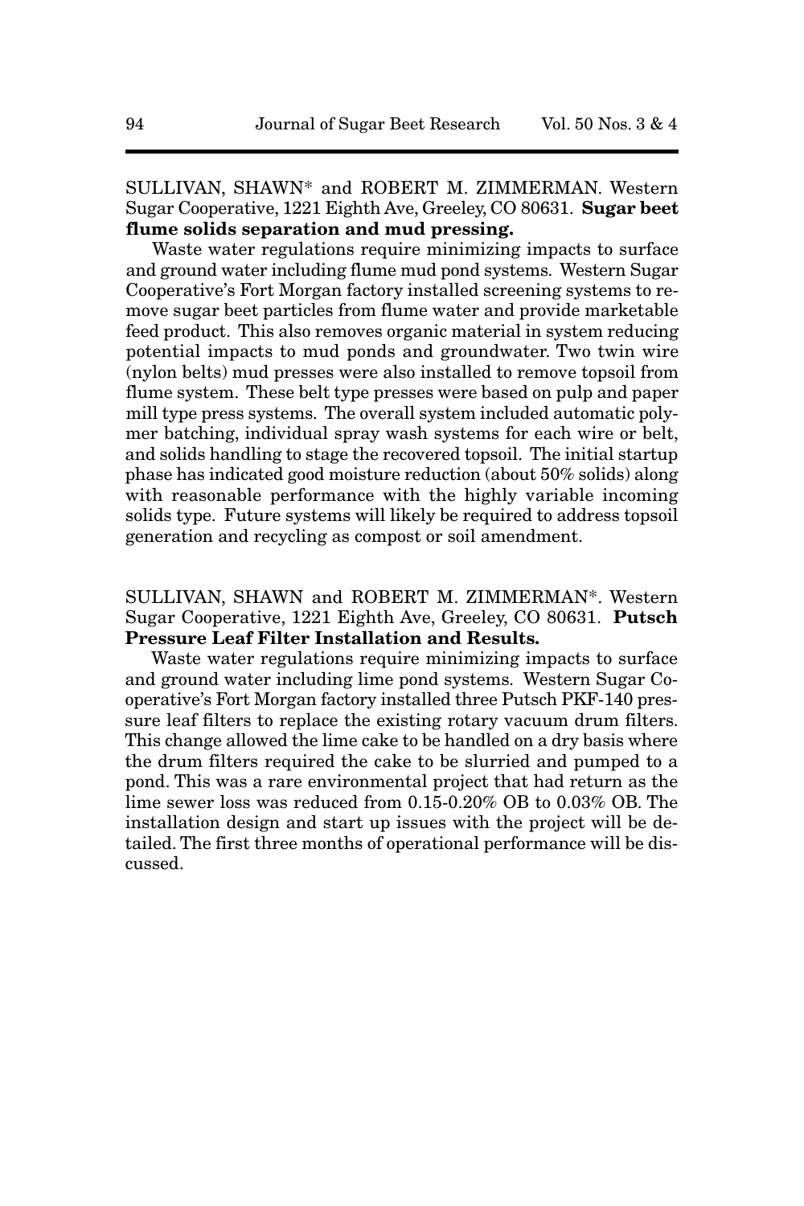SULLIVAN, SHAWN* and ROBERT M. ZIMMERMAN. Western Sugar Cooperative, 1221 Eighth Ave, Greeley, CO 80631. **Sugar beet flume solids separation and mud pressing.**

Waste water regulations require minimizing impacts to surface and ground water including flume mud pond systems. Western Sugar Cooperative's Fort Morgan factory installed screening systems to remove sugar beet particles from flume water and provide marketable feed product. This also removes organic material in system reducing potential impacts to mud ponds and groundwater. Two twin wire (nylon belts) mud presses were also installed to remove topsoil from flume system. These belt type presses were based on pulp and paper mill type press systems. The overall system included automatic polymer batching, individual spray wash systems for each wire or belt, and solids handling to stage the recovered topsoil. The initial startup phase has indicated good moisture reduction (about 50% solids) along with reasonable performance with the highly variable incoming solids type. Future systems will likely be required to address topsoil generation and recycling as compost or soil amendment.

SULLIVAN, SHAWN and ROBERT M. ZIMMERMAN*. Western Sugar Cooperative, 1221 Eighth Ave, Greeley, CO 80631. **Putsch Pressure Leaf Filter Installation and Results.**

Waste water regulations require minimizing impacts to surface and ground water including lime pond systems. Western Sugar Cooperative's Fort Morgan factory installed three Putsch PKF-140 pressure leaf filters to replace the existing rotary vacuum drum filters. This change allowed the lime cake to be handled on a dry basis where the drum filters required the cake to be slurried and pumped to a pond. This was a rare environmental project that had return as the lime sewer loss was reduced from 0.15-0.20% OB to 0.03% OB. The installation design and start up issues with the project will be detailed. The first three months of operational performance will be discussed.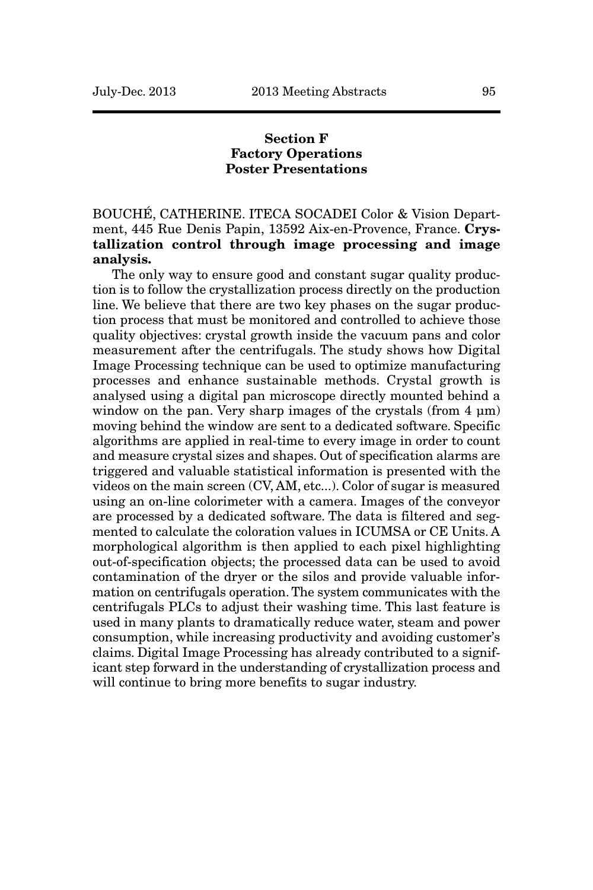## Section F
## Factory Operations
## Poster Presentations

BOUCHÉ, CATHERINE. ITECA SOCADEI Color & Vision Department, 445 Rue Denis Papin, 13592 Aix-en-Provence, France. **Crystallization control through image processing and image analysis.**

The only way to ensure good and constant sugar quality production is to follow the crystallization process directly on the production line. We believe that there are two key phases on the sugar production process that must be monitored and controlled to achieve those quality objectives: crystal growth inside the vacuum pans and color measurement after the centrifugals. The study shows how Digital Image Processing technique can be used to optimize manufacturing processes and enhance sustainable methods. Crystal growth is analysed using a digital pan microscope directly mounted behind a window on the pan. Very sharp images of the crystals (from 4 µm) moving behind the window are sent to a dedicated software. Specific algorithms are applied in real-time to every image in order to count and measure crystal sizes and shapes. Out of specification alarms are triggered and valuable statistical information is presented with the videos on the main screen (CV, AM, etc...). Color of sugar is measured using an on-line colorimeter with a camera. Images of the conveyor are processed by a dedicated software. The data is filtered and segmented to calculate the coloration values in ICUMSA or CE Units. A morphological algorithm is then applied to each pixel highlighting out-of-specification objects; the processed data can be used to avoid contamination of the dryer or the silos and provide valuable information on centrifugals operation. The system communicates with the centrifugals PLCs to adjust their washing time. This last feature is used in many plants to dramatically reduce water, steam and power consumption, while increasing productivity and avoiding customer's claims. Digital Image Processing has already contributed to a significant step forward in the understanding of crystallization process and will continue to bring more benefits to sugar industry.